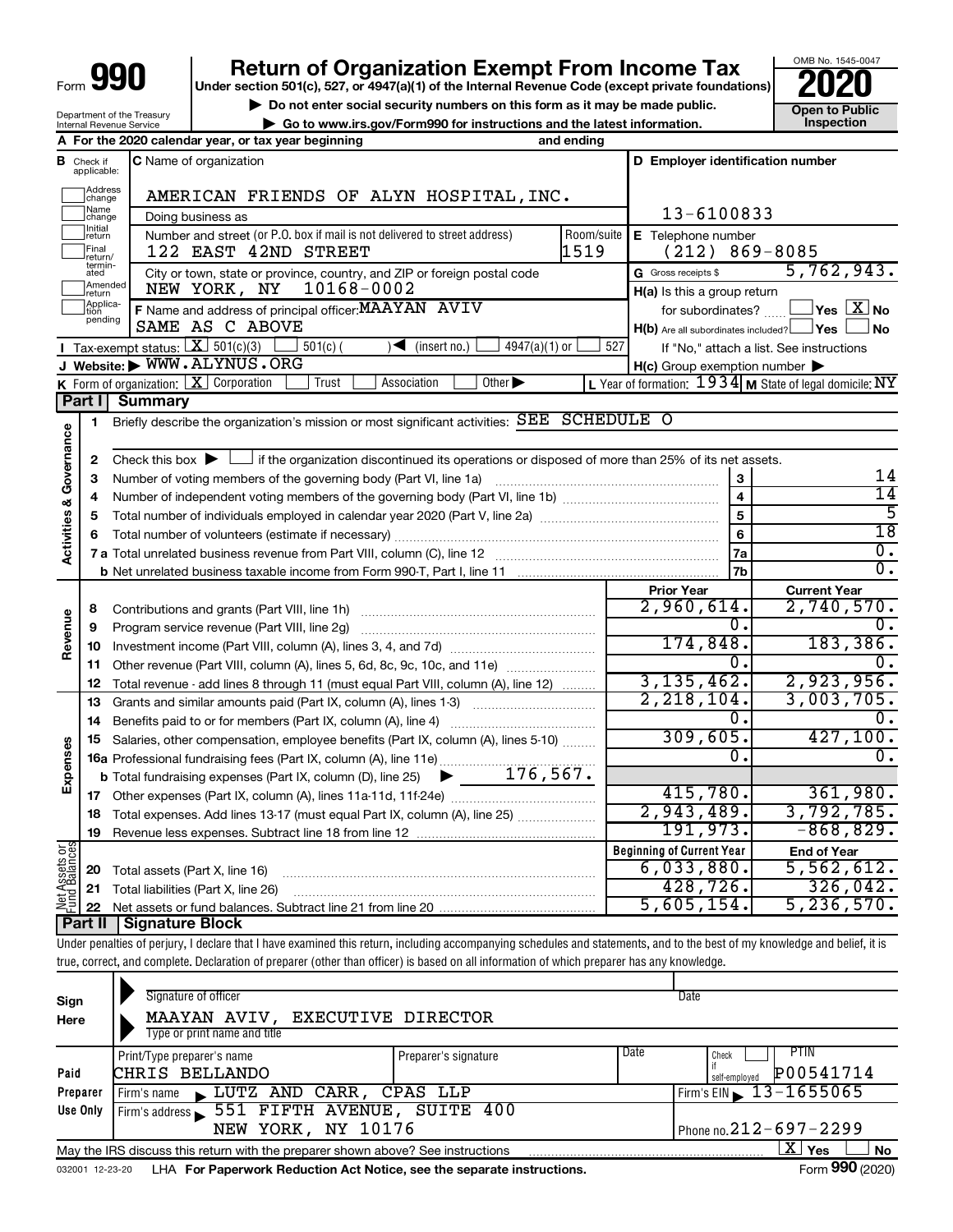Form **990**

# Return of Organization Exempt From Income Tax

**Under section 501(c), 527, or 4947(a)(1) of the Internal Revenue Code (except private foundations)**

▶ Do not enter social security numbers on this form as it may be made public.

▶ Go to www.irs.gov/Form990 for instructions and the latest information.

OMB No. 1545-0047

**2020**

**Open to Public Inspection**

Department of the Treasury
Internal Revenue Service

**A** For the 2020 calendar year, or tax year beginning and ending

**B** Check if applicable: Address change, Name change, Initial return, Final return/terminated, Amended return, Application pending

**C** Name of organization: AMERICAN FRIENDS OF ALYN HOSPITAL,INC.

Doing business as

Number and street (or P.O. box if mail is not delivered to street address): 122 EAST 42ND STREET — Room/suite: 1519

City or town, state or province, country, and ZIP or foreign postal code: NEW YORK, NY 10168-0002

**D** Employer identification number: 13-6100833

**E** Telephone number: (212) 869-8085

**G** Gross receipts $ 5,762,943.

**F** Name and address of principal officer: MAAYAN AVIV
SAME AS C ABOVE

**H(a)** Is this a group return for subordinates? ☐ Yes ☒ No

**H(b)** Are all subordinates included? ☐ Yes ☐ No
If "No," attach a list. See instructions

**H(c)** Group exemption number ▶

**I** Tax-exempt status: ☒ 501(c)(3) ☐ 501(c) ( ) ◀ (insert no.) ☐ 4947(a)(1) or ☐ 527

**J** Website: ▶ WWW.ALYNUS.ORG

**K** Form of organization: ☒ Corporation ☐ Trust ☐ Association ☐ Other ▶

**L** Year of formation: 1934 **M** State of legal domicile: NY

## Part I Summary

**Activities & Governance**

1 Briefly describe the organization's mission or most significant activities: SEE SCHEDULE O

2 Check this box ▶ ☐ if the organization discontinued its operations or disposed of more than 25% of its net assets.

| | | | |
|---|---|---|---|
| 3 | Number of voting members of the governing body (Part VI, line 1a) | 3 | 14 |
| 4 | Number of independent voting members of the governing body (Part VI, line 1b) | 4 | 14 |
| 5 | Total number of individuals employed in calendar year 2020 (Part V, line 2a) | 5 | 5 |
| 6 | Total number of volunteers (estimate if necessary) | 6 | 18 |
| 7a | Total unrelated business revenue from Part VIII, column (C), line 12 | 7a | 0. |
| b | Net unrelated business taxable income from Form 990-T, Part I, line 11 | 7b | 0. |

| | | Prior Year | Current Year |
|---|---|---|---|
| **Revenue** | | | |
| 8 | Contributions and grants (Part VIII, line 1h) | 2,960,614. | 2,740,570. |
| 9 | Program service revenue (Part VIII, line 2g) | 0. | 0. |
| 10 | Investment income (Part VIII, column (A), lines 3, 4, and 7d) | 174,848. | 183,386. |
| 11 | Other revenue (Part VIII, column (A), lines 5, 6d, 8c, 9c, 10c, and 11e) | 0. | 0. |
| 12 | Total revenue - add lines 8 through 11 (must equal Part VIII, column (A), line 12) | 3,135,462. | 2,923,956. |
| **Expenses** | | | |
| 13 | Grants and similar amounts paid (Part IX, column (A), lines 1-3) | 2,218,104. | 3,003,705. |
| 14 | Benefits paid to or for members (Part IX, column (A), line 4) | 0. | 0. |
| 15 | Salaries, other compensation, employee benefits (Part IX, column (A), lines 5-10) | 309,605. | 427,100. |
| 16a | Professional fundraising fees (Part IX, column (A), line 11e) | 0. | 0. |
| b | Total fundraising expenses (Part IX, column (D), line 25) ▶ 176,567. | | |
| 17 | Other expenses (Part IX, column (A), lines 11a-11d, 11f-24e) | 415,780. | 361,980. |
| 18 | Total expenses. Add lines 13-17 (must equal Part IX, column (A), line 25) | 2,943,489. | 3,792,785. |
| 19 | Revenue less expenses. Subtract line 18 from line 12 | 191,973. | -868,829. |
| **Net Assets or Fund Balances** | | **Beginning of Current Year** | **End of Year** |
| 20 | Total assets (Part X, line 16) | 6,033,880. | 5,562,612. |
| 21 | Total liabilities (Part X, line 26) | 428,726. | 326,042. |
| 22 | Net assets or fund balances. Subtract line 21 from line 20 | 5,605,154. | 5,236,570. |

## Part II Signature Block

Under penalties of perjury, I declare that I have examined this return, including accompanying schedules and statements, and to the best of my knowledge and belief, it is true, correct, and complete. Declaration of preparer (other than officer) is based on all information of which preparer has any knowledge.

**Sign Here**

Signature of officer — Date

MAAYAN AVIV, EXECUTIVE DIRECTOR
Type or print name and title

**Paid Preparer Use Only**

| Print/Type preparer's name | Preparer's signature | Date | Check if self-employed | PTIN |
|---|---|---|---|---|
| CHRIS BELLANDO | | | ☐ | P00541714 |

Firm's name ▶ LUTZ AND CARR, CPAS LLP — Firm's EIN ▶ 13-1655065

Firm's address ▶ 551 FIFTH AVENUE, SUITE 400, NEW YORK, NY 10176 — Phone no. 212-697-2299

May the IRS discuss this return with the preparer shown above? See instructions ☒ Yes ☐ No

032001 12-23-20 LHA For Paperwork Reduction Act Notice, see the separate instructions. Form **990** (2020)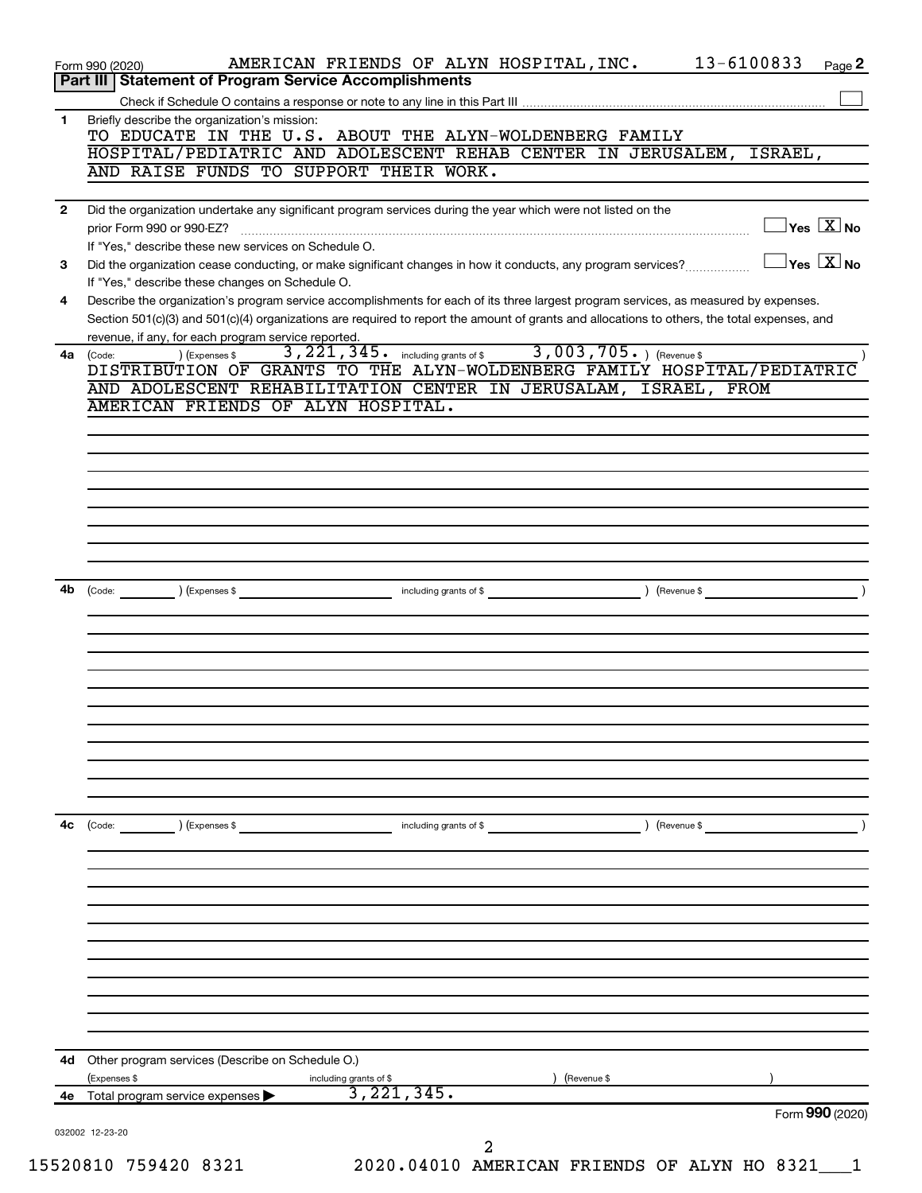Form 990 (2020) AMERICAN FRIENDS OF ALYN HOSPITAL,INC. 13-6100833 Page 2

## Part III Statement of Program Service Accomplishments

Check if Schedule O contains a response or note to any line in this Part III ☐

**1** Briefly describe the organization's mission:

TO EDUCATE IN THE U.S. ABOUT THE ALYN-WOLDENBERG FAMILY HOSPITAL/PEDIATRIC AND ADOLESCENT REHAB CENTER IN JERUSALEM, ISRAEL, AND RAISE FUNDS TO SUPPORT THEIR WORK.

**2** Did the organization undertake any significant program services during the year which were not listed on the prior Form 990 or 990-EZ? ☐ Yes ☒ No

If "Yes," describe these new services on Schedule O.

**3** Did the organization cease conducting, or make significant changes in how it conducts, any program services? ☐ Yes ☒ No

If "Yes," describe these changes on Schedule O.

**4** Describe the organization's program service accomplishments for each of its three largest program services, as measured by expenses. Section 501(c)(3) and 501(c)(4) organizations are required to report the amount of grants and allocations to others, the total expenses, and revenue, if any, for each program service reported.

**4a** (Code: ) (Expenses $ 3,221,345. including grants of $ 3,003,705. ) (Revenue $ )

DISTRIBUTION OF GRANTS TO THE ALYN-WOLDENBERG FAMILY HOSPITAL/PEDIATRIC AND ADOLESCENT REHABILITATION CENTER IN JERUSALAM, ISRAEL, FROM AMERICAN FRIENDS OF ALYN HOSPITAL.

**4b** (Code: ) (Expenses $ including grants of $ ) (Revenue $ )

**4c** (Code: ) (Expenses $ including grants of $ ) (Revenue $ )

**4d** Other program services (Describe on Schedule O.)

(Expenses $ including grants of $ ) (Revenue $ )

**4e** Total program service expenses ▶ 3,221,345.

Form **990** (2020)

032002 12-23-20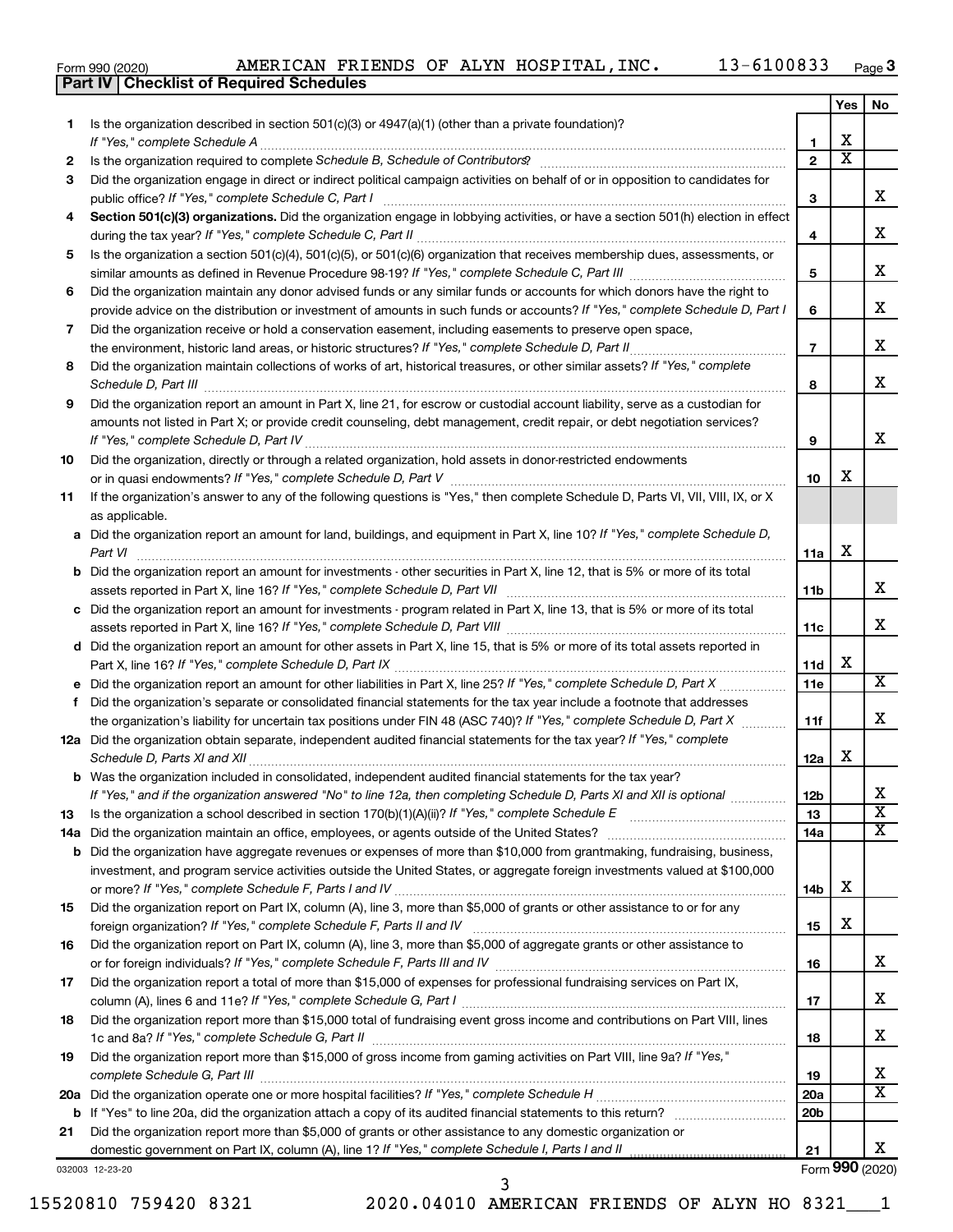Form 990 (2020) AMERICAN FRIENDS OF ALYN HOSPITAL,INC. 13-6100833 Page 3

**Part IV | Checklist of Required Schedules**

| | | | Yes | No |
|---|---|---|---|---|
| 1 | Is the organization described in section 501(c)(3) or 4947(a)(1) (other than a private foundation)? *If "Yes," complete Schedule A* | 1 | X | |
| 2 | Is the organization required to complete *Schedule B, Schedule of Contributors*? | 2 | X | |
| 3 | Did the organization engage in direct or indirect political campaign activities on behalf of or in opposition to candidates for public office? *If "Yes," complete Schedule C, Part I* | 3 | | X |
| 4 | **Section 501(c)(3) organizations.** Did the organization engage in lobbying activities, or have a section 501(h) election in effect during the tax year? *If "Yes," complete Schedule C, Part II* | 4 | | X |
| 5 | Is the organization a section 501(c)(4), 501(c)(5), or 501(c)(6) organization that receives membership dues, assessments, or similar amounts as defined in Revenue Procedure 98-19? *If "Yes," complete Schedule C, Part III* | 5 | | X |
| 6 | Did the organization maintain any donor advised funds or any similar funds or accounts for which donors have the right to provide advice on the distribution or investment of amounts in such funds or accounts? *If "Yes," complete Schedule D, Part I* | 6 | | X |
| 7 | Did the organization receive or hold a conservation easement, including easements to preserve open space, the environment, historic land areas, or historic structures? *If "Yes," complete Schedule D, Part II* | 7 | | X |
| 8 | Did the organization maintain collections of works of art, historical treasures, or other similar assets? *If "Yes," complete Schedule D, Part III* | 8 | | X |
| 9 | Did the organization report an amount in Part X, line 21, for escrow or custodial account liability, serve as a custodian for amounts not listed in Part X; or provide credit counseling, debt management, credit repair, or debt negotiation services? *If "Yes," complete Schedule D, Part IV* | 9 | | X |
| 10 | Did the organization, directly or through a related organization, hold assets in donor-restricted endowments or in quasi endowments? *If "Yes," complete Schedule D, Part V* | 10 | X | |
| 11 | If the organization's answer to any of the following questions is "Yes," then complete Schedule D, Parts VI, VII, VIII, IX, or X as applicable. | | | |
| a | Did the organization report an amount for land, buildings, and equipment in Part X, line 10? *If "Yes," complete Schedule D, Part VI* | 11a | X | |
| b | Did the organization report an amount for investments - other securities in Part X, line 12, that is 5% or more of its total assets reported in Part X, line 16? *If "Yes," complete Schedule D, Part VII* | 11b | | X |
| c | Did the organization report an amount for investments - program related in Part X, line 13, that is 5% or more of its total assets reported in Part X, line 16? *If "Yes," complete Schedule D, Part VIII* | 11c | | X |
| d | Did the organization report an amount for other assets in Part X, line 15, that is 5% or more of its total assets reported in Part X, line 16? *If "Yes," complete Schedule D, Part IX* | 11d | X | |
| e | Did the organization report an amount for other liabilities in Part X, line 25? *If "Yes," complete Schedule D, Part X* | 11e | | X |
| f | Did the organization's separate or consolidated financial statements for the tax year include a footnote that addresses the organization's liability for uncertain tax positions under FIN 48 (ASC 740)? *If "Yes," complete Schedule D, Part X* | 11f | | X |
| 12a | Did the organization obtain separate, independent audited financial statements for the tax year? *If "Yes," complete Schedule D, Parts XI and XII* | 12a | X | |
| b | Was the organization included in consolidated, independent audited financial statements for the tax year? *If "Yes," and if the organization answered "No" to line 12a, then completing Schedule D, Parts XI and XII is optional* | 12b | | X |
| 13 | Is the organization a school described in section 170(b)(1)(A)(ii)? *If "Yes," complete Schedule E* | 13 | | X |
| 14a | Did the organization maintain an office, employees, or agents outside of the United States? | 14a | | X |
| b | Did the organization have aggregate revenues or expenses of more than $10,000 from grantmaking, fundraising, business, investment, and program service activities outside the United States, or aggregate foreign investments valued at $100,000 or more? *If "Yes," complete Schedule F, Parts I and IV* | 14b | X | |
| 15 | Did the organization report on Part IX, column (A), line 3, more than $5,000 of grants or other assistance to or for any foreign organization? *If "Yes," complete Schedule F, Parts II and IV* | 15 | X | |
| 16 | Did the organization report on Part IX, column (A), line 3, more than $5,000 of aggregate grants or other assistance to or for foreign individuals? *If "Yes," complete Schedule F, Parts III and IV* | 16 | | X |
| 17 | Did the organization report a total of more than $15,000 of expenses for professional fundraising services on Part IX, column (A), lines 6 and 11e? *If "Yes," complete Schedule G, Part I* | 17 | | X |
| 18 | Did the organization report more than $15,000 total of fundraising event gross income and contributions on Part VIII, lines 1c and 8a? *If "Yes," complete Schedule G, Part II* | 18 | | X |
| 19 | Did the organization report more than $15,000 of gross income from gaming activities on Part VIII, line 9a? *If "Yes," complete Schedule G, Part III* | 19 | | X |
| 20a | Did the organization operate one or more hospital facilities? *If "Yes," complete Schedule H* | 20a | | X |
| b | If "Yes" to line 20a, did the organization attach a copy of its audited financial statements to this return? | 20b | | |
| 21 | Did the organization report more than $5,000 of grants or other assistance to any domestic organization or domestic government on Part IX, column (A), line 1? *If "Yes," complete Schedule I, Parts I and II* | 21 | | X |

032003 12-23-20

Form **990** (2020)

15520810 759420 8321 2020.04010 AMERICAN FRIENDS OF ALYN HO 8321___1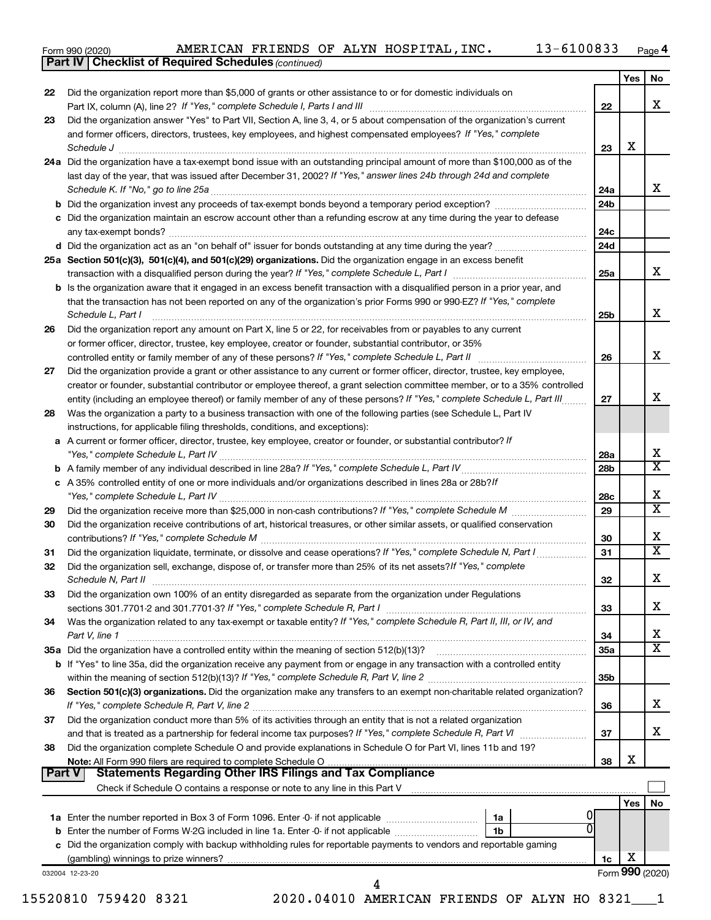Form 990 (2020) AMERICAN FRIENDS OF ALYN HOSPITAL,INC. 13-6100833 Page 4

**Part IV | Checklist of Required Schedules** *(continued)*

| | | | Yes | No |
|---|---|---|---|---|
| 22 | Did the organization report more than $5,000 of grants or other assistance to or for domestic individuals on Part IX, column (A), line 2? *If "Yes," complete Schedule I, Parts I and III* | 22 | | X |
| 23 | Did the organization answer "Yes" to Part VII, Section A, line 3, 4, or 5 about compensation of the organization's current and former officers, directors, trustees, key employees, and highest compensated employees? *If "Yes," complete Schedule J* | 23 | X | |
| 24a | Did the organization have a tax-exempt bond issue with an outstanding principal amount of more than $100,000 as of the last day of the year, that was issued after December 31, 2002? *If "Yes," answer lines 24b through 24d and complete Schedule K. If "No," go to line 25a* | 24a | | X |
| b | Did the organization invest any proceeds of tax-exempt bonds beyond a temporary period exception? | 24b | | |
| c | Did the organization maintain an escrow account other than a refunding escrow at any time during the year to defease any tax-exempt bonds? | 24c | | |
| d | Did the organization act as an "on behalf of" issuer for bonds outstanding at any time during the year? | 24d | | |
| 25a | **Section 501(c)(3), 501(c)(4), and 501(c)(29) organizations.** Did the organization engage in an excess benefit transaction with a disqualified person during the year? *If "Yes," complete Schedule L, Part I* | 25a | | X |
| b | Is the organization aware that it engaged in an excess benefit transaction with a disqualified person in a prior year, and that the transaction has not been reported on any of the organization's prior Forms 990 or 990-EZ? *If "Yes," complete Schedule L, Part I* | 25b | | X |
| 26 | Did the organization report any amount on Part X, line 5 or 22, for receivables from or payables to any current or former officer, director, trustee, key employee, creator or founder, substantial contributor, or 35% controlled entity or family member of any of these persons? *If "Yes," complete Schedule L, Part II* | 26 | | X |
| 27 | Did the organization provide a grant or other assistance to any current or former officer, director, trustee, key employee, creator or founder, substantial contributor or employee thereof, a grant selection committee member, or to a 35% controlled entity (including an employee thereof) or family member of any of these persons? *If "Yes," complete Schedule L, Part III* | 27 | | X |
| 28 | Was the organization a party to a business transaction with one of the following parties (see Schedule L, Part IV instructions, for applicable filing thresholds, conditions, and exceptions): | | | |
| a | A current or former officer, director, trustee, key employee, creator or founder, or substantial contributor? *If "Yes," complete Schedule L, Part IV* | 28a | | X |
| b | A family member of any individual described in line 28a? *If "Yes," complete Schedule L, Part IV* | 28b | | X |
| c | A 35% controlled entity of one or more individuals and/or organizations described in lines 28a or 28b? *If "Yes," complete Schedule L, Part IV* | 28c | | X |
| 29 | Did the organization receive more than $25,000 in non-cash contributions? *If "Yes," complete Schedule M* | 29 | | X |
| 30 | Did the organization receive contributions of art, historical treasures, or other similar assets, or qualified conservation contributions? *If "Yes," complete Schedule M* | 30 | | X |
| 31 | Did the organization liquidate, terminate, or dissolve and cease operations? *If "Yes," complete Schedule N, Part I* | 31 | | X |
| 32 | Did the organization sell, exchange, dispose of, or transfer more than 25% of its net assets? *If "Yes," complete Schedule N, Part II* | 32 | | X |
| 33 | Did the organization own 100% of an entity disregarded as separate from the organization under Regulations sections 301.7701-2 and 301.7701-3? *If "Yes," complete Schedule R, Part I* | 33 | | X |
| 34 | Was the organization related to any tax-exempt or taxable entity? *If "Yes," complete Schedule R, Part II, III, or IV, and Part V, line 1* | 34 | | X |
| 35a | Did the organization have a controlled entity within the meaning of section 512(b)(13)? | 35a | | X |
| b | If "Yes" to line 35a, did the organization receive any payment from or engage in any transaction with a controlled entity within the meaning of section 512(b)(13)? *If "Yes," complete Schedule R, Part V, line 2* | 35b | | |
| 36 | **Section 501(c)(3) organizations.** Did the organization make any transfers to an exempt non-charitable related organization? *If "Yes," complete Schedule R, Part V, line 2* | 36 | | X |
| 37 | Did the organization conduct more than 5% of its activities through an entity that is not a related organization and that is treated as a partnership for federal income tax purposes? *If "Yes," complete Schedule R, Part VI* | 37 | | X |
| 38 | Did the organization complete Schedule O and provide explanations in Schedule O for Part VI, lines 11b and 19? **Note:** All Form 990 filers are required to complete Schedule O | 38 | X | |

**Part V | Statements Regarding Other IRS Filings and Tax Compliance**

Check if Schedule O contains a response or note to any line in this Part V ☐

| | | | | | Yes | No |
|---|---|---|---|---|---|---|
| 1a | Enter the number reported in Box 3 of Form 1096. Enter -0- if not applicable | 1a | 0 | | | |
| b | Enter the number of Forms W-2G included in line 1a. Enter -0- if not applicable | 1b | 0 | | | |
| c | Did the organization comply with backup withholding rules for reportable payments to vendors and reportable gaming (gambling) winnings to prize winners? | | | 1c | X | |

032004 12-23-20

Form **990** (2020)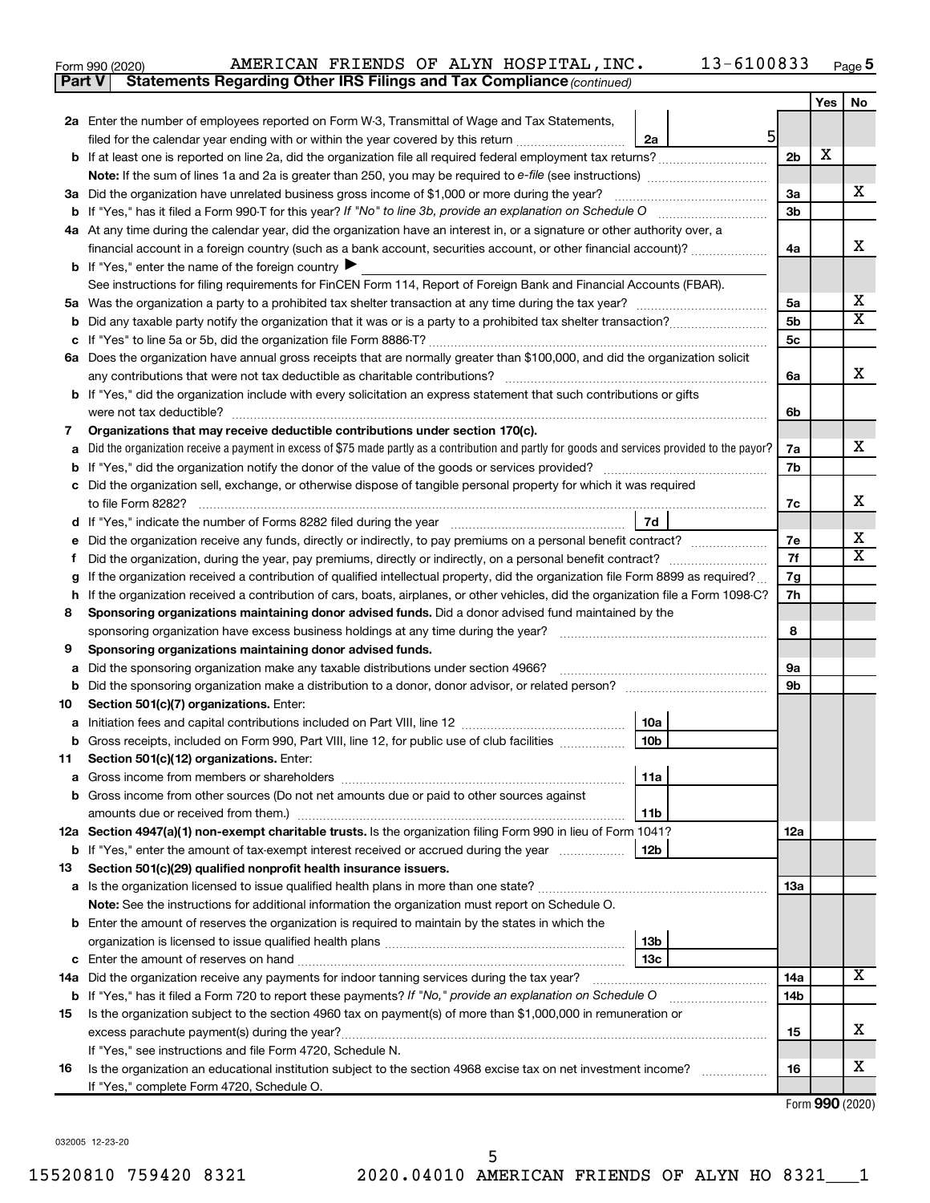Form 990 (2020) AMERICAN FRIENDS OF ALYN HOSPITAL,INC. 13-6100833 Page 5

**Part V | Statements Regarding Other IRS Filings and Tax Compliance** *(continued)*

| Line | Question | Box | Amount | Line | Yes | No |
|---|---|---|---|---|---|---|
| 2a | Enter the number of employees reported on Form W-3, Transmittal of Wage and Tax Statements, filed for the calendar year ending with or within the year covered by this return | 2a | 5 | | | |
| b | If at least one is reported on line 2a, did the organization file all required federal employment tax returns? | | | 2b | X | |
| | **Note:** If the sum of lines 1a and 2a is greater than 250, you may be required to *e-file* (see instructions) | | | | | |
| 3a | Did the organization have unrelated business gross income of $1,000 or more during the year? | | | 3a | | X |
| b | If "Yes," has it filed a Form 990-T for this year? *If "No" to line 3b, provide an explanation on Schedule O* | | | 3b | | |
| 4a | At any time during the calendar year, did the organization have an interest in, or a signature or other authority over, a financial account in a foreign country (such as a bank account, securities account, or other financial account)? | | | 4a | | X |
| b | If "Yes," enter the name of the foreign country ▶ | | | | | |
| | See instructions for filing requirements for FinCEN Form 114, Report of Foreign Bank and Financial Accounts (FBAR). | | | | | |
| 5a | Was the organization a party to a prohibited tax shelter transaction at any time during the tax year? | | | 5a | | X |
| b | Did any taxable party notify the organization that it was or is a party to a prohibited tax shelter transaction? | | | 5b | | X |
| c | If "Yes" to line 5a or 5b, did the organization file Form 8886-T? | | | 5c | | |
| 6a | Does the organization have annual gross receipts that are normally greater than $100,000, and did the organization solicit any contributions that were not tax deductible as charitable contributions? | | | 6a | | X |
| b | If "Yes," did the organization include with every solicitation an express statement that such contributions or gifts were not tax deductible? | | | 6b | | |
| 7 | **Organizations that may receive deductible contributions under section 170(c).** | | | | | |
| a | Did the organization receive a payment in excess of $75 made partly as a contribution and partly for goods and services provided to the payor? | | | 7a | | X |
| b | If "Yes," did the organization notify the donor of the value of the goods or services provided? | | | 7b | | |
| c | Did the organization sell, exchange, or otherwise dispose of tangible personal property for which it was required to file Form 8282? | | | 7c | | X |
| d | If "Yes," indicate the number of Forms 8282 filed during the year | 7d | | | | |
| e | Did the organization receive any funds, directly or indirectly, to pay premiums on a personal benefit contract? | | | 7e | | X |
| f | Did the organization, during the year, pay premiums, directly or indirectly, on a personal benefit contract? | | | 7f | | X |
| g | If the organization received a contribution of qualified intellectual property, did the organization file Form 8899 as required? | | | 7g | | |
| h | If the organization received a contribution of cars, boats, airplanes, or other vehicles, did the organization file a Form 1098-C? | | | 7h | | |
| 8 | **Sponsoring organizations maintaining donor advised funds.** Did a donor advised fund maintained by the sponsoring organization have excess business holdings at any time during the year? | | | 8 | | |
| 9 | **Sponsoring organizations maintaining donor advised funds.** | | | | | |
| a | Did the sponsoring organization make any taxable distributions under section 4966? | | | 9a | | |
| b | Did the sponsoring organization make a distribution to a donor, donor advisor, or related person? | | | 9b | | |
| 10 | **Section 501(c)(7) organizations.** Enter: | | | | | |
| a | Initiation fees and capital contributions included on Part VIII, line 12 | 10a | | | | |
| b | Gross receipts, included on Form 990, Part VIII, line 12, for public use of club facilities | 10b | | | | |
| 11 | **Section 501(c)(12) organizations.** Enter: | | | | | |
| a | Gross income from members or shareholders | 11a | | | | |
| b | Gross income from other sources (Do not net amounts due or paid to other sources against amounts due or received from them.) | 11b | | | | |
| 12a | **Section 4947(a)(1) non-exempt charitable trusts.** Is the organization filing Form 990 in lieu of Form 1041? | | | 12a | | |
| b | If "Yes," enter the amount of tax-exempt interest received or accrued during the year | 12b | | | | |
| 13 | **Section 501(c)(29) qualified nonprofit health insurance issuers.** | | | | | |
| a | Is the organization licensed to issue qualified health plans in more than one state? | | | 13a | | |
| | **Note:** See the instructions for additional information the organization must report on Schedule O. | | | | | |
| b | Enter the amount of reserves the organization is required to maintain by the states in which the organization is licensed to issue qualified health plans | 13b | | | | |
| c | Enter the amount of reserves on hand | 13c | | | | |
| 14a | Did the organization receive any payments for indoor tanning services during the tax year? | | | 14a | | X |
| b | If "Yes," has it filed a Form 720 to report these payments? *If "No," provide an explanation on Schedule O* | | | 14b | | |
| 15 | Is the organization subject to the section 4960 tax on payment(s) of more than $1,000,000 in remuneration or excess parachute payment(s) during the year? | | | 15 | | X |
| | If "Yes," see instructions and file Form 4720, Schedule N. | | | | | |
| 16 | Is the organization an educational institution subject to the section 4968 excise tax on net investment income? | | | 16 | | X |
| | If "Yes," complete Form 4720, Schedule O. | | | | | |

Form **990** (2020)

032005 12-23-20

15520810 759420 8321 2020.04010 AMERICAN FRIENDS OF ALYN HO 8321___1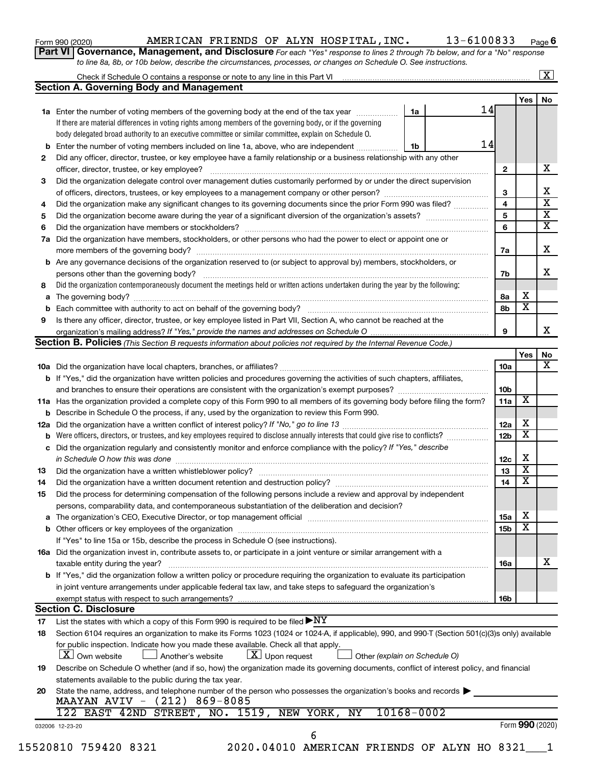Form 990 (2020) AMERICAN FRIENDS OF ALYN HOSPITAL, INC. 13-6100833 Page 6

**Part VI** **Governance, Management, and Disclosure** *For each "Yes" response to lines 2 through 7b below, and for a "No" response to line 8a, 8b, or 10b below, describe the circumstances, processes, or changes on Schedule O. See instructions.*

Check if Schedule O contains a response or note to any line in this Part VI ..... [X]

## Section A. Governing Body and Management

| | | | | Yes | No |
|---|---|---|---|---|---|
| **1a** | Enter the number of voting members of the governing body at the end of the tax year ..... **1a** 14 | | | | |
| | If there are material differences in voting rights among members of the governing body, or if the governing body delegated broad authority to an executive committee or similar committee, explain on Schedule O. | | | | |
| **b** | Enter the number of voting members included on line 1a, above, who are independent ..... **1b** 14 | | | | |
| **2** | Did any officer, director, trustee, or key employee have a family relationship or a business relationship with any other officer, director, trustee, or key employee? | | **2** | | X |
| **3** | Did the organization delegate control over management duties customarily performed by or under the direct supervision of officers, directors, trustees, or key employees to a management company or other person? | | **3** | | X |
| **4** | Did the organization make any significant changes to its governing documents since the prior Form 990 was filed? | | **4** | | X |
| **5** | Did the organization become aware during the year of a significant diversion of the organization's assets? | | **5** | | X |
| **6** | Did the organization have members or stockholders? | | **6** | | X |
| **7a** | Did the organization have members, stockholders, or other persons who had the power to elect or appoint one or more members of the governing body? | | **7a** | | X |
| **b** | Are any governance decisions of the organization reserved to (or subject to approval by) members, stockholders, or persons other than the governing body? | | **7b** | | X |
| **8** | Did the organization contemporaneously document the meetings held or written actions undertaken during the year by the following: | | | | |
| **a** | The governing body? | | **8a** | X | |
| **b** | Each committee with authority to act on behalf of the governing body? | | **8b** | X | |
| **9** | Is there any officer, director, trustee, or key employee listed in Part VII, Section A, who cannot be reached at the organization's mailing address? *If "Yes," provide the names and addresses on Schedule O* | | **9** | | X |

## Section B. Policies *(This Section B requests information about policies not required by the Internal Revenue Code.)*

| | | | Yes | No |
|---|---|---|---|---|
| **10a** | Did the organization have local chapters, branches, or affiliates? | **10a** | | X |
| **b** | If "Yes," did the organization have written policies and procedures governing the activities of such chapters, affiliates, and branches to ensure their operations are consistent with the organization's exempt purposes? | **10b** | | |
| **11a** | Has the organization provided a complete copy of this Form 990 to all members of its governing body before filing the form? | **11a** | X | |
| **b** | Describe in Schedule O the process, if any, used by the organization to review this Form 990. | | | |
| **12a** | Did the organization have a written conflict of interest policy? *If "No," go to line 13* | **12a** | X | |
| **b** | Were officers, directors, or trustees, and key employees required to disclose annually interests that could give rise to conflicts? | **12b** | X | |
| **c** | Did the organization regularly and consistently monitor and enforce compliance with the policy? *If "Yes," describe in Schedule O how this was done* | **12c** | X | |
| **13** | Did the organization have a written whistleblower policy? | **13** | X | |
| **14** | Did the organization have a written document retention and destruction policy? | **14** | X | |
| **15** | Did the process for determining compensation of the following persons include a review and approval by independent persons, comparability data, and contemporaneous substantiation of the deliberation and decision? | | | |
| **a** | The organization's CEO, Executive Director, or top management official | **15a** | X | |
| **b** | Other officers or key employees of the organization | **15b** | X | |
| | If "Yes" to line 15a or 15b, describe the process in Schedule O (see instructions). | | | |
| **16a** | Did the organization invest in, contribute assets to, or participate in a joint venture or similar arrangement with a taxable entity during the year? | **16a** | | X |
| **b** | If "Yes," did the organization follow a written policy or procedure requiring the organization to evaluate its participation in joint venture arrangements under applicable federal tax law, and take steps to safeguard the organization's exempt status with respect to such arrangements? | **16b** | | |

## Section C. Disclosure

**17** List the states with which a copy of this Form 990 is required to be filed ▶ NY

**18** Section 6104 requires an organization to make its Forms 1023 (1024 or 1024-A, if applicable), 990, and 990-T (Section 501(c)(3)s only) available for public inspection. Indicate how you made these available. Check all that apply.

[X] Own website [ ] Another's website [X] Upon request [ ] Other *(explain on Schedule O)*

**19** Describe on Schedule O whether (and if so, how) the organization made its governing documents, conflict of interest policy, and financial statements available to the public during the tax year.

**20** State the name, address, and telephone number of the person who possesses the organization's books and records ▶
MAAYAN AVIV - (212) 869-8085
122 EAST 42ND STREET, NO. 1519, NEW YORK, NY 10168-0002

032006 12-23-20 Form **990** (2020)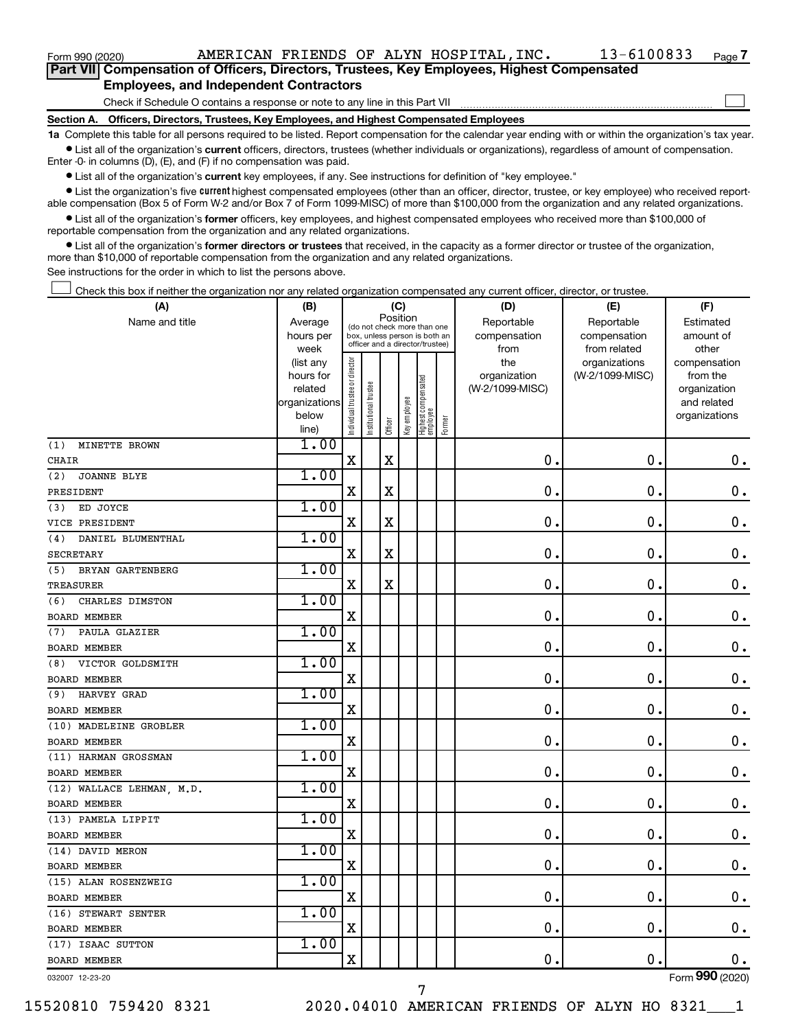Form 990 (2020) AMERICAN FRIENDS OF ALYN HOSPITAL, INC. 13-6100833 Page 7

**Part VII Compensation of Officers, Directors, Trustees, Key Employees, Highest Compensated Employees, and Independent Contractors**

Check if Schedule O contains a response or note to any line in this Part VII ☐

**Section A. Officers, Directors, Trustees, Key Employees, and Highest Compensated Employees**

**1a** Complete this table for all persons required to be listed. Report compensation for the calendar year ending with or within the organization's tax year.

- List all of the organization's **current** officers, directors, trustees (whether individuals or organizations), regardless of amount of compensation. Enter -0- in columns (D), (E), and (F) if no compensation was paid.
- List all of the organization's **current** key employees, if any. See instructions for definition of "key employee."
- List the organization's five **current** highest compensated employees (other than an officer, director, trustee, or key employee) who received reportable compensation (Box 5 of Form W-2 and/or Box 7 of Form 1099-MISC) of more than $100,000 from the organization and any related organizations.
- List all of the organization's **former** officers, key employees, and highest compensated employees who received more than $100,000 of reportable compensation from the organization and any related organizations.
- List all of the organization's **former directors or trustees** that received, in the capacity as a former director or trustee of the organization, more than $10,000 of reportable compensation from the organization and any related organizations.

See instructions for the order in which to list the persons above.

☐ Check this box if neither the organization nor any related organization compensated any current officer, director, or trustee.

| (A) Name and title | (B) Average hours per week (list any hours for related organizations below line) | (C) Position: Individual trustee or director | Institutional trustee | Officer | Key employee | Highest compensated employee | Former | (D) Reportable compensation from the organization (W-2/1099-MISC) | (E) Reportable compensation from related organizations (W-2/1099-MISC) | (F) Estimated amount of other compensation from the organization and related organizations |
|---|---|---|---|---|---|---|---|---|---|---|
| (1) MINETTE BROWN<br>CHAIR | 1.00 | X | | X | | | | 0. | 0. | 0. |
| (2) JOANNE BLYE<br>PRESIDENT | 1.00 | X | | X | | | | 0. | 0. | 0. |
| (3) ED JOYCE<br>VICE PRESIDENT | 1.00 | X | | X | | | | 0. | 0. | 0. |
| (4) DANIEL BLUMENTHAL<br>SECRETARY | 1.00 | X | | X | | | | 0. | 0. | 0. |
| (5) BRYAN GARTENBERG<br>TREASURER | 1.00 | X | | X | | | | 0. | 0. | 0. |
| (6) CHARLES DIMSTON<br>BOARD MEMBER | 1.00 | X | | | | | | 0. | 0. | 0. |
| (7) PAULA GLAZIER<br>BOARD MEMBER | 1.00 | X | | | | | | 0. | 0. | 0. |
| (8) VICTOR GOLDSMITH<br>BOARD MEMBER | 1.00 | X | | | | | | 0. | 0. | 0. |
| (9) HARVEY GRAD<br>BOARD MEMBER | 1.00 | X | | | | | | 0. | 0. | 0. |
| (10) MADELEINE GROBLER<br>BOARD MEMBER | 1.00 | X | | | | | | 0. | 0. | 0. |
| (11) HARMAN GROSSMAN<br>BOARD MEMBER | 1.00 | X | | | | | | 0. | 0. | 0. |
| (12) WALLACE LEHMAN, M.D.<br>BOARD MEMBER | 1.00 | X | | | | | | 0. | 0. | 0. |
| (13) PAMELA LIPPIT<br>BOARD MEMBER | 1.00 | X | | | | | | 0. | 0. | 0. |
| (14) DAVID MERON<br>BOARD MEMBER | 1.00 | X | | | | | | 0. | 0. | 0. |
| (15) ALAN ROSENZWEIG<br>BOARD MEMBER | 1.00 | X | | | | | | 0. | 0. | 0. |
| (16) STEWART SENTER<br>BOARD MEMBER | 1.00 | X | | | | | | 0. | 0. | 0. |
| (17) ISAAC SUTTON<br>BOARD MEMBER | 1.00 | X | | | | | | 0. | 0. | 0. |

032007 12-23-20 Form **990** (2020)

15520810 759420 8321 2020.04010 AMERICAN FRIENDS OF ALYN HO 8321___1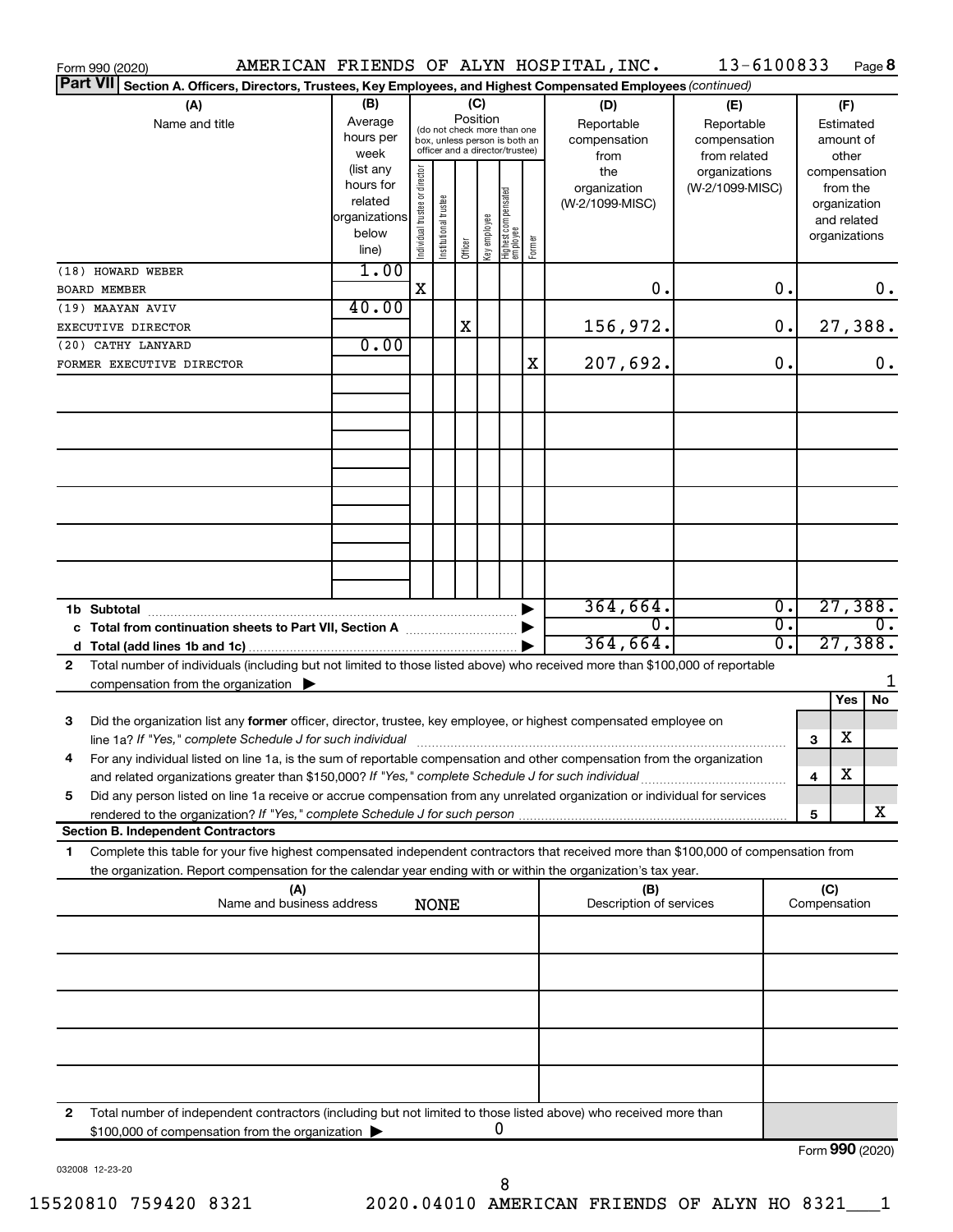Form 990 (2020) AMERICAN FRIENDS OF ALYN HOSPITAL, INC. 13-6100833 Page **8**

**Part VII** **Section A. Officers, Directors, Trustees, Key Employees, and Highest Compensated Employees** *(continued)*

| (A) Name and title | (B) Average hours per week (list any hours for related organizations below line) | (C) Position: Individual trustee or director | Institutional trustee | Officer | Key employee | Highest compensated employee | Former | (D) Reportable compensation from the organization (W-2/1099-MISC) | (E) Reportable compensation from related organizations (W-2/1099-MISC) | (F) Estimated amount of other compensation from the organization and related organizations |
|---|---|---|---|---|---|---|---|---|---|---|
| (18) HOWARD WEBER<br>BOARD MEMBER | 1.00 | X | | | | | | 0. | 0. | 0. |
| (19) MAAYAN AVIV<br>EXECUTIVE DIRECTOR | 40.00 | | | X | | | | 156,972. | 0. | 27,388. |
| (20) CATHY LANYARD<br>FORMER EXECUTIVE DIRECTOR | 0.00 | | | | | | X | 207,692. | 0. | 0. |
| | | | | | | | | | | |
| | | | | | | | | | | |
| | | | | | | | | | | |
| | | | | | | | | | | |
| | | | | | | | | | | |
| | | | | | | | | | | |
| **1b Subtotal** | | | | | | | | 364,664. | 0. | 27,388. |
| **c Total from continuation sheets to Part VII, Section A** | | | | | | | | 0. | 0. | 0. |
| **d Total (add lines 1b and 1c)** | | | | | | | | 364,664. | 0. | 27,388. |

**2** Total number of individuals (including but not limited to those listed above) who received more than $100,000 of reportable compensation from the organization ▶ 1

| | | Yes | No |
|---|---|---|---|
| **3** Did the organization list any **former** officer, director, trustee, key employee, or highest compensated employee on line 1a? *If "Yes," complete Schedule J for such individual* | 3 | X | |
| **4** For any individual listed on line 1a, is the sum of reportable compensation and other compensation from the organization and related organizations greater than $150,000? *If "Yes," complete Schedule J for such individual* | 4 | X | |
| **5** Did any person listed on line 1a receive or accrue compensation from any unrelated organization or individual for services rendered to the organization? *If "Yes," complete Schedule J for such person* | 5 | | X |

**Section B. Independent Contractors**

**1** Complete this table for your five highest compensated independent contractors that received more than $100,000 of compensation from the organization. Report compensation for the calendar year ending with or within the organization's tax year.

| (A) Name and business address | (B) Description of services | (C) Compensation |
|---|---|---|
| NONE | | |
| | | |
| | | |
| | | |
| | | |

**2** Total number of independent contractors (including but not limited to those listed above) who received more than $100,000 of compensation from the organization ▶ 0

Form **990** (2020)

032008 12-23-20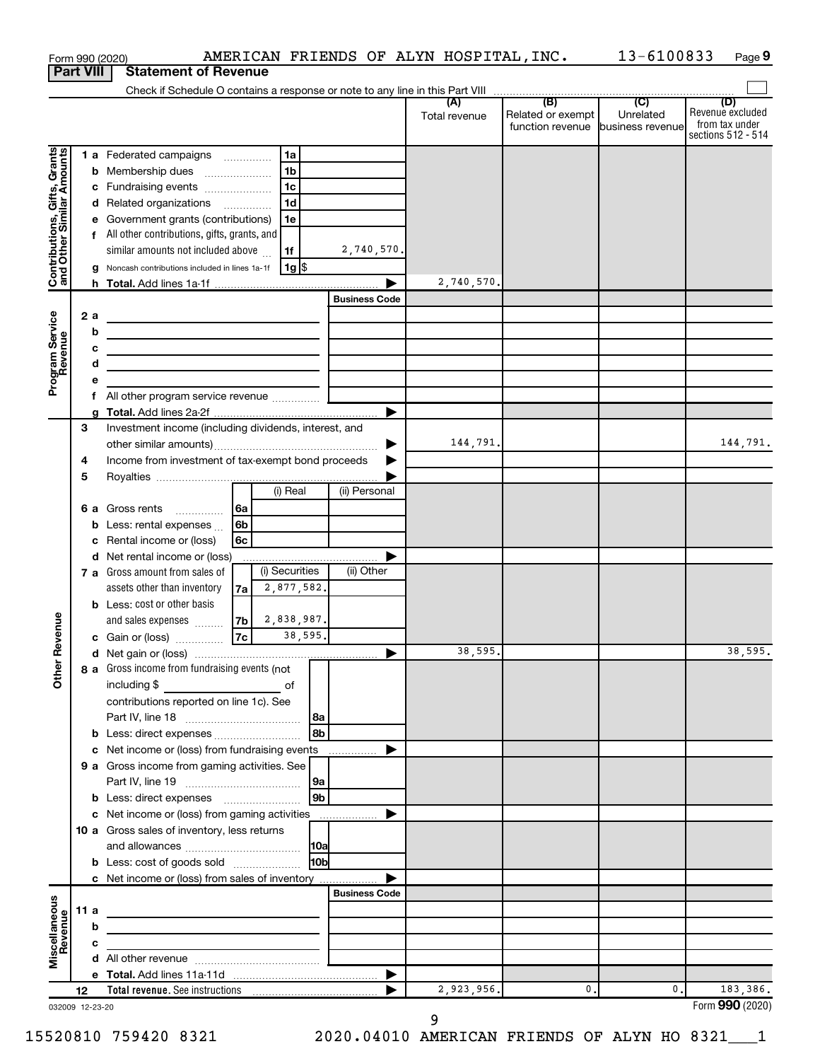Form 990 (2020) AMERICAN FRIENDS OF ALYN HOSPITAL, INC. 13-6100833 Page 9

**Part VIII Statement of Revenue**

Check if Schedule O contains a response or note to any line in this Part VIII

| | | | (A) Total revenue | (B) Related or exempt function revenue | (C) Unrelated business revenue | (D) Revenue excluded from tax under sections 512 - 514 |
|---|---|---|---|---|---|---|
| **Contributions, Gifts, Grants and Other Similar Amounts** | 1a Federated campaigns | 1a | | | | |
| | b Membership dues | 1b | | | | |
| | c Fundraising events | 1c | | | | |
| | d Related organizations | 1d | | | | |
| | e Government grants (contributions) | 1e | | | | |
| | f All other contributions, gifts, grants, and similar amounts not included above | 1f 2,740,570. | | | | |
| | g Noncash contributions included in lines 1a-1f | 1g $ | | | | |
| | h Total. Add lines 1a-1f | | 2,740,570. | | | |
| **Program Service Revenue** | | Business Code | | | | |
| | 2a | | | | | |
| | b | | | | | |
| | c | | | | | |
| | d | | | | | |
| | e | | | | | |
| | f All other program service revenue | | | | | |
| | g Total. Add lines 2a-2f | | | | | |
| **Other Revenue** | 3 Investment income (including dividends, interest, and other similar amounts) | | 144,791. | | | 144,791. |
| | 4 Income from investment of tax-exempt bond proceeds | | | | | |
| | 5 Royalties | | | | | |
| | | (i) Real / (ii) Personal | | | | |
| | 6a Gross rents | 6a | | | | |
| | b Less: rental expenses | 6b | | | | |
| | c Rental income or (loss) | 6c | | | | |
| | d Net rental income or (loss) | | | | | |
| | | (i) Securities / (ii) Other | | | | |
| | 7a Gross amount from sales of assets other than inventory | 7a (i) 2,877,582. | | | | |
| | b Less: cost or other basis and sales expenses | 7b (i) 2,838,987. | | | | |
| | c Gain or (loss) | 7c (i) 38,595. | | | | |
| | d Net gain or (loss) | | 38,595. | | | 38,595. |
| | 8a Gross income from fundraising events (not including $ of contributions reported on line 1c). See Part IV, line 18 | 8a | | | | |
| | b Less: direct expenses | 8b | | | | |
| | c Net income or (loss) from fundraising events | | | | | |
| | 9a Gross income from gaming activities. See Part IV, line 19 | 9a | | | | |
| | b Less: direct expenses | 9b | | | | |
| | c Net income or (loss) from gaming activities | | | | | |
| | 10a Gross sales of inventory, less returns and allowances | 10a | | | | |
| | b Less: cost of goods sold | 10b | | | | |
| | c Net income or (loss) from sales of inventory | | | | | |
| **Miscellaneous Revenue** | | Business Code | | | | |
| | 11a | | | | | |
| | b | | | | | |
| | c | | | | | |
| | d All other revenue | | | | | |
| | e Total. Add lines 11a-11d | | | | | |
| | 12 Total revenue. See instructions | | 2,923,956. | 0. | 0. | 183,386. |

032009 12-23-20 Form **990** (2020)

15520810 759420 8321 2020.04010 AMERICAN FRIENDS OF ALYN HO 8321___1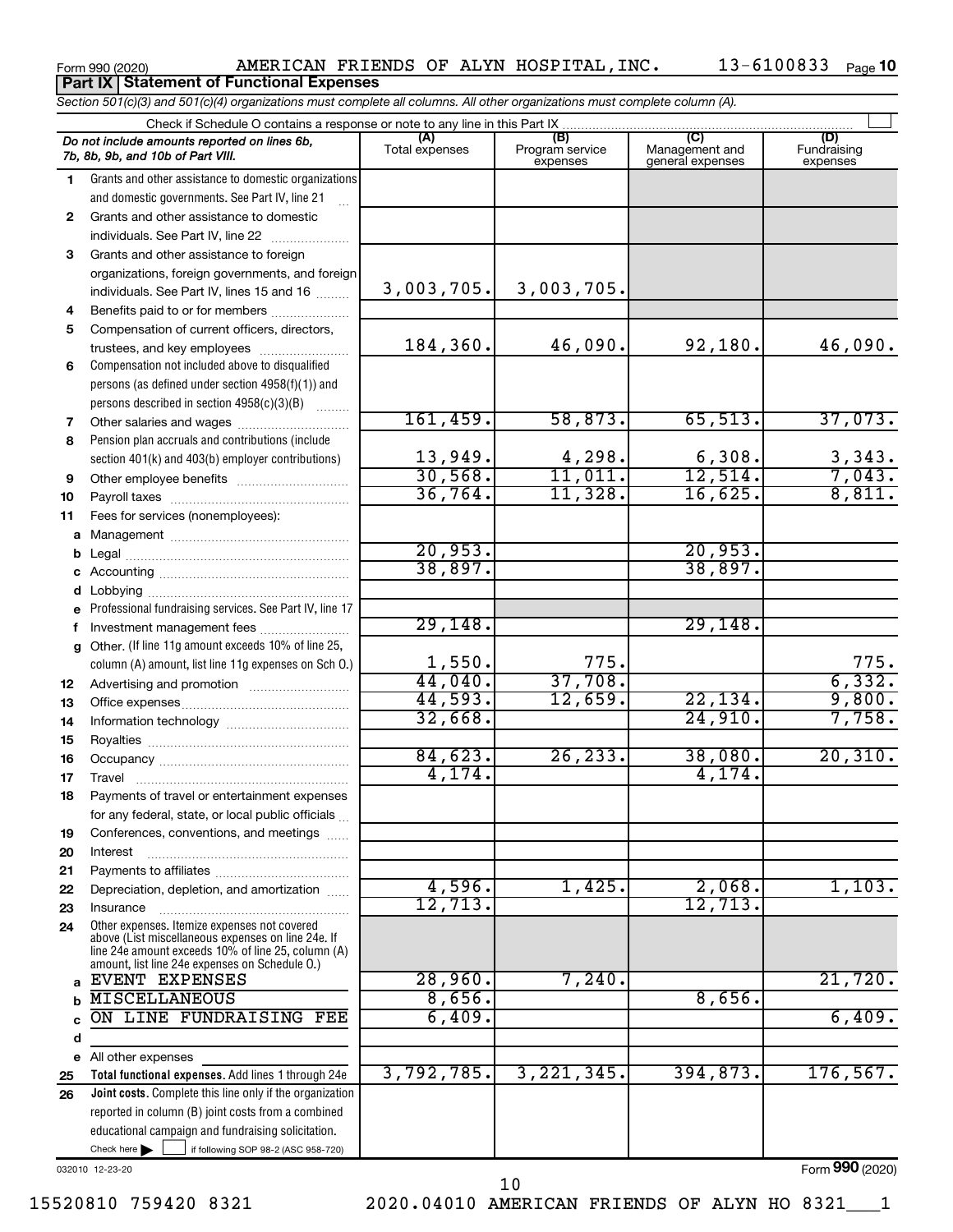Form 990 (2020) AMERICAN FRIENDS OF ALYN HOSPITAL, INC. 13-6100833 Page 10

**Part IX Statement of Functional Expenses**

*Section 501(c)(3) and 501(c)(4) organizations must complete all columns. All other organizations must complete column (A).*

Check if Schedule O contains a response or note to any line in this Part IX

| | *Do not include amounts reported on lines 6b, 7b, 8b, 9b, and 10b of Part VIII.* | (A) Total expenses | (B) Program service expenses | (C) Management and general expenses | (D) Fundraising expenses |
|---|---|---|---|---|---|
| 1 | Grants and other assistance to domestic organizations and domestic governments. See Part IV, line 21 | | | | |
| 2 | Grants and other assistance to domestic individuals. See Part IV, line 22 | | | | |
| 3 | Grants and other assistance to foreign organizations, foreign governments, and foreign individuals. See Part IV, lines 15 and 16 | 3,003,705. | 3,003,705. | | |
| 4 | Benefits paid to or for members | | | | |
| 5 | Compensation of current officers, directors, trustees, and key employees | 184,360. | 46,090. | 92,180. | 46,090. |
| 6 | Compensation not included above to disqualified persons (as defined under section 4958(f)(1)) and persons described in section 4958(c)(3)(B) | | | | |
| 7 | Other salaries and wages | 161,459. | 58,873. | 65,513. | 37,073. |
| 8 | Pension plan accruals and contributions (include section 401(k) and 403(b) employer contributions) | 13,949. | 4,298. | 6,308. | 3,343. |
| 9 | Other employee benefits | 30,568. | 11,011. | 12,514. | 7,043. |
| 10 | Payroll taxes | 36,764. | 11,328. | 16,625. | 8,811. |
| 11 | Fees for services (nonemployees): | | | | |
| a | Management | | | | |
| b | Legal | 20,953. | | 20,953. | |
| c | Accounting | 38,897. | | 38,897. | |
| d | Lobbying | | | | |
| e | Professional fundraising services. See Part IV, line 17 | | | | |
| f | Investment management fees | 29,148. | | 29,148. | |
| g | Other. (If line 11g amount exceeds 10% of line 25, column (A) amount, list line 11g expenses on Sch O.) | 1,550. | 775. | | 775. |
| 12 | Advertising and promotion | 44,040. | 37,708. | | 6,332. |
| 13 | Office expenses | 44,593. | 12,659. | 22,134. | 9,800. |
| 14 | Information technology | 32,668. | | 24,910. | 7,758. |
| 15 | Royalties | | | | |
| 16 | Occupancy | 84,623. | 26,233. | 38,080. | 20,310. |
| 17 | Travel | 4,174. | | 4,174. | |
| 18 | Payments of travel or entertainment expenses for any federal, state, or local public officials | | | | |
| 19 | Conferences, conventions, and meetings | | | | |
| 20 | Interest | | | | |
| 21 | Payments to affiliates | | | | |
| 22 | Depreciation, depletion, and amortization | 4,596. | 1,425. | 2,068. | 1,103. |
| 23 | Insurance | 12,713. | | 12,713. | |
| 24 | Other expenses. Itemize expenses not covered above (List miscellaneous expenses on line 24e. If line 24e amount exceeds 10% of line 25, column (A) amount, list line 24e expenses on Schedule O.) | | | | |
| a | EVENT EXPENSES | 28,960. | 7,240. | | 21,720. |
| b | MISCELLANEOUS | 8,656. | | 8,656. | |
| c | ON LINE FUNDRAISING FEE | 6,409. | | | 6,409. |
| d | | | | | |
| e | All other expenses | | | | |
| 25 | **Total functional expenses.** Add lines 1 through 24e | 3,792,785. | 3,221,345. | 394,873. | 176,567. |
| 26 | **Joint costs.** Complete this line only if the organization reported in column (B) joint costs from a combined educational campaign and fundraising solicitation. Check here ☐ if following SOP 98-2 (ASC 958-720) | | | | |

032010 12-23-20

Form **990** (2020)

15520810 759420 8321 2020.04010 AMERICAN FRIENDS OF ALYN HO 8321___1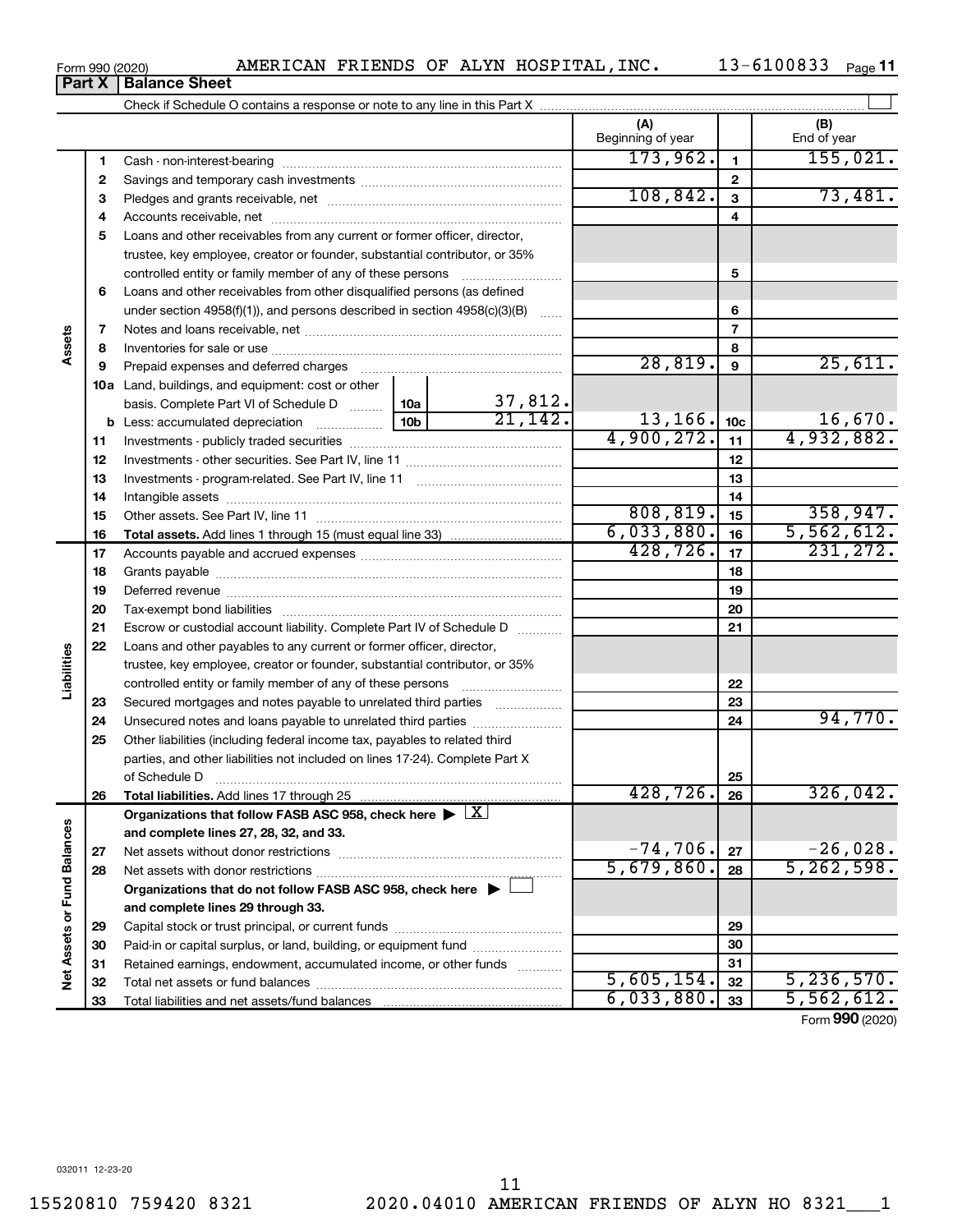Form 990 (2020) AMERICAN FRIENDS OF ALYN HOSPITAL,INC. 13-6100833 Page 11

**Part X Balance Sheet**

Check if Schedule O contains a response or note to any line in this Part X

| | | | (A) Beginning of year | | (B) End of year |
|---|---|---|---|---|---|
| Assets | 1 | Cash - non-interest-bearing | 173,962. | 1 | 155,021. |
| | 2 | Savings and temporary cash investments | | 2 | |
| | 3 | Pledges and grants receivable, net | 108,842. | 3 | 73,481. |
| | 4 | Accounts receivable, net | | 4 | |
| | 5 | Loans and other receivables from any current or former officer, director, trustee, key employee, creator or founder, substantial contributor, or 35% controlled entity or family member of any of these persons | | 5 | |
| | 6 | Loans and other receivables from other disqualified persons (as defined under section 4958(f)(1)), and persons described in section 4958(c)(3)(B) | | 6 | |
| | 7 | Notes and loans receivable, net | | 7 | |
| | 8 | Inventories for sale or use | | 8 | |
| | 9 | Prepaid expenses and deferred charges | 28,819. | 9 | 25,611. |
| | 10a | Land, buildings, and equipment: cost or other basis. Complete Part VI of Schedule D — 10a: 37,812. | | | |
| | b | Less: accumulated depreciation — 10b: 21,142. | 13,166. | 10c | 16,670. |
| | 11 | Investments - publicly traded securities | 4,900,272. | 11 | 4,932,882. |
| | 12 | Investments - other securities. See Part IV, line 11 | | 12 | |
| | 13 | Investments - program-related. See Part IV, line 11 | | 13 | |
| | 14 | Intangible assets | | 14 | |
| | 15 | Other assets. See Part IV, line 11 | 808,819. | 15 | 358,947. |
| | 16 | **Total assets.** Add lines 1 through 15 (must equal line 33) | 6,033,880. | 16 | 5,562,612. |
| Liabilities | 17 | Accounts payable and accrued expenses | 428,726. | 17 | 231,272. |
| | 18 | Grants payable | | 18 | |
| | 19 | Deferred revenue | | 19 | |
| | 20 | Tax-exempt bond liabilities | | 20 | |
| | 21 | Escrow or custodial account liability. Complete Part IV of Schedule D | | 21 | |
| | 22 | Loans and other payables to any current or former officer, director, trustee, key employee, creator or founder, substantial contributor, or 35% controlled entity or family member of any of these persons | | 22 | |
| | 23 | Secured mortgages and notes payable to unrelated third parties | | 23 | |
| | 24 | Unsecured notes and loans payable to unrelated third parties | | 24 | 94,770. |
| | 25 | Other liabilities (including federal income tax, payables to related third parties, and other liabilities not included on lines 17-24). Complete Part X of Schedule D | | 25 | |
| | 26 | **Total liabilities.** Add lines 17 through 25 | 428,726. | 26 | 326,042. |
| Net Assets or Fund Balances | | **Organizations that follow FASB ASC 958, check here** ▶ [X] **and complete lines 27, 28, 32, and 33.** | | | |
| | 27 | Net assets without donor restrictions | -74,706. | 27 | -26,028. |
| | 28 | Net assets with donor restrictions | 5,679,860. | 28 | 5,262,598. |
| | | **Organizations that do not follow FASB ASC 958, check here** ▶ [ ] **and complete lines 29 through 33.** | | | |
| | 29 | Capital stock or trust principal, or current funds | | 29 | |
| | 30 | Paid-in or capital surplus, or land, building, or equipment fund | | 30 | |
| | 31 | Retained earnings, endowment, accumulated income, or other funds | | 31 | |
| | 32 | Total net assets or fund balances | 5,605,154. | 32 | 5,236,570. |
| | 33 | Total liabilities and net assets/fund balances | 6,033,880. | 33 | 5,562,612. |

Form **990** (2020)

032011 12-23-20

15520810 759420 8321 2020.04010 AMERICAN FRIENDS OF ALYN HO 8321___1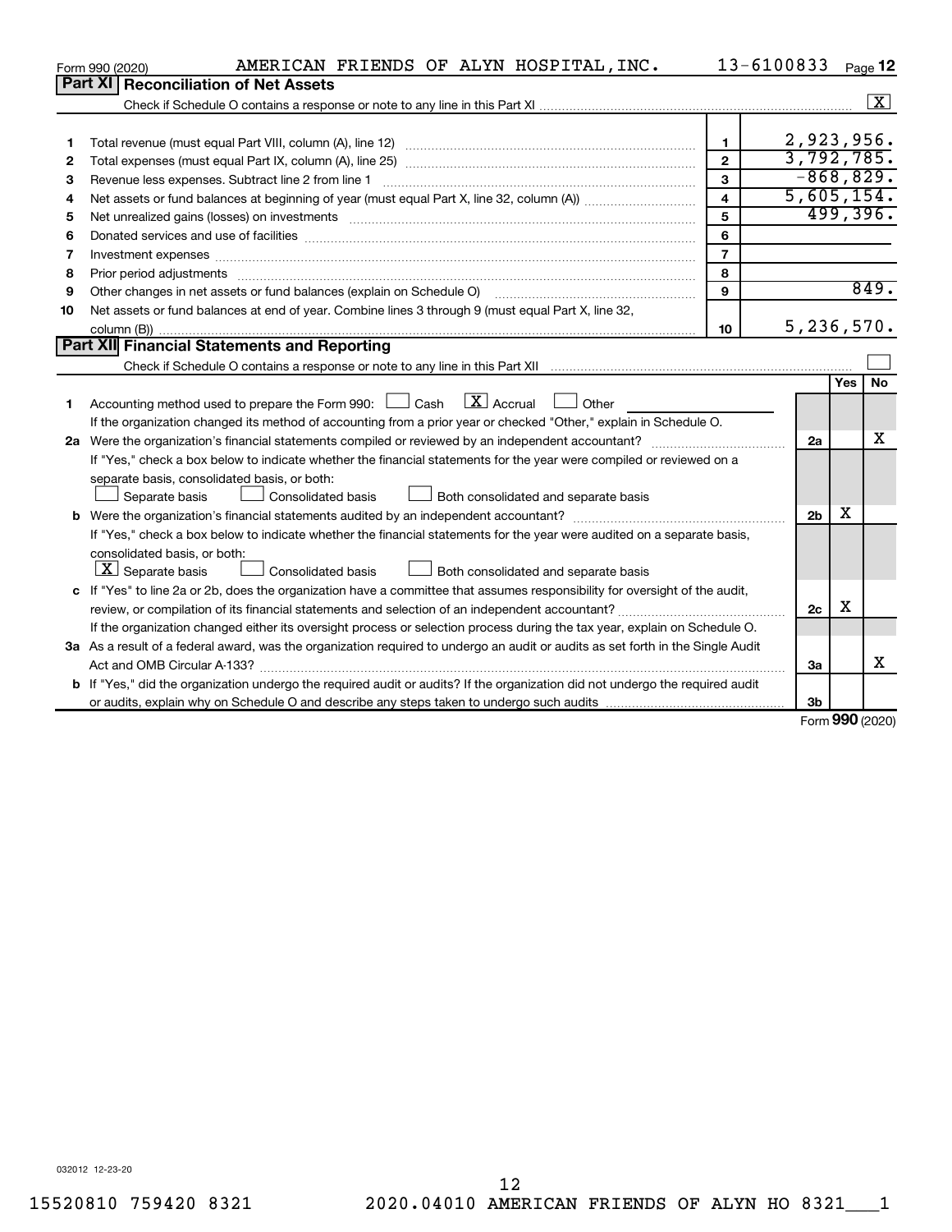Form 990 (2020) AMERICAN FRIENDS OF ALYN HOSPITAL,INC. 13-6100833 Page 12

## Part XI Reconciliation of Net Assets

Check if Schedule O contains a response or note to any line in this Part XI ..... [X]

| | | | |
|---|---|---|---|
| 1 | Total revenue (must equal Part VIII, column (A), line 12) | 1 | 2,923,956. |
| 2 | Total expenses (must equal Part IX, column (A), line 25) | 2 | 3,792,785. |
| 3 | Revenue less expenses. Subtract line 2 from line 1 | 3 | -868,829. |
| 4 | Net assets or fund balances at beginning of year (must equal Part X, line 32, column (A)) | 4 | 5,605,154. |
| 5 | Net unrealized gains (losses) on investments | 5 | 499,396. |
| 6 | Donated services and use of facilities | 6 | |
| 7 | Investment expenses | 7 | |
| 8 | Prior period adjustments | 8 | |
| 9 | Other changes in net assets or fund balances (explain on Schedule O) | 9 | 849. |
| 10 | Net assets or fund balances at end of year. Combine lines 3 through 9 (must equal Part X, line 32, column (B)) | 10 | 5,236,570. |

## Part XII Financial Statements and Reporting

Check if Schedule O contains a response or note to any line in this Part XII ..... [ ]

| | | | Yes | No |
|---|---|---|---|---|
| 1 | Accounting method used to prepare the Form 990: [ ] Cash [X] Accrual [ ] Other ________<br>If the organization changed its method of accounting from a prior year or checked "Other," explain in Schedule O. | | | |
| 2a | Were the organization's financial statements compiled or reviewed by an independent accountant? | 2a | | X |
| | If "Yes," check a box below to indicate whether the financial statements for the year were compiled or reviewed on a separate basis, consolidated basis, or both:<br>[ ] Separate basis [ ] Consolidated basis [ ] Both consolidated and separate basis | | | |
| b | Were the organization's financial statements audited by an independent accountant? | 2b | X | |
| | If "Yes," check a box below to indicate whether the financial statements for the year were audited on a separate basis, consolidated basis, or both:<br>[X] Separate basis [ ] Consolidated basis [ ] Both consolidated and separate basis | | | |
| c | If "Yes" to line 2a or 2b, does the organization have a committee that assumes responsibility for oversight of the audit, review, or compilation of its financial statements and selection of an independent accountant? | 2c | X | |
| | If the organization changed either its oversight process or selection process during the tax year, explain on Schedule O. | | | |
| 3a | As a result of a federal award, was the organization required to undergo an audit or audits as set forth in the Single Audit Act and OMB Circular A-133? | 3a | | X |
| b | If "Yes," did the organization undergo the required audit or audits? If the organization did not undergo the required audit or audits, explain why on Schedule O and describe any steps taken to undergo such audits | 3b | | |

Form 990 (2020)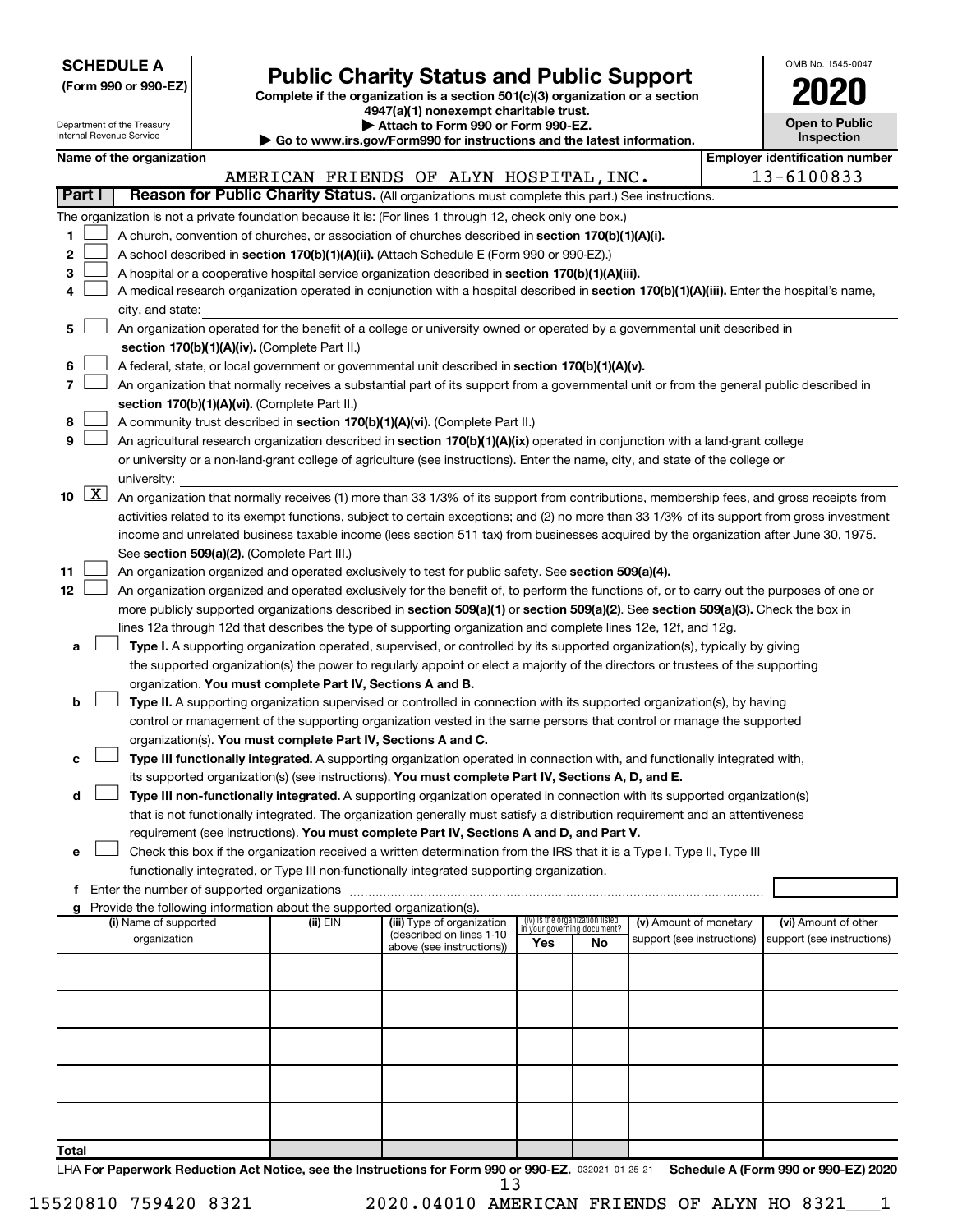**SCHEDULE A**
**(Form 990 or 990-EZ)**

Department of the Treasury
Internal Revenue Service

# Public Charity Status and Public Support

**Complete if the organization is a section 501(c)(3) organization or a section 4947(a)(1) nonexempt charitable trust.**
**▶ Attach to Form 990 or Form 990-EZ.**
**▶ Go to www.irs.gov/Form990 for instructions and the latest information.**

OMB No. 1545-0047

**2020**

**Open to Public Inspection**

**Name of the organization:** AMERICAN FRIENDS OF ALYN HOSPITAL, INC.
**Employer identification number:** 13-6100833

## Part I Reason for Public Charity Status. (All organizations must complete this part.) See instructions.

The organization is not a private foundation because it is: (For lines 1 through 12, check only one box.)

1. ☐ A church, convention of churches, or association of churches described in **section 170(b)(1)(A)(i).**
2. ☐ A school described in **section 170(b)(1)(A)(ii).** (Attach Schedule E (Form 990 or 990-EZ).)
3. ☐ A hospital or a cooperative hospital service organization described in **section 170(b)(1)(A)(iii).**
4. ☐ A medical research organization operated in conjunction with a hospital described in **section 170(b)(1)(A)(iii).** Enter the hospital's name, city, and state:
5. ☐ An organization operated for the benefit of a college or university owned or operated by a governmental unit described in **section 170(b)(1)(A)(iv).** (Complete Part II.)
6. ☐ A federal, state, or local government or governmental unit described in **section 170(b)(1)(A)(v).**
7. ☐ An organization that normally receives a substantial part of its support from a governmental unit or from the general public described in **section 170(b)(1)(A)(vi).** (Complete Part II.)
8. ☐ A community trust described in **section 170(b)(1)(A)(vi).** (Complete Part II.)
9. ☐ An agricultural research organization described in **section 170(b)(1)(A)(ix)** operated in conjunction with a land-grant college or university or a non-land-grant college of agriculture (see instructions). Enter the name, city, and state of the college or university:
10. ☒ An organization that normally receives (1) more than 33 1/3% of its support from contributions, membership fees, and gross receipts from activities related to its exempt functions, subject to certain exceptions; and (2) no more than 33 1/3% of its support from gross investment income and unrelated business taxable income (less section 511 tax) from businesses acquired by the organization after June 30, 1975. See **section 509(a)(2).** (Complete Part III.)
11. ☐ An organization organized and operated exclusively to test for public safety. See **section 509(a)(4).**
12. ☐ An organization organized and operated exclusively for the benefit of, to perform the functions of, or to carry out the purposes of one or more publicly supported organizations described in **section 509(a)(1)** or **section 509(a)(2).** See **section 509(a)(3).** Check the box in lines 12a through 12d that describes the type of supporting organization and complete lines 12e, 12f, and 12g.
   - **a** ☐ **Type I.** A supporting organization operated, supervised, or controlled by its supported organization(s), typically by giving the supported organization(s) the power to regularly appoint or elect a majority of the directors or trustees of the supporting organization. **You must complete Part IV, Sections A and B.**
   - **b** ☐ **Type II.** A supporting organization supervised or controlled in connection with its supported organization(s), by having control or management of the supporting organization vested in the same persons that control or manage the supported organization(s). **You must complete Part IV, Sections A and C.**
   - **c** ☐ **Type III functionally integrated.** A supporting organization operated in connection with, and functionally integrated with, its supported organization(s) (see instructions). **You must complete Part IV, Sections A, D, and E.**
   - **d** ☐ **Type III non-functionally integrated.** A supporting organization operated in connection with its supported organization(s) that is not functionally integrated. The organization generally must satisfy a distribution requirement and an attentiveness requirement (see instructions). **You must complete Part IV, Sections A and D, and Part V.**
   - **e** ☐ Check this box if the organization received a written determination from the IRS that it is a Type I, Type II, Type III functionally integrated, or Type III non-functionally integrated supporting organization.
   - **f** Enter the number of supported organizations
   - **g** Provide the following information about the supported organization(s).

| (i) Name of supported organization | (ii) EIN | (iii) Type of organization (described on lines 1-10 above (see instructions)) | (iv) Is the organization listed in your governing document? Yes | No | (v) Amount of monetary support (see instructions) | (vi) Amount of other support (see instructions) |
|---|---|---|---|---|---|---|
| | | | | | | |
| | | | | | | |
| | | | | | | |
| | | | | | | |
| | | | | | | |
| **Total** | | | | | | |

LHA **For Paperwork Reduction Act Notice, see the Instructions for Form 990 or 990-EZ.** 032021 01-25-21 **Schedule A (Form 990 or 990-EZ) 2020**

15520810 759420 8321 2020.04010 AMERICAN FRIENDS OF ALYN HO 8321___1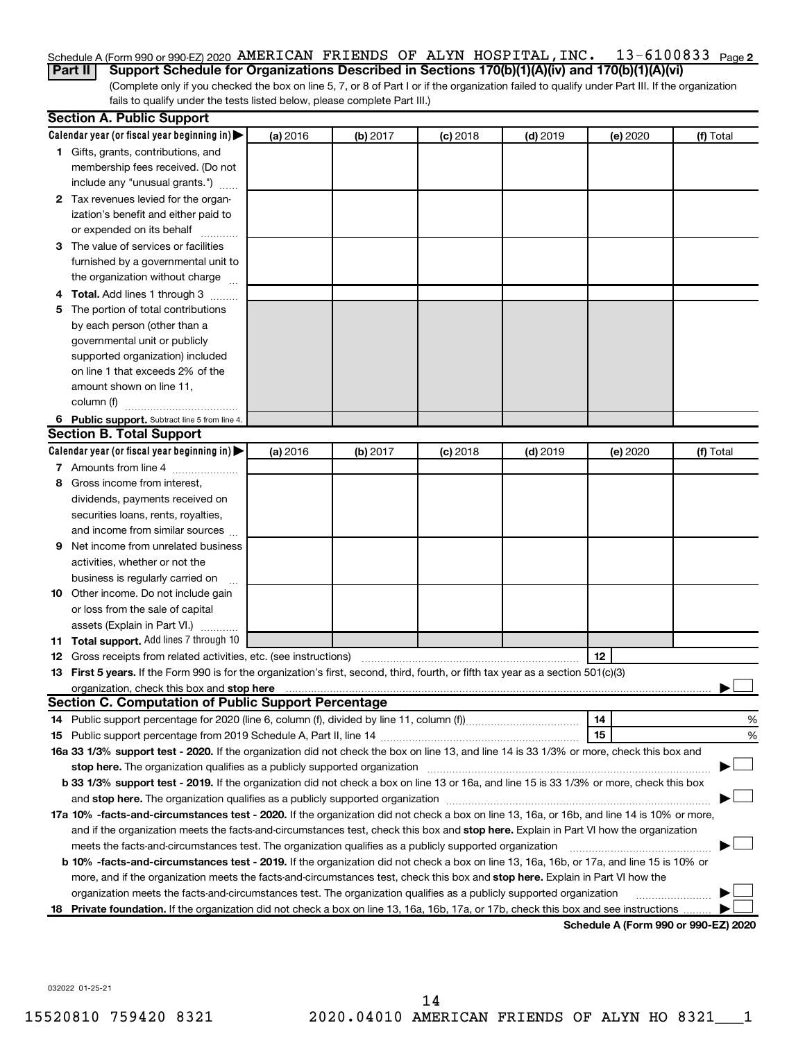Schedule A (Form 990 or 990-EZ) 2020 AMERICAN FRIENDS OF ALYN HOSPITAL,INC. 13-6100833 Page 2

**Part II** **Support Schedule for Organizations Described in Sections 170(b)(1)(A)(iv) and 170(b)(1)(A)(vi)**

(Complete only if you checked the box on line 5, 7, or 8 of Part I or if the organization failed to qualify under Part III. If the organization fails to qualify under the tests listed below, please complete Part III.)

### Section A. Public Support

| Calendar year (or fiscal year beginning in) ▶ | (a) 2016 | (b) 2017 | (c) 2018 | (d) 2019 | (e) 2020 | (f) Total |
|---|---|---|---|---|---|---|
| **1** Gifts, grants, contributions, and membership fees received. (Do not include any "unusual grants.") | | | | | | |
| **2** Tax revenues levied for the organization's benefit and either paid to or expended on its behalf | | | | | | |
| **3** The value of services or facilities furnished by a governmental unit to the organization without charge | | | | | | |
| **4** **Total.** Add lines 1 through 3 | | | | | | |
| **5** The portion of total contributions by each person (other than a governmental unit or publicly supported organization) included on line 1 that exceeds 2% of the amount shown on line 11, column (f) | | | | | | |
| **6** **Public support.** Subtract line 5 from line 4. | | | | | | |

### Section B. Total Support

| Calendar year (or fiscal year beginning in) ▶ | (a) 2016 | (b) 2017 | (c) 2018 | (d) 2019 | (e) 2020 | (f) Total |
|---|---|---|---|---|---|---|
| **7** Amounts from line 4 | | | | | | |
| **8** Gross income from interest, dividends, payments received on securities loans, rents, royalties, and income from similar sources | | | | | | |
| **9** Net income from unrelated business activities, whether or not the business is regularly carried on | | | | | | |
| **10** Other income. Do not include gain or loss from the sale of capital assets (Explain in Part VI.) | | | | | | |
| **11** **Total support.** Add lines 7 through 10 | | | | | | |

**12** Gross receipts from related activities, etc. (see instructions) **12**

**13** **First 5 years.** If the Form 990 is for the organization's first, second, third, fourth, or fifth tax year as a section 501(c)(3) organization, check this box and **stop here** ▶ ☐

### Section C. Computation of Public Support Percentage

**14** Public support percentage for 2020 (line 6, column (f), divided by line 11, column (f)) **14** %

**15** Public support percentage from 2019 Schedule A, Part II, line 14 **15** %

**16a** **33 1/3% support test - 2020.** If the organization did not check the box on line 13, and line 14 is 33 1/3% or more, check this box and **stop here.** The organization qualifies as a publicly supported organization ▶ ☐

**b** **33 1/3% support test - 2019.** If the organization did not check a box on line 13 or 16a, and line 15 is 33 1/3% or more, check this box and **stop here.** The organization qualifies as a publicly supported organization ▶ ☐

**17a** **10% -facts-and-circumstances test - 2020.** If the organization did not check a box on line 13, 16a, or 16b, and line 14 is 10% or more, and if the organization meets the facts-and-circumstances test, check this box and **stop here.** Explain in Part VI how the organization meets the facts-and-circumstances test. The organization qualifies as a publicly supported organization ▶ ☐

**b** **10% -facts-and-circumstances test - 2019.** If the organization did not check a box on line 13, 16a, 16b, or 17a, and line 15 is 10% or more, and if the organization meets the facts-and-circumstances test, check this box and **stop here.** Explain in Part VI how the organization meets the facts-and-circumstances test. The organization qualifies as a publicly supported organization ▶ ☐

**18** **Private foundation.** If the organization did not check a box on line 13, 16a, 16b, 17a, or 17b, check this box and see instructions ▶ ☐

**Schedule A (Form 990 or 990-EZ) 2020**

032022 01-25-21

15520810 759420 8321 2020.04010 AMERICAN FRIENDS OF ALYN HO 8321___1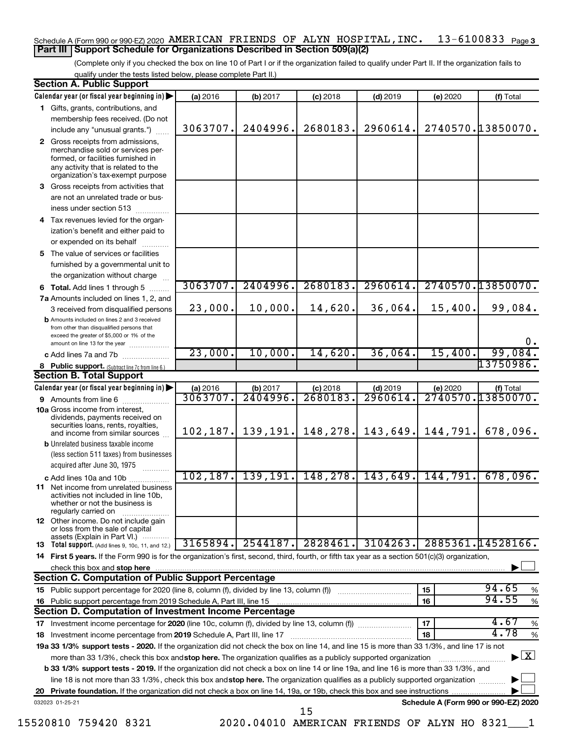Schedule A (Form 990 or 990-EZ) 2020 AMERICAN FRIENDS OF ALYN HOSPITAL,INC. 13-6100833 Page 3

## Part III | Support Schedule for Organizations Described in Section 509(a)(2)

(Complete only if you checked the box on line 10 of Part I or if the organization failed to qualify under Part II. If the organization fails to qualify under the tests listed below, please complete Part II.)

### Section A. Public Support

| Calendar year (or fiscal year beginning in) | (a) 2016 | (b) 2017 | (c) 2018 | (d) 2019 | (e) 2020 | (f) Total |
|---|---|---|---|---|---|---|
| 1 Gifts, grants, contributions, and membership fees received. (Do not include any "unusual grants.") | 3063707. | 2404996. | 2680183. | 2960614. | 2740570. | 13850070. |
| 2 Gross receipts from admissions, merchandise sold or services performed, or facilities furnished in any activity that is related to the organization's tax-exempt purpose | | | | | | |
| 3 Gross receipts from activities that are not an unrelated trade or business under section 513 | | | | | | |
| 4 Tax revenues levied for the organization's benefit and either paid to or expended on its behalf | | | | | | |
| 5 The value of services or facilities furnished by a governmental unit to the organization without charge | | | | | | |
| 6 Total. Add lines 1 through 5 | 3063707. | 2404996. | 2680183. | 2960614. | 2740570. | 13850070. |
| 7a Amounts included on lines 1, 2, and 3 received from disqualified persons | 23,000. | 10,000. | 14,620. | 36,064. | 15,400. | 99,084. |
| b Amounts included on lines 2 and 3 received from other than disqualified persons that exceed the greater of $5,000 or 1% of the amount on line 13 for the year | | | | | | 0. |
| c Add lines 7a and 7b | 23,000. | 10,000. | 14,620. | 36,064. | 15,400. | 99,084. |
| 8 Public support. (Subtract line 7c from line 6.) | | | | | | 13750986. |

### Section B. Total Support

| Calendar year (or fiscal year beginning in) | (a) 2016 | (b) 2017 | (c) 2018 | (d) 2019 | (e) 2020 | (f) Total |
|---|---|---|---|---|---|---|
| 9 Amounts from line 6 | 3063707. | 2404996. | 2680183. | 2960614. | 2740570. | 13850070. |
| 10a Gross income from interest, dividends, payments received on securities loans, rents, royalties, and income from similar sources | 102,187. | 139,191. | 148,278. | 143,649. | 144,791. | 678,096. |
| b Unrelated business taxable income (less section 511 taxes) from businesses acquired after June 30, 1975 | | | | | | |
| c Add lines 10a and 10b | 102,187. | 139,191. | 148,278. | 143,649. | 144,791. | 678,096. |
| 11 Net income from unrelated business activities not included in line 10b, whether or not the business is regularly carried on | | | | | | |
| 12 Other income. Do not include gain or loss from the sale of capital assets (Explain in Part VI.) | | | | | | |
| 13 Total support. (Add lines 9, 10c, 11, and 12.) | 3165894. | 2544187. | 2828461. | 3104263. | 2885361. | 14528166. |

14 First 5 years. If the Form 990 is for the organization's first, second, third, fourth, or fifth tax year as a section 501(c)(3) organization, check this box and stop here ☐

### Section C. Computation of Public Support Percentage

| | | | |
|---|---|---|---|
| 15 Public support percentage for 2020 (line 8, column (f), divided by line 13, column (f)) | 15 | 94.65 | % |
| 16 Public support percentage from 2019 Schedule A, Part III, line 15 | 16 | 94.55 | % |

### Section D. Computation of Investment Income Percentage

| | | | |
|---|---|---|---|
| 17 Investment income percentage for 2020 (line 10c, column (f), divided by line 13, column (f)) | 17 | 4.67 | % |
| 18 Investment income percentage from 2019 Schedule A, Part III, line 17 | 18 | 4.78 | % |

19a 33 1/3% support tests - 2020. If the organization did not check the box on line 14, and line 15 is more than 33 1/3%, and line 17 is not more than 33 1/3%, check this box and stop here. The organization qualifies as a publicly supported organization ☒

b 33 1/3% support tests - 2019. If the organization did not check a box on line 14 or line 19a, and line 16 is more than 33 1/3%, and line 18 is not more than 33 1/3%, check this box and stop here. The organization qualifies as a publicly supported organization ☐

20 Private foundation. If the organization did not check a box on line 14, 19a, or 19b, check this box and see instructions ☐

032023 01-25-21 Schedule A (Form 990 or 990-EZ) 2020

15520810 759420 8321 2020.04010 AMERICAN FRIENDS OF ALYN HO 8321___1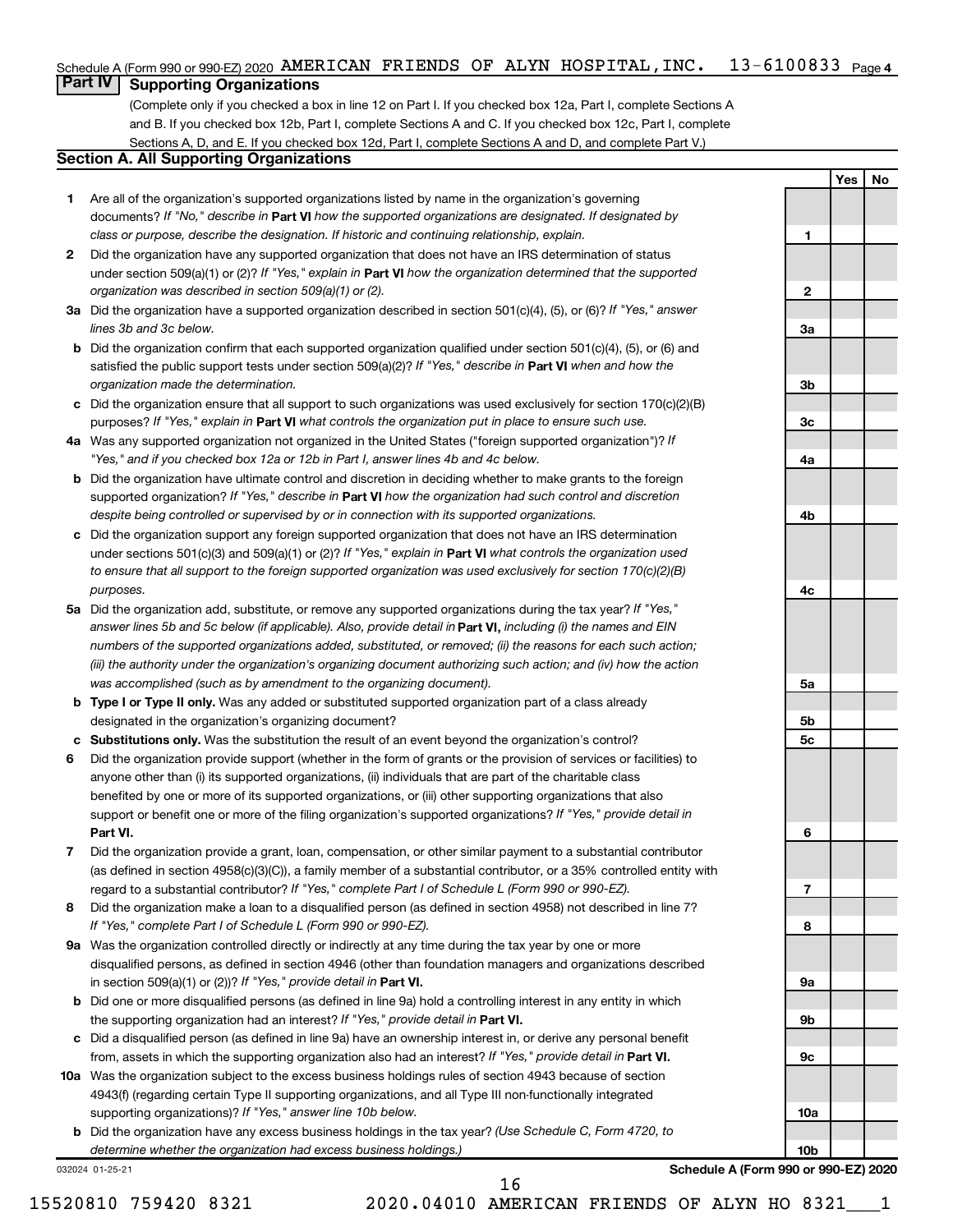Schedule A (Form 990 or 990-EZ) 2020 AMERICAN FRIENDS OF ALYN HOSPITAL, INC. 13-6100833 Page 4

## Part IV Supporting Organizations

(Complete only if you checked a box in line 12 on Part I. If you checked box 12a, Part I, complete Sections A and B. If you checked box 12b, Part I, complete Sections A and C. If you checked box 12c, Part I, complete Sections A, D, and E. If you checked box 12d, Part I, complete Sections A and D, and complete Part V.)

### Section A. All Supporting Organizations

| | | | Yes | No |
|---|---|---|---|---|
| **1** | Are all of the organization's supported organizations listed by name in the organization's governing documents? *If "No," describe in* **Part VI** *how the supported organizations are designated. If designated by class or purpose, describe the designation. If historic and continuing relationship, explain.* | **1** | | |
| **2** | Did the organization have any supported organization that does not have an IRS determination of status under section 509(a)(1) or (2)? *If "Yes," explain in* **Part VI** *how the organization determined that the supported organization was described in section 509(a)(1) or (2).* | **2** | | |
| **3a** | Did the organization have a supported organization described in section 501(c)(4), (5), or (6)? *If "Yes," answer lines 3b and 3c below.* | **3a** | | |
| **b** | Did the organization confirm that each supported organization qualified under section 501(c)(4), (5), or (6) and satisfied the public support tests under section 509(a)(2)? *If "Yes," describe in* **Part VI** *when and how the organization made the determination.* | **3b** | | |
| **c** | Did the organization ensure that all support to such organizations was used exclusively for section 170(c)(2)(B) purposes? *If "Yes," explain in* **Part VI** *what controls the organization put in place to ensure such use.* | **3c** | | |
| **4a** | Was any supported organization not organized in the United States ("foreign supported organization")? *If "Yes," and if you checked box 12a or 12b in Part I, answer lines 4b and 4c below.* | **4a** | | |
| **b** | Did the organization have ultimate control and discretion in deciding whether to make grants to the foreign supported organization? *If "Yes," describe in* **Part VI** *how the organization had such control and discretion despite being controlled or supervised by or in connection with its supported organizations.* | **4b** | | |
| **c** | Did the organization support any foreign supported organization that does not have an IRS determination under sections 501(c)(3) and 509(a)(1) or (2)? *If "Yes," explain in* **Part VI** *what controls the organization used to ensure that all support to the foreign supported organization was used exclusively for section 170(c)(2)(B) purposes.* | **4c** | | |
| **5a** | Did the organization add, substitute, or remove any supported organizations during the tax year? *If "Yes," answer lines 5b and 5c below (if applicable). Also, provide detail in* **Part VI,** *including (i) the names and EIN numbers of the supported organizations added, substituted, or removed; (ii) the reasons for each such action; (iii) the authority under the organization's organizing document authorizing such action; and (iv) how the action was accomplished (such as by amendment to the organizing document).* | **5a** | | |
| **b** | **Type I or Type II only.** Was any added or substituted supported organization part of a class already designated in the organization's organizing document? | **5b** | | |
| **c** | **Substitutions only.** Was the substitution the result of an event beyond the organization's control? | **5c** | | |
| **6** | Did the organization provide support (whether in the form of grants or the provision of services or facilities) to anyone other than (i) its supported organizations, (ii) individuals that are part of the charitable class benefited by one or more of its supported organizations, or (iii) other supporting organizations that also support or benefit one or more of the filing organization's supported organizations? *If "Yes," provide detail in* **Part VI.** | **6** | | |
| **7** | Did the organization provide a grant, loan, compensation, or other similar payment to a substantial contributor (as defined in section 4958(c)(3)(C)), a family member of a substantial contributor, or a 35% controlled entity with regard to a substantial contributor? *If "Yes," complete Part I of Schedule L (Form 990 or 990-EZ).* | **7** | | |
| **8** | Did the organization make a loan to a disqualified person (as defined in section 4958) not described in line 7? *If "Yes," complete Part I of Schedule L (Form 990 or 990-EZ).* | **8** | | |
| **9a** | Was the organization controlled directly or indirectly at any time during the tax year by one or more disqualified persons, as defined in section 4946 (other than foundation managers and organizations described in section 509(a)(1) or (2))? *If "Yes," provide detail in* **Part VI.** | **9a** | | |
| **b** | Did one or more disqualified persons (as defined in line 9a) hold a controlling interest in any entity in which the supporting organization had an interest? *If "Yes," provide detail in* **Part VI.** | **9b** | | |
| **c** | Did a disqualified person (as defined in line 9a) have an ownership interest in, or derive any personal benefit from, assets in which the supporting organization also had an interest? *If "Yes," provide detail in* **Part VI.** | **9c** | | |
| **10a** | Was the organization subject to the excess business holdings rules of section 4943 because of section 4943(f) (regarding certain Type II supporting organizations, and all Type III non-functionally integrated supporting organizations)? *If "Yes," answer line 10b below.* | **10a** | | |
| **b** | Did the organization have any excess business holdings in the tax year? *(Use Schedule C, Form 4720, to determine whether the organization had excess business holdings.)* | **10b** | | |

032024 01-25-21

**Schedule A (Form 990 or 990-EZ) 2020**

15520810 759420 8321 2020.04010 AMERICAN FRIENDS OF ALYN HO 8321___1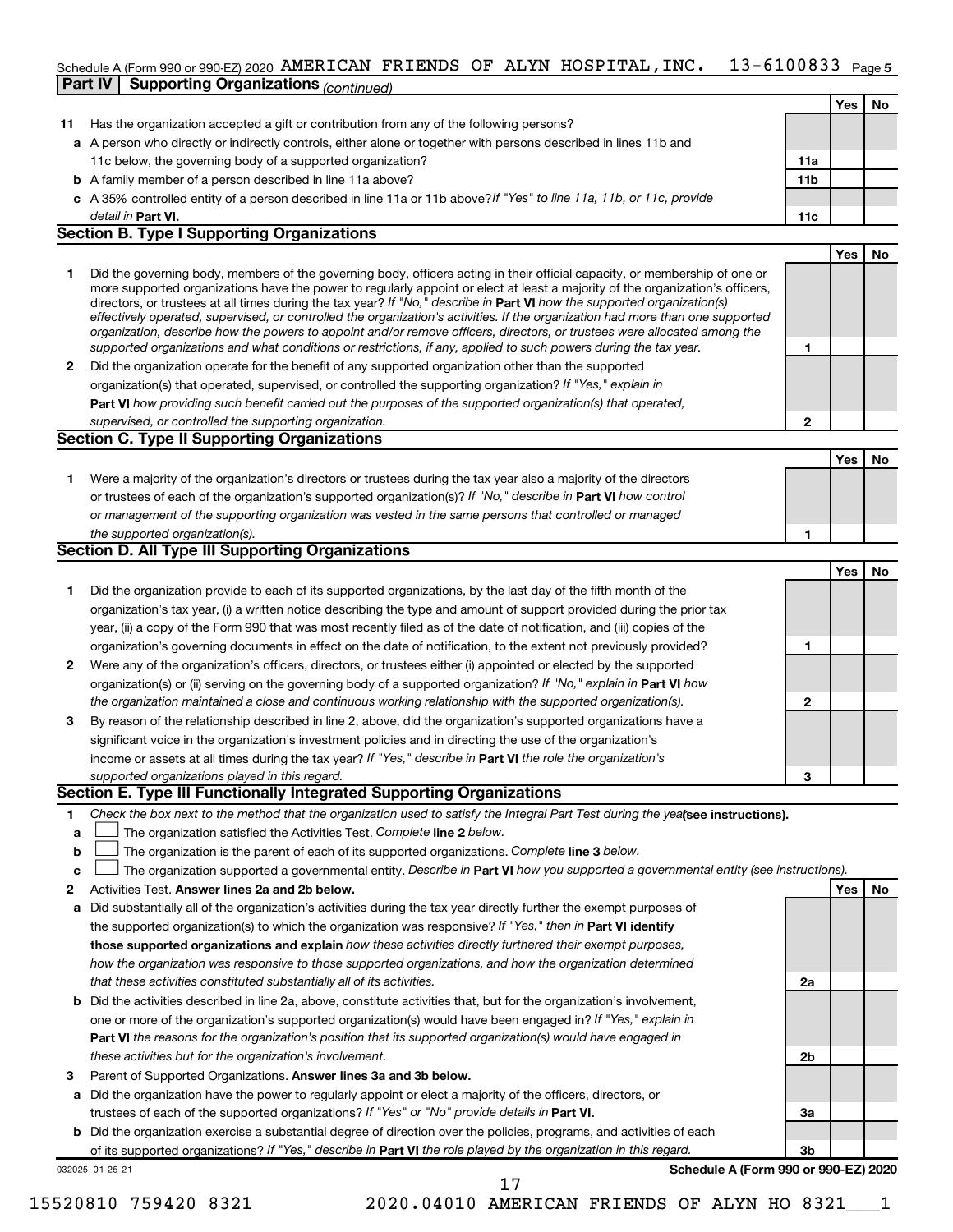Schedule A (Form 990 or 990-EZ) 2020 AMERICAN FRIENDS OF ALYN HOSPITAL, INC. 13-6100833 Page 5

**Part IV | Supporting Organizations** *(continued)*

| | | | Yes | No |
|---|---|---|---|---|
| **11** | Has the organization accepted a gift or contribution from any of the following persons? | | | |
| **a** | A person who directly or indirectly controls, either alone or together with persons described in lines 11b and 11c below, the governing body of a supported organization? | **11a** | | |
| **b** | A family member of a person described in line 11a above? | **11b** | | |
| **c** | A 35% controlled entity of a person described in line 11a or 11b above? *If "Yes" to line 11a, 11b, or 11c, provide detail in* **Part VI.** | **11c** | | |

## Section B. Type I Supporting Organizations

| | | | Yes | No |
|---|---|---|---|---|
| **1** | Did the governing body, members of the governing body, officers acting in their official capacity, or membership of one or more supported organizations have the power to regularly appoint or elect at least a majority of the organization's officers, directors, or trustees at all times during the tax year? *If "No," describe in* **Part VI** *how the supported organization(s) effectively operated, supervised, or controlled the organization's activities. If the organization had more than one supported organization, describe how the powers to appoint and/or remove officers, directors, or trustees were allocated among the supported organizations and what conditions or restrictions, if any, applied to such powers during the tax year.* | **1** | | |
| **2** | Did the organization operate for the benefit of any supported organization other than the supported organization(s) that operated, supervised, or controlled the supporting organization? *If "Yes," explain in* **Part VI** *how providing such benefit carried out the purposes of the supported organization(s) that operated, supervised, or controlled the supporting organization.* | **2** | | |

## Section C. Type II Supporting Organizations

| | | | Yes | No |
|---|---|---|---|---|
| **1** | Were a majority of the organization's directors or trustees during the tax year also a majority of the directors or trustees of each of the organization's supported organization(s)? *If "No," describe in* **Part VI** *how control or management of the supporting organization was vested in the same persons that controlled or managed the supported organization(s).* | **1** | | |

## Section D. All Type III Supporting Organizations

| | | | Yes | No |
|---|---|---|---|---|
| **1** | Did the organization provide to each of its supported organizations, by the last day of the fifth month of the organization's tax year, (i) a written notice describing the type and amount of support provided during the prior tax year, (ii) a copy of the Form 990 that was most recently filed as of the date of notification, and (iii) copies of the organization's governing documents in effect on the date of notification, to the extent not previously provided? | **1** | | |
| **2** | Were any of the organization's officers, directors, or trustees either (i) appointed or elected by the supported organization(s) or (ii) serving on the governing body of a supported organization? *If "No," explain in* **Part VI** *how the organization maintained a close and continuous working relationship with the supported organization(s).* | **2** | | |
| **3** | By reason of the relationship described in line 2, above, did the organization's supported organizations have a significant voice in the organization's investment policies and in directing the use of the organization's income or assets at all times during the tax year? *If "Yes," describe in* **Part VI** *the role the organization's supported organizations played in this regard.* | **3** | | |

## Section E. Type III Functionally Integrated Supporting Organizations

**1** *Check the box next to the method that the organization used to satisfy the Integral Part Test during the year* **(see instructions).**

- **a** ☐ The organization satisfied the Activities Test. *Complete* **line 2** *below.*
- **b** ☐ The organization is the parent of each of its supported organizations. *Complete* **line 3** *below.*
- **c** ☐ The organization supported a governmental entity. *Describe in* **Part VI** *how you supported a governmental entity (see instructions).*

| | | | Yes | No |
|---|---|---|---|---|
| **2** | Activities Test. **Answer lines 2a and 2b below.** | | | |
| **a** | Did substantially all of the organization's activities during the tax year directly further the exempt purposes of the supported organization(s) to which the organization was responsive? *If "Yes," then in* **Part VI identify those supported organizations and explain** *how these activities directly furthered their exempt purposes, how the organization was responsive to those supported organizations, and how the organization determined that these activities constituted substantially all of its activities.* | **2a** | | |
| **b** | Did the activities described in line 2a, above, constitute activities that, but for the organization's involvement, one or more of the organization's supported organization(s) would have been engaged in? *If "Yes," explain in* **Part VI** *the reasons for the organization's position that its supported organization(s) would have engaged in these activities but for the organization's involvement.* | **2b** | | |
| **3** | Parent of Supported Organizations. **Answer lines 3a and 3b below.** | | | |
| **a** | Did the organization have the power to regularly appoint or elect a majority of the officers, directors, or trustees of each of the supported organizations? *If "Yes" or "No" provide details in* **Part VI.** | **3a** | | |
| **b** | Did the organization exercise a substantial degree of direction over the policies, programs, and activities of each of its supported organizations? *If "Yes," describe in* **Part VI** *the role played by the organization in this regard.* | **3b** | | |

032025 01-25-21 **Schedule A (Form 990 or 990-EZ) 2020**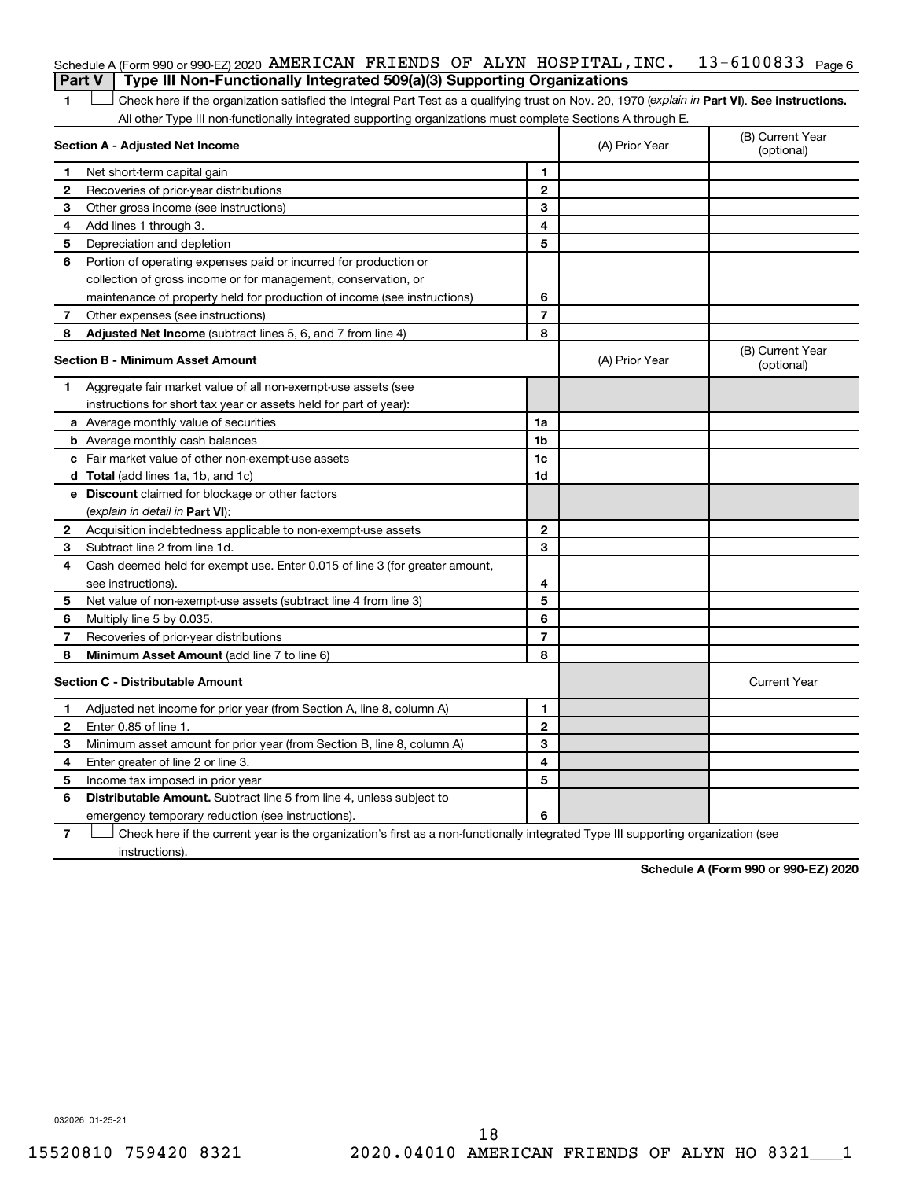Schedule A (Form 990 or 990-EZ) 2020 AMERICAN FRIENDS OF ALYN HOSPITAL,INC. 13-6100833 Page 6

## Part V | Type III Non-Functionally Integrated 509(a)(3) Supporting Organizations

1 ☐ Check here if the organization satisfied the Integral Part Test as a qualifying trust on Nov. 20, 1970 (*explain in* **Part VI**). **See instructions.** All other Type III non-functionally integrated supporting organizations must complete Sections A through E.

| **Section A - Adjusted Net Income** | | | (A) Prior Year | (B) Current Year (optional) |
|---|---|---|---|---|
| 1 | Net short-term capital gain | 1 | | |
| 2 | Recoveries of prior-year distributions | 2 | | |
| 3 | Other gross income (see instructions) | 3 | | |
| 4 | Add lines 1 through 3. | 4 | | |
| 5 | Depreciation and depletion | 5 | | |
| 6 | Portion of operating expenses paid or incurred for production or collection of gross income or for management, conservation, or maintenance of property held for production of income (see instructions) | 6 | | |
| 7 | Other expenses (see instructions) | 7 | | |
| 8 | **Adjusted Net Income** (subtract lines 5, 6, and 7 from line 4) | 8 | | |

| **Section B - Minimum Asset Amount** | | | (A) Prior Year | (B) Current Year (optional) |
|---|---|---|---|---|
| 1 | Aggregate fair market value of all non-exempt-use assets (see instructions for short tax year or assets held for part of year): | | | |
| a | Average monthly value of securities | 1a | | |
| b | Average monthly cash balances | 1b | | |
| c | Fair market value of other non-exempt-use assets | 1c | | |
| d | **Total** (add lines 1a, 1b, and 1c) | 1d | | |
| e | **Discount** claimed for blockage or other factors (*explain in detail in* **Part VI**): | | | |
| 2 | Acquisition indebtedness applicable to non-exempt-use assets | 2 | | |
| 3 | Subtract line 2 from line 1d. | 3 | | |
| 4 | Cash deemed held for exempt use. Enter 0.015 of line 3 (for greater amount, see instructions). | 4 | | |
| 5 | Net value of non-exempt-use assets (subtract line 4 from line 3) | 5 | | |
| 6 | Multiply line 5 by 0.035. | 6 | | |
| 7 | Recoveries of prior-year distributions | 7 | | |
| 8 | **Minimum Asset Amount** (add line 7 to line 6) | 8 | | |

| **Section C - Distributable Amount** | | | | Current Year |
|---|---|---|---|---|
| 1 | Adjusted net income for prior year (from Section A, line 8, column A) | 1 | | |
| 2 | Enter 0.85 of line 1. | 2 | | |
| 3 | Minimum asset amount for prior year (from Section B, line 8, column A) | 3 | | |
| 4 | Enter greater of line 2 or line 3. | 4 | | |
| 5 | Income tax imposed in prior year | 5 | | |
| 6 | **Distributable Amount.** Subtract line 5 from line 4, unless subject to emergency temporary reduction (see instructions). | 6 | | |

7 ☐ Check here if the current year is the organization's first as a non-functionally integrated Type III supporting organization (see instructions).

**Schedule A (Form 990 or 990-EZ) 2020**

032026 01-25-21

15520810 759420 8321 2020.04010 AMERICAN FRIENDS OF ALYN HO 8321___1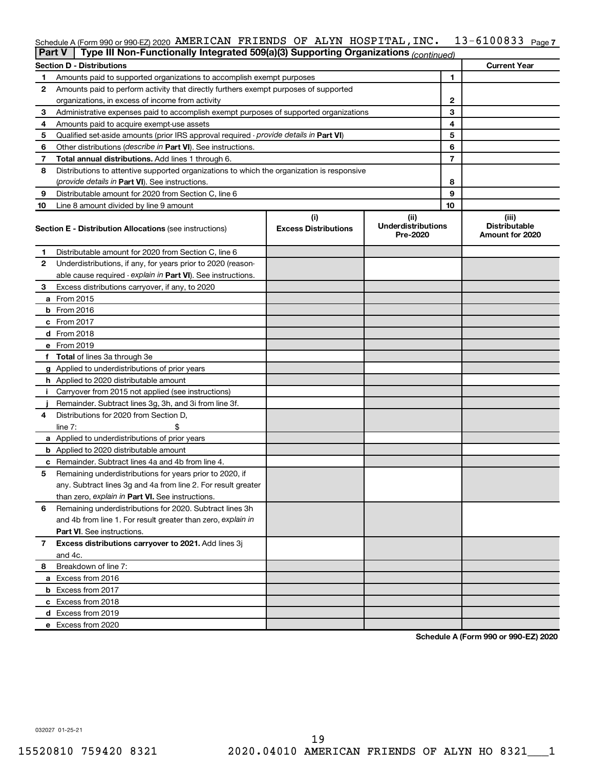Schedule A (Form 990 or 990-EZ) 2020 AMERICAN FRIENDS OF ALYN HOSPITAL,INC. 13-6100833 Page 7

**Part V | Type III Non-Functionally Integrated 509(a)(3) Supporting Organizations** *(continued)*

| **Section D - Distributions** | | | **Current Year** |
|---|---|---|---|
| 1 | Amounts paid to supported organizations to accomplish exempt purposes | 1 | |
| 2 | Amounts paid to perform activity that directly furthers exempt purposes of supported organizations, in excess of income from activity | 2 | |
| 3 | Administrative expenses paid to accomplish exempt purposes of supported organizations | 3 | |
| 4 | Amounts paid to acquire exempt-use assets | 4 | |
| 5 | Qualified set-aside amounts (prior IRS approval required - *provide details in* **Part VI**) | 5 | |
| 6 | Other distributions (*describe in* **Part VI**). See instructions. | 6 | |
| 7 | **Total annual distributions.** Add lines 1 through 6. | 7 | |
| 8 | Distributions to attentive supported organizations to which the organization is responsive (*provide details in* **Part VI**). See instructions. | 8 | |
| 9 | Distributable amount for 2020 from Section C, line 6 | 9 | |
| 10 | Line 8 amount divided by line 9 amount | 10 | |

| **Section E - Distribution Allocations** (see instructions) | (i) Excess Distributions | (ii) Underdistributions Pre-2020 | (iii) Distributable Amount for 2020 |
|---|---|---|---|
| **1** Distributable amount for 2020 from Section C, line 6 | | | |
| **2** Underdistributions, if any, for years prior to 2020 (reasonable cause required - *explain in* **Part VI**). See instructions. | | | |
| **3** Excess distributions carryover, if any, to 2020 | | | |
| **a** From 2015 | | | |
| **b** From 2016 | | | |
| **c** From 2017 | | | |
| **d** From 2018 | | | |
| **e** From 2019 | | | |
| **f** **Total** of lines 3a through 3e | | | |
| **g** Applied to underdistributions of prior years | | | |
| **h** Applied to 2020 distributable amount | | | |
| **i** Carryover from 2015 not applied (see instructions) | | | |
| **j** Remainder. Subtract lines 3g, 3h, and 3i from line 3f. | | | |
| **4** Distributions for 2020 from Section D, line 7: $ | | | |
| **a** Applied to underdistributions of prior years | | | |
| **b** Applied to 2020 distributable amount | | | |
| **c** Remainder. Subtract lines 4a and 4b from line 4. | | | |
| **5** Remaining underdistributions for years prior to 2020, if any. Subtract lines 3g and 4a from line 2. For result greater than zero, *explain in* **Part VI.** See instructions. | | | |
| **6** Remaining underdistributions for 2020. Subtract lines 3h and 4b from line 1. For result greater than zero, *explain in* **Part VI**. See instructions. | | | |
| **7** **Excess distributions carryover to 2021.** Add lines 3j and 4c. | | | |
| **8** Breakdown of line 7: | | | |
| **a** Excess from 2016 | | | |
| **b** Excess from 2017 | | | |
| **c** Excess from 2018 | | | |
| **d** Excess from 2019 | | | |
| **e** Excess from 2020 | | | |

**Schedule A (Form 990 or 990-EZ) 2020**

032027 01-25-21

15520810 759420 8321 2020.04010 AMERICAN FRIENDS OF ALYN HO 8321___1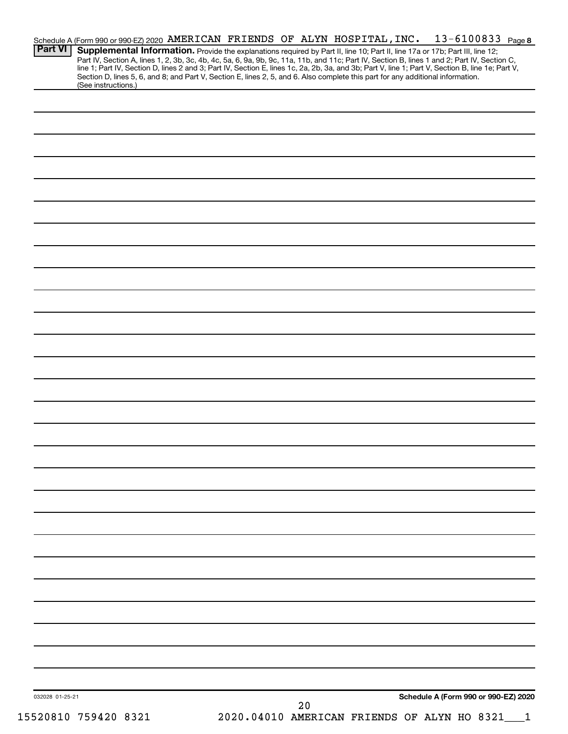Schedule A (Form 990 or 990-EZ) 2020 AMERICAN FRIENDS OF ALYN HOSPITAL,INC. 13-6100833 Page 8

**Part VI** **Supplemental Information.** Provide the explanations required by Part II, line 10; Part II, line 17a or 17b; Part III, line 12; Part IV, Section A, lines 1, 2, 3b, 3c, 4b, 4c, 5a, 6, 9a, 9b, 9c, 11a, 11b, and 11c; Part IV, Section B, lines 1 and 2; Part IV, Section C, line 1; Part IV, Section D, lines 2 and 3; Part IV, Section E, lines 1c, 2a, 2b, 3a, and 3b; Part V, line 1; Part V, Section B, line 1e; Part V, Section D, lines 5, 6, and 8; and Part V, Section E, lines 2, 5, and 6. Also complete this part for any additional information. (See instructions.)

032028 01-25-21

**Schedule A (Form 990 or 990-EZ) 2020**

15520810 759420 8321 2020.04010 AMERICAN FRIENDS OF ALYN HO 8321___1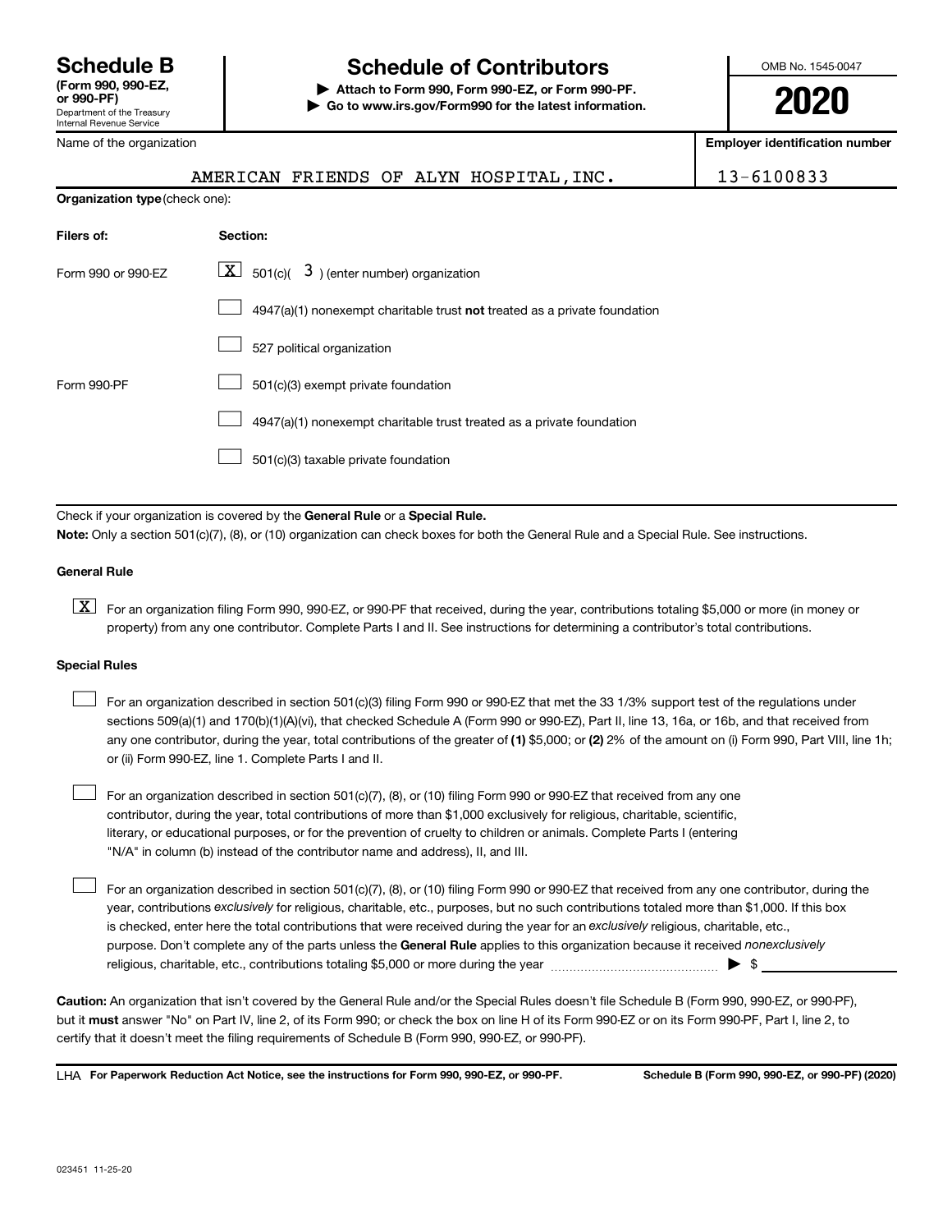# Schedule B

**(Form 990, 990-EZ, or 990-PF)**
Department of the Treasury
Internal Revenue Service

# Schedule of Contributors

▶ **Attach to Form 990, Form 990-EZ, or Form 990-PF.**
▶ **Go to www.irs.gov/Form990 for the latest information.**

OMB No. 1545-0047

**2020**

| Name of the organization | Employer identification number |
| --- | --- |
| AMERICAN FRIENDS OF ALYN HOSPITAL,INC. | 13-6100833 |

**Organization type** (check one):

| Filers of: | Section: |
| --- | --- |
| Form 990 or 990-EZ | [X] 501(c)( 3 ) (enter number) organization |
| | [ ] 4947(a)(1) nonexempt charitable trust **not** treated as a private foundation |
| | [ ] 527 political organization |
| Form 990-PF | [ ] 501(c)(3) exempt private foundation |
| | [ ] 4947(a)(1) nonexempt charitable trust treated as a private foundation |
| | [ ] 501(c)(3) taxable private foundation |

Check if your organization is covered by the **General Rule** or a **Special Rule.**

**Note:** Only a section 501(c)(7), (8), or (10) organization can check boxes for both the General Rule and a Special Rule. See instructions.

**General Rule**

[X] For an organization filing Form 990, 990-EZ, or 990-PF that received, during the year, contributions totaling $5,000 or more (in money or property) from any one contributor. Complete Parts I and II. See instructions for determining a contributor's total contributions.

**Special Rules**

[ ] For an organization described in section 501(c)(3) filing Form 990 or 990-EZ that met the 33 1/3% support test of the regulations under sections 509(a)(1) and 170(b)(1)(A)(vi), that checked Schedule A (Form 990 or 990-EZ), Part II, line 13, 16a, or 16b, and that received from any one contributor, during the year, total contributions of the greater of **(1)** $5,000; or **(2)** 2% of the amount on (i) Form 990, Part VIII, line 1h; or (ii) Form 990-EZ, line 1. Complete Parts I and II.

[ ] For an organization described in section 501(c)(7), (8), or (10) filing Form 990 or 990-EZ that received from any one contributor, during the year, total contributions of more than $1,000 exclusively for religious, charitable, scientific, literary, or educational purposes, or for the prevention of cruelty to children or animals. Complete Parts I (entering "N/A" in column (b) instead of the contributor name and address), II, and III.

[ ] For an organization described in section 501(c)(7), (8), or (10) filing Form 990 or 990-EZ that received from any one contributor, during the year, contributions *exclusively* for religious, charitable, etc., purposes, but no such contributions totaled more than $1,000. If this box is checked, enter here the total contributions that were received during the year for an *exclusively* religious, charitable, etc., purpose. Don't complete any of the parts unless the **General Rule** applies to this organization because it received *nonexclusively* religious, charitable, etc., contributions totaling $5,000 or more during the year ▶ $ ____________

**Caution:** An organization that isn't covered by the General Rule and/or the Special Rules doesn't file Schedule B (Form 990, 990-EZ, or 990-PF), but it **must** answer "No" on Part IV, line 2, of its Form 990; or check the box on line H of its Form 990-EZ or on its Form 990-PF, Part I, line 2, to certify that it doesn't meet the filing requirements of Schedule B (Form 990, 990-EZ, or 990-PF).

LHA **For Paperwork Reduction Act Notice, see the instructions for Form 990, 990-EZ, or 990-PF.** **Schedule B (Form 990, 990-EZ, or 990-PF) (2020)**

023451 11-25-20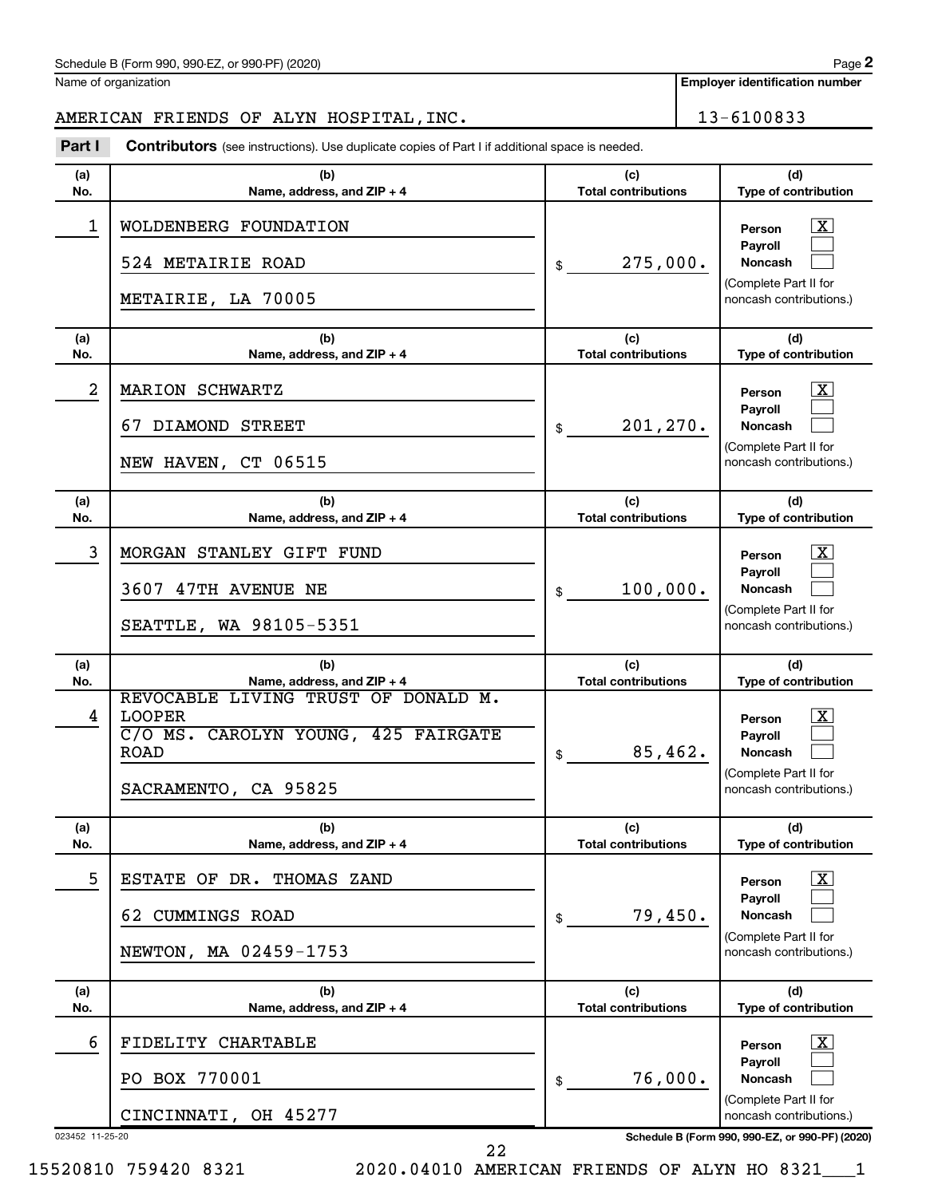Schedule B (Form 990, 990-EZ, or 990-PF) (2020) Page **2**

Name of organization: AMERICAN FRIENDS OF ALYN HOSPITAL,INC.

Employer identification number: 13-6100833

**Part I** **Contributors** (see instructions). Use duplicate copies of Part I if additional space is needed.

| (a) No. | (b) Name, address, and ZIP + 4 | (c) Total contributions | (d) Type of contribution |
|---|---|---|---|
| 1 | WOLDENBERG FOUNDATION<br>524 METAIRIE ROAD<br>METAIRIE, LA 70005 | $ 275,000. | Person [X]<br>Payroll [ ]<br>Noncash [ ]<br>(Complete Part II for noncash contributions.) |
| 2 | MARION SCHWARTZ<br>67 DIAMOND STREET<br>NEW HAVEN, CT 06515 | $ 201,270. | Person [X]<br>Payroll [ ]<br>Noncash [ ]<br>(Complete Part II for noncash contributions.) |
| 3 | MORGAN STANLEY GIFT FUND<br>3607 47TH AVENUE NE<br>SEATTLE, WA 98105-5351 | $ 100,000. | Person [X]<br>Payroll [ ]<br>Noncash [ ]<br>(Complete Part II for noncash contributions.) |
| 4 | REVOCABLE LIVING TRUST OF DONALD M. LOOPER<br>C/O MS. CAROLYN YOUNG, 425 FAIRGATE ROAD<br>SACRAMENTO, CA 95825 | $ 85,462. | Person [X]<br>Payroll [ ]<br>Noncash [ ]<br>(Complete Part II for noncash contributions.) |
| 5 | ESTATE OF DR. THOMAS ZAND<br>62 CUMMINGS ROAD<br>NEWTON, MA 02459-1753 | $ 79,450. | Person [X]<br>Payroll [ ]<br>Noncash [ ]<br>(Complete Part II for noncash contributions.) |
| 6 | FIDELITY CHARTABLE<br>PO BOX 770001<br>CINCINNATI, OH 45277 | $ 76,000. | Person [X]<br>Payroll [ ]<br>Noncash [ ]<br>(Complete Part II for noncash contributions.) |

023452 11-25-20 **Schedule B (Form 990, 990-EZ, or 990-PF) (2020)**

15520810 759420 8321 2020.04010 AMERICAN FRIENDS OF ALYN HO 8321___1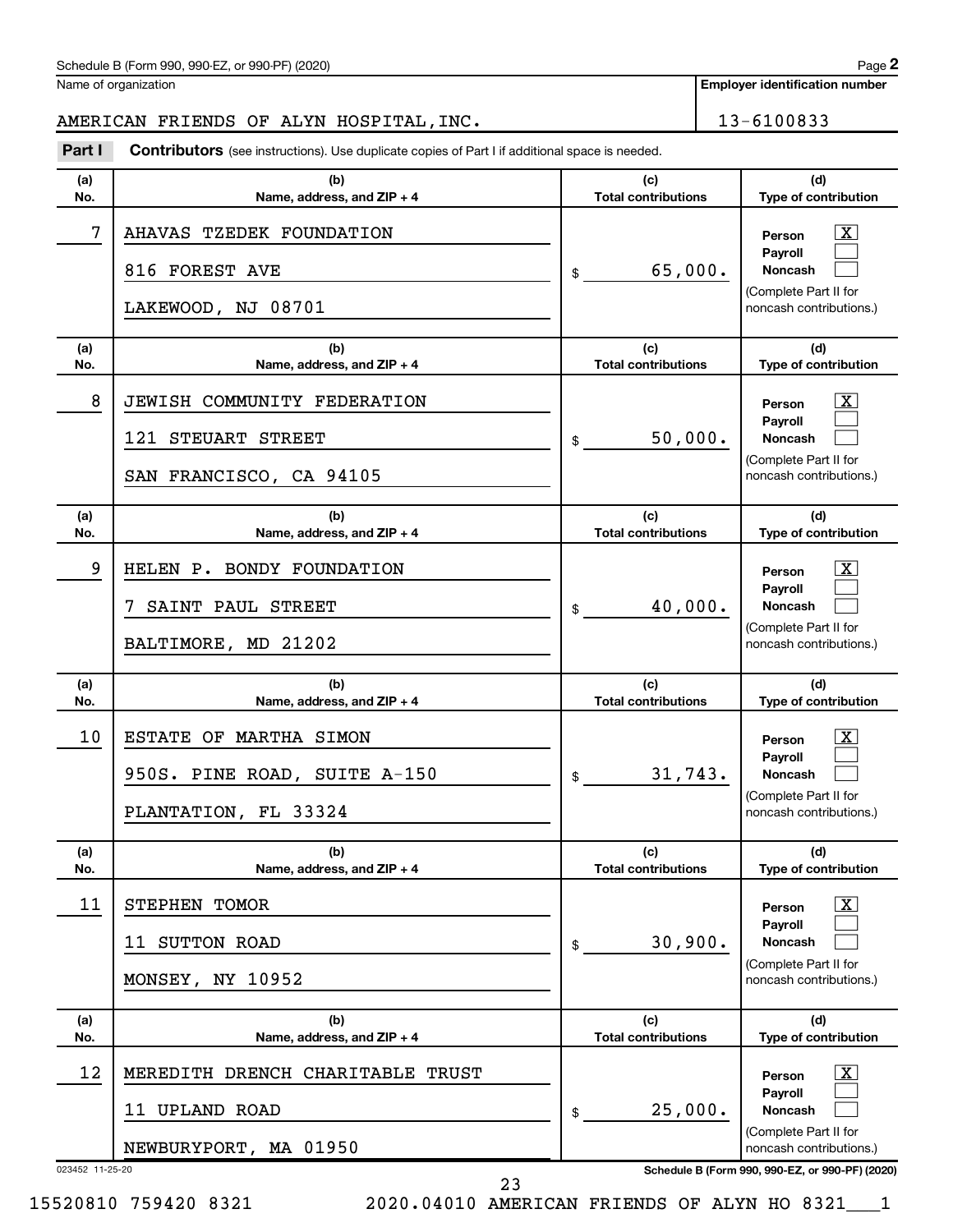Schedule B (Form 990, 990-EZ, or 990-PF) (2020)

Name of organization: AMERICAN FRIENDS OF ALYN HOSPITAL, INC.

Employer identification number: 13-6100833

**Part I** **Contributors** (see instructions). Use duplicate copies of Part I if additional space is needed.

| (a) No. | (b) Name, address, and ZIP + 4 | (c) Total contributions | (d) Type of contribution |
|---|---|---|---|
| 7 | AHAVAS TZEDEK FOUNDATION<br>816 FOREST AVE<br>LAKEWOOD, NJ 08701 | $ 65,000. | Person [X]<br>Payroll [ ]<br>Noncash [ ]<br>(Complete Part II for noncash contributions.) |
| 8 | JEWISH COMMUNITY FEDERATION<br>121 STEUART STREET<br>SAN FRANCISCO, CA 94105 | $ 50,000. | Person [X]<br>Payroll [ ]<br>Noncash [ ]<br>(Complete Part II for noncash contributions.) |
| 9 | HELEN P. BONDY FOUNDATION<br>7 SAINT PAUL STREET<br>BALTIMORE, MD 21202 | $ 40,000. | Person [X]<br>Payroll [ ]<br>Noncash [ ]<br>(Complete Part II for noncash contributions.) |
| 10 | ESTATE OF MARTHA SIMON<br>950S. PINE ROAD, SUITE A-150<br>PLANTATION, FL 33324 | $ 31,743. | Person [X]<br>Payroll [ ]<br>Noncash [ ]<br>(Complete Part II for noncash contributions.) |
| 11 | STEPHEN TOMOR<br>11 SUTTON ROAD<br>MONSEY, NY 10952 | $ 30,900. | Person [X]<br>Payroll [ ]<br>Noncash [ ]<br>(Complete Part II for noncash contributions.) |
| 12 | MEREDITH DRENCH CHARITABLE TRUST<br>11 UPLAND ROAD<br>NEWBURYPORT, MA 01950 | $ 25,000. | Person [X]<br>Payroll [ ]<br>Noncash [ ]<br>(Complete Part II for noncash contributions.) |

023452 11-25-20

15520810 759420 8321 2020.04010 AMERICAN FRIENDS OF ALYN HO 8321___1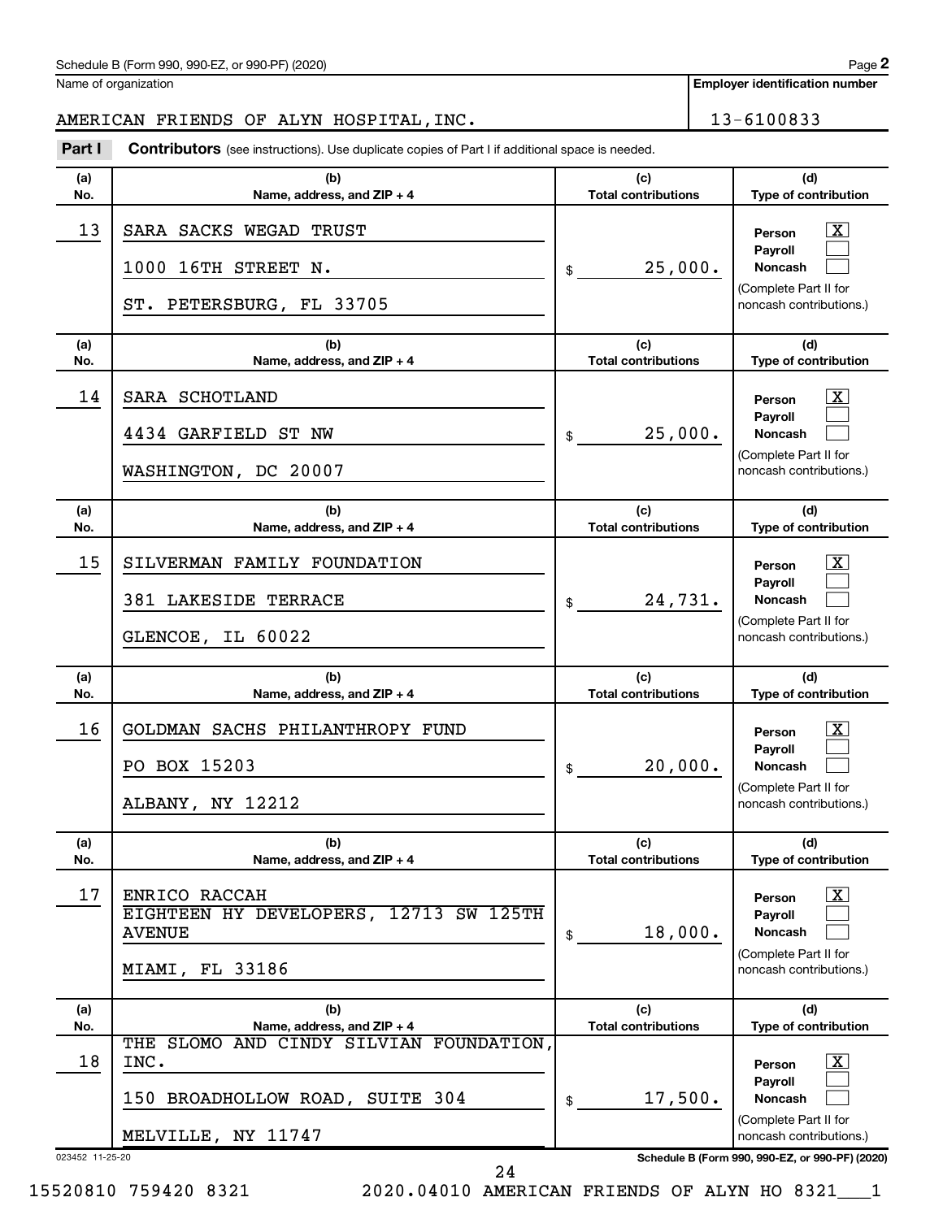Schedule B (Form 990, 990-EZ, or 990-PF) (2020)

Name of organization: AMERICAN FRIENDS OF ALYN HOSPITAL,INC.

Employer identification number: 13-6100833

**Part I** **Contributors** (see instructions). Use duplicate copies of Part I if additional space is needed.

| (a) No. | (b) Name, address, and ZIP + 4 | (c) Total contributions | (d) Type of contribution |
|---|---|---|---|
| 13 | SARA SACKS WEGAD TRUST<br>1000 16TH STREET N.<br>ST. PETERSBURG, FL 33705 | $ 25,000. | Person [X]<br>Payroll [ ]<br>Noncash [ ]<br>(Complete Part II for noncash contributions.) |
| 14 | SARA SCHOTLAND<br>4434 GARFIELD ST NW<br>WASHINGTON, DC 20007 | $ 25,000. | Person [X]<br>Payroll [ ]<br>Noncash [ ]<br>(Complete Part II for noncash contributions.) |
| 15 | SILVERMAN FAMILY FOUNDATION<br>381 LAKESIDE TERRACE<br>GLENCOE, IL 60022 | $ 24,731. | Person [X]<br>Payroll [ ]<br>Noncash [ ]<br>(Complete Part II for noncash contributions.) |
| 16 | GOLDMAN SACHS PHILANTHROPY FUND<br>PO BOX 15203<br>ALBANY, NY 12212 | $ 20,000. | Person [X]<br>Payroll [ ]<br>Noncash [ ]<br>(Complete Part II for noncash contributions.) |
| 17 | ENRICO RACCAH<br>EIGHTEEN HY DEVELOPERS, 12713 SW 125TH AVENUE<br>MIAMI, FL 33186 | $ 18,000. | Person [X]<br>Payroll [ ]<br>Noncash [ ]<br>(Complete Part II for noncash contributions.) |
| 18 | THE SLOMO AND CINDY SILVIAN FOUNDATION, INC.<br>150 BROADHOLLOW ROAD, SUITE 304<br>MELVILLE, NY 11747 | $ 17,500. | Person [X]<br>Payroll [ ]<br>Noncash [ ]<br>(Complete Part II for noncash contributions.) |

023452 11-25-20

Schedule B (Form 990, 990-EZ, or 990-PF) (2020)

15520810 759420 8321 2020.04010 AMERICAN FRIENDS OF ALYN HO 8321___1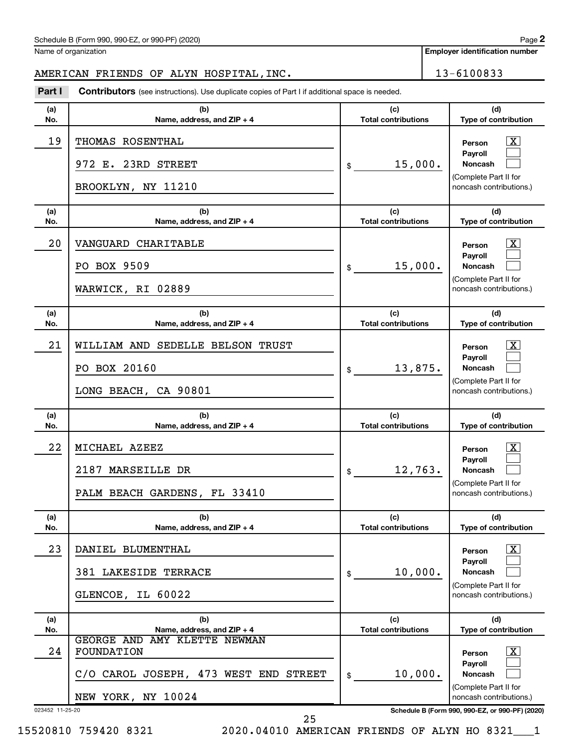Schedule B (Form 990, 990-EZ, or 990-PF) (2020) Page **2**

Name of organization: AMERICAN FRIENDS OF ALYN HOSPITAL,INC.

**Employer identification number:** 13-6100833

**Part I** **Contributors** (see instructions). Use duplicate copies of Part I if additional space is needed.

| (a) No. | (b) Name, address, and ZIP + 4 | (c) Total contributions | (d) Type of contribution |
|---|---|---|---|
| 19 | THOMAS ROSENTHAL<br>972 E. 23RD STREET<br>BROOKLYN, NY 11210 | $ 15,000. | Person [X]<br>Payroll [ ]<br>Noncash [ ]<br>(Complete Part II for noncash contributions.) |
| 20 | VANGUARD CHARITABLE<br>PO BOX 9509<br>WARWICK, RI 02889 | $ 15,000. | Person [X]<br>Payroll [ ]<br>Noncash [ ]<br>(Complete Part II for noncash contributions.) |
| 21 | WILLIAM AND SEDELLE BELSON TRUST<br>PO BOX 20160<br>LONG BEACH, CA 90801 | $ 13,875. | Person [X]<br>Payroll [ ]<br>Noncash [ ]<br>(Complete Part II for noncash contributions.) |
| 22 | MICHAEL AZEEZ<br>2187 MARSEILLE DR<br>PALM BEACH GARDENS, FL 33410 | $ 12,763. | Person [X]<br>Payroll [ ]<br>Noncash [ ]<br>(Complete Part II for noncash contributions.) |
| 23 | DANIEL BLUMENTHAL<br>381 LAKESIDE TERRACE<br>GLENCOE, IL 60022 | $ 10,000. | Person [X]<br>Payroll [ ]<br>Noncash [ ]<br>(Complete Part II for noncash contributions.) |
| 24 | GEORGE AND AMY KLETTE NEWMAN FOUNDATION<br>C/O CAROL JOSEPH, 473 WEST END STREET<br>NEW YORK, NY 10024 | $ 10,000. | Person [X]<br>Payroll [ ]<br>Noncash [ ]<br>(Complete Part II for noncash contributions.) |

023452 11-25-20 **Schedule B (Form 990, 990-EZ, or 990-PF) (2020)**

15520810 759420 8321 2020.04010 AMERICAN FRIENDS OF ALYN HO 8321___1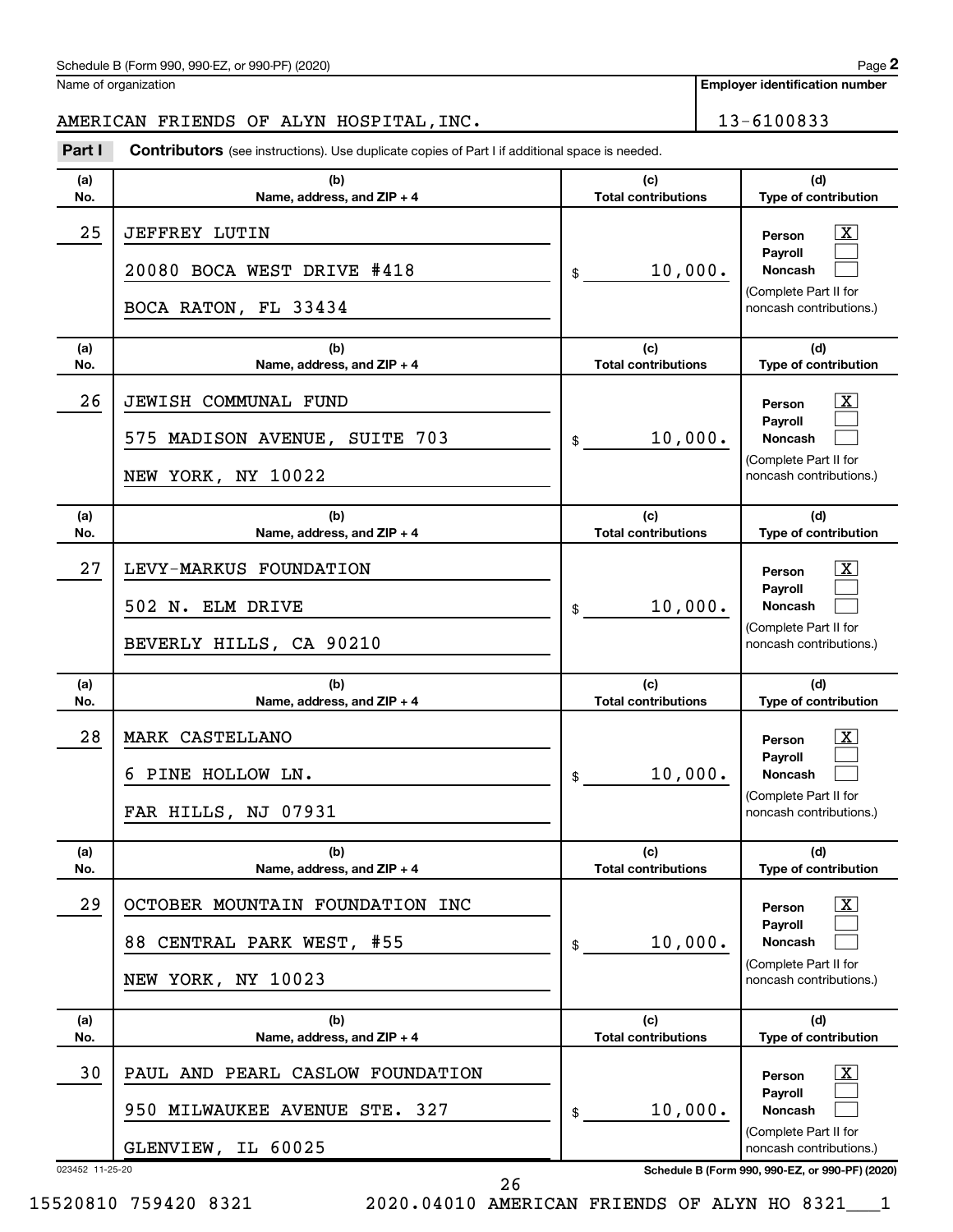Schedule B (Form 990, 990-EZ, or 990-PF) (2020) Page **2**

Name of organization: AMERICAN FRIENDS OF ALYN HOSPITAL,INC.

Employer identification number: 13-6100833

**Part I** **Contributors** (see instructions). Use duplicate copies of Part I if additional space is needed.

| (a) No. | (b) Name, address, and ZIP + 4 | (c) Total contributions | (d) Type of contribution |
|---|---|---|---|
| 25 | JEFFREY LUTIN<br>20080 BOCA WEST DRIVE #418<br>BOCA RATON, FL 33434 | $ 10,000. | Person [X]<br>Payroll [ ]<br>Noncash [ ]<br>(Complete Part II for noncash contributions.) |
| 26 | JEWISH COMMUNAL FUND<br>575 MADISON AVENUE, SUITE 703<br>NEW YORK, NY 10022 | $ 10,000. | Person [X]<br>Payroll [ ]<br>Noncash [ ]<br>(Complete Part II for noncash contributions.) |
| 27 | LEVY-MARKUS FOUNDATION<br>502 N. ELM DRIVE<br>BEVERLY HILLS, CA 90210 | $ 10,000. | Person [X]<br>Payroll [ ]<br>Noncash [ ]<br>(Complete Part II for noncash contributions.) |
| 28 | MARK CASTELLANO<br>6 PINE HOLLOW LN.<br>FAR HILLS, NJ 07931 | $ 10,000. | Person [X]<br>Payroll [ ]<br>Noncash [ ]<br>(Complete Part II for noncash contributions.) |
| 29 | OCTOBER MOUNTAIN FOUNDATION INC<br>88 CENTRAL PARK WEST, #55<br>NEW YORK, NY 10023 | $ 10,000. | Person [X]<br>Payroll [ ]<br>Noncash [ ]<br>(Complete Part II for noncash contributions.) |
| 30 | PAUL AND PEARL CASLOW FOUNDATION<br>950 MILWAUKEE AVENUE STE. 327<br>GLENVIEW, IL 60025 | $ 10,000. | Person [X]<br>Payroll [ ]<br>Noncash [ ]<br>(Complete Part II for noncash contributions.) |

023452 11-25-20 Schedule B (Form 990, 990-EZ, or 990-PF) (2020)

15520810 759420 8321 2020.04010 AMERICAN FRIENDS OF ALYN HO 8321___1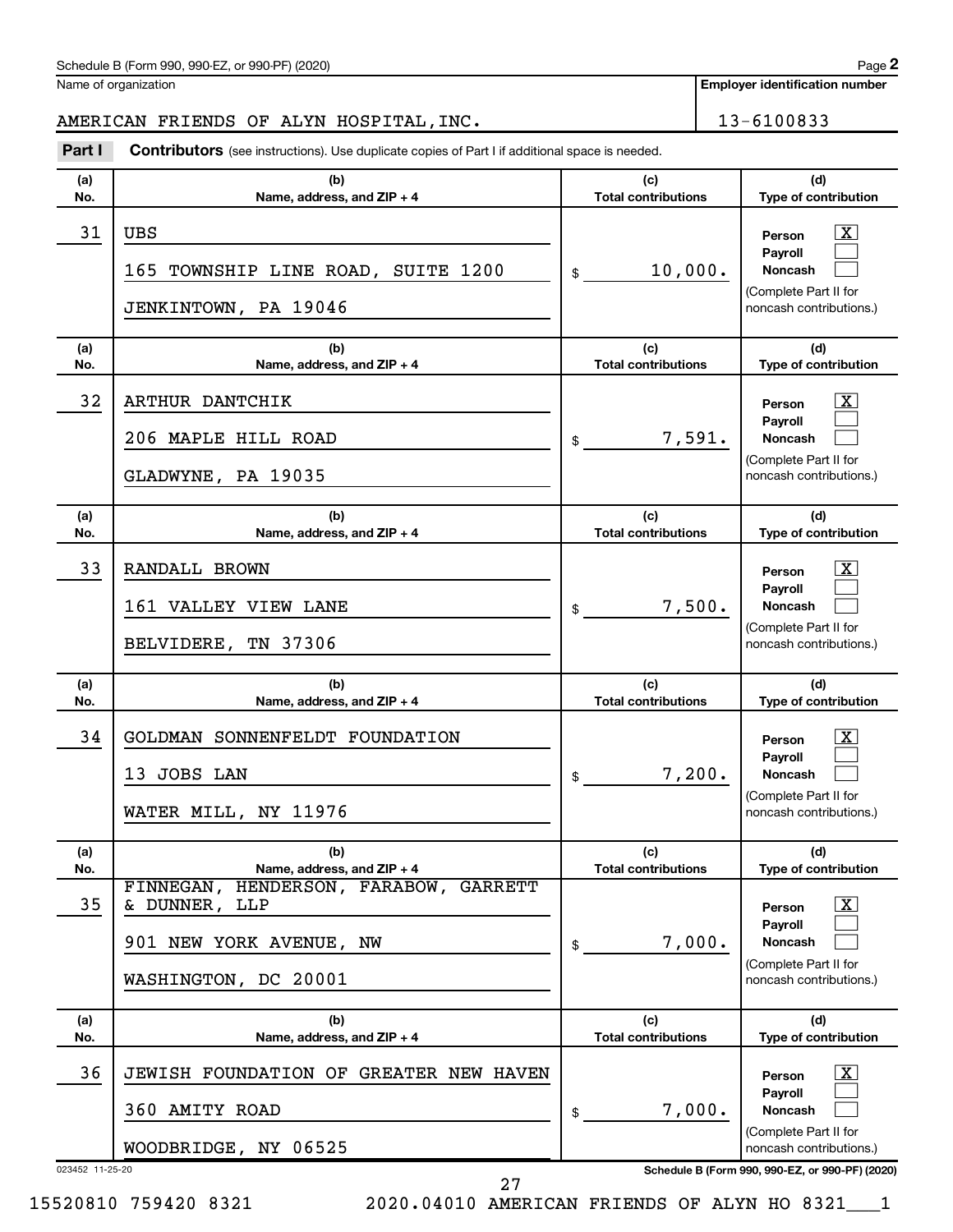Schedule B (Form 990, 990-EZ, or 990-PF) (2020) Page **2**

Name of organization: AMERICAN FRIENDS OF ALYN HOSPITAL,INC.

**Employer identification number**: 13-6100833

**Part I** **Contributors** (see instructions). Use duplicate copies of Part I if additional space is needed.

| (a) No. | (b) Name, address, and ZIP + 4 | (c) Total contributions | (d) Type of contribution |
|---|---|---|---|
| 31 | UBS<br>165 TOWNSHIP LINE ROAD, SUITE 1200<br>JENKINTOWN, PA 19046 | $ 10,000. | Person [X]<br>Payroll [ ]<br>Noncash [ ]<br>(Complete Part II for noncash contributions.) |
| 32 | ARTHUR DANTCHIK<br>206 MAPLE HILL ROAD<br>GLADWYNE, PA 19035 | $ 7,591. | Person [X]<br>Payroll [ ]<br>Noncash [ ]<br>(Complete Part II for noncash contributions.) |
| 33 | RANDALL BROWN<br>161 VALLEY VIEW LANE<br>BELVIDERE, TN 37306 | $ 7,500. | Person [X]<br>Payroll [ ]<br>Noncash [ ]<br>(Complete Part II for noncash contributions.) |
| 34 | GOLDMAN SONNENFELDT FOUNDATION<br>13 JOBS LAN<br>WATER MILL, NY 11976 | $ 7,200. | Person [X]<br>Payroll [ ]<br>Noncash [ ]<br>(Complete Part II for noncash contributions.) |
| 35 | FINNEGAN, HENDERSON, FARABOW, GARRETT & DUNNER, LLP<br>901 NEW YORK AVENUE, NW<br>WASHINGTON, DC 20001 | $ 7,000. | Person [X]<br>Payroll [ ]<br>Noncash [ ]<br>(Complete Part II for noncash contributions.) |
| 36 | JEWISH FOUNDATION OF GREATER NEW HAVEN<br>360 AMITY ROAD<br>WOODBRIDGE, NY 06525 | $ 7,000. | Person [X]<br>Payroll [ ]<br>Noncash [ ]<br>(Complete Part II for noncash contributions.) |

023452 11-25-20 **Schedule B (Form 990, 990-EZ, or 990-PF) (2020)**

15520810 759420 8321 2020.04010 AMERICAN FRIENDS OF ALYN HO 8321___1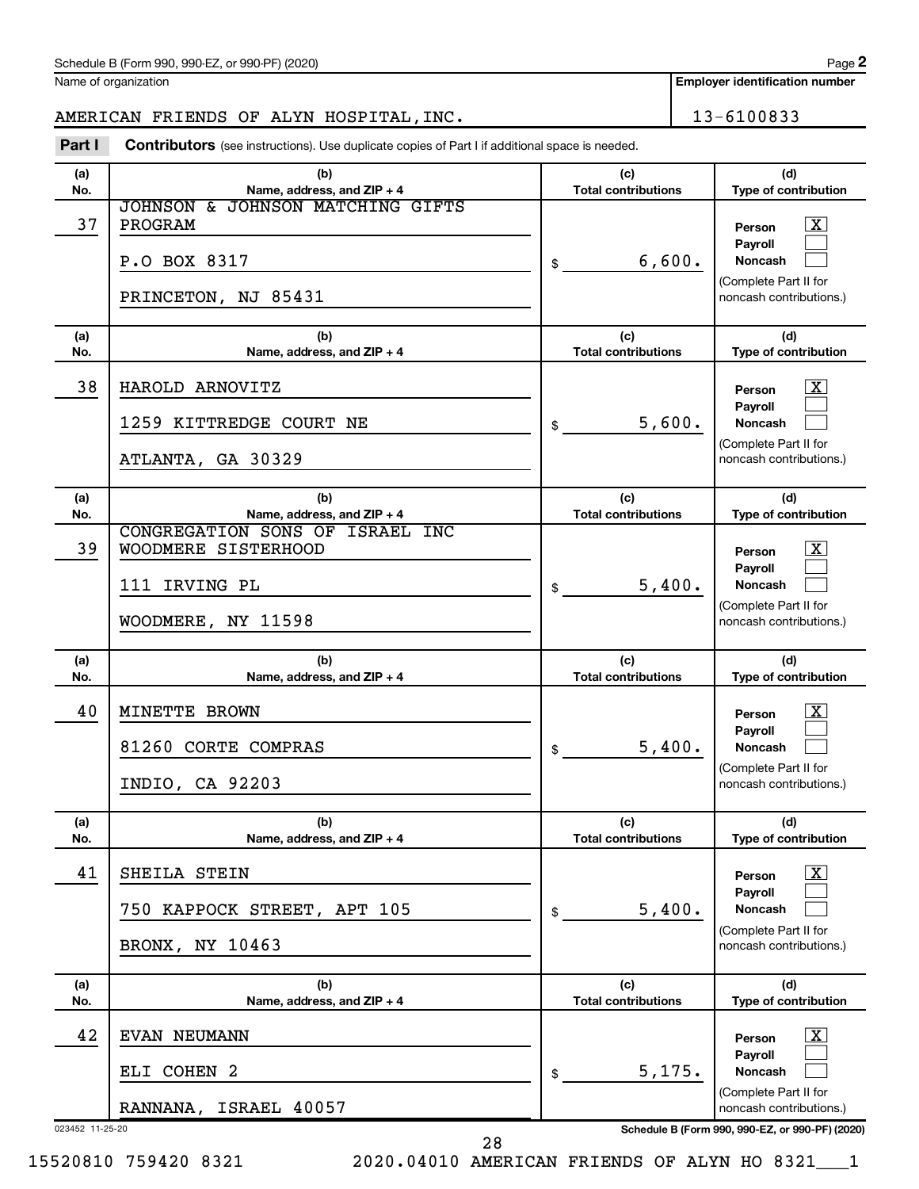Schedule B (Form 990, 990-EZ, or 990-PF) (2020) Page **2**

Name of organization: AMERICAN FRIENDS OF ALYN HOSPITAL,INC.

**Employer identification number:** 13-6100833

**Part I** **Contributors** (see instructions). Use duplicate copies of Part I if additional space is needed.

| (a) No. | (b) Name, address, and ZIP + 4 | (c) Total contributions | (d) Type of contribution |
|---|---|---|---|
| 37 | JOHNSON & JOHNSON MATCHING GIFTS PROGRAM<br>P.O BOX 8317<br>PRINCETON, NJ 85431 | $ 6,600. | Person [X]<br>Payroll [ ]<br>Noncash [ ]<br>(Complete Part II for noncash contributions.) |
| 38 | HAROLD ARNOVITZ<br>1259 KITTREDGE COURT NE<br>ATLANTA, GA 30329 | $ 5,600. | Person [X]<br>Payroll [ ]<br>Noncash [ ]<br>(Complete Part II for noncash contributions.) |
| 39 | CONGREGATION SONS OF ISRAEL INC WOODMERE SISTERHOOD<br>111 IRVING PL<br>WOODMERE, NY 11598 | $ 5,400. | Person [X]<br>Payroll [ ]<br>Noncash [ ]<br>(Complete Part II for noncash contributions.) |
| 40 | MINETTE BROWN<br>81260 CORTE COMPRAS<br>INDIO, CA 92203 | $ 5,400. | Person [X]<br>Payroll [ ]<br>Noncash [ ]<br>(Complete Part II for noncash contributions.) |
| 41 | SHEILA STEIN<br>750 KAPPOCK STREET, APT 105<br>BRONX, NY 10463 | $ 5,400. | Person [X]<br>Payroll [ ]<br>Noncash [ ]<br>(Complete Part II for noncash contributions.) |
| 42 | EVAN NEUMANN<br>ELI COHEN 2<br>RANNANA, ISRAEL 40057 | $ 5,175. | Person [X]<br>Payroll [ ]<br>Noncash [ ]<br>(Complete Part II for noncash contributions.) |

023452 11-25-20 **Schedule B (Form 990, 990-EZ, or 990-PF) (2020)**

15520810 759420 8321 2020.04010 AMERICAN FRIENDS OF ALYN HO 8321___1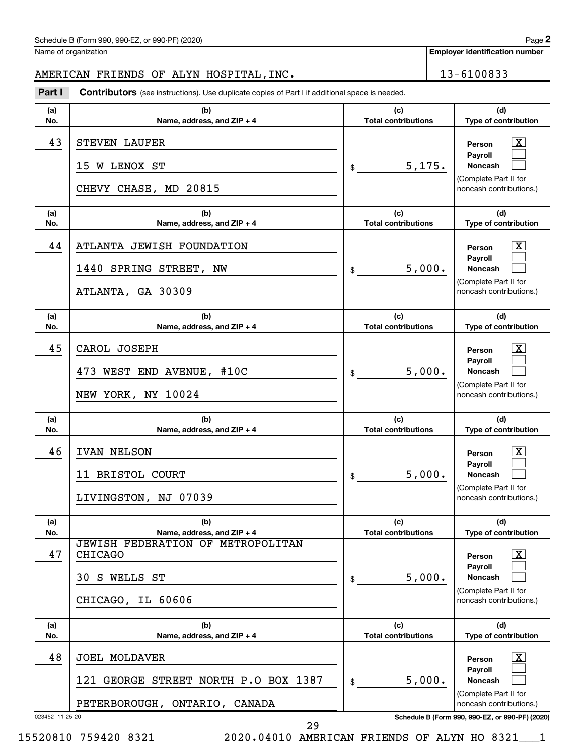Schedule B (Form 990, 990-EZ, or 990-PF) (2020) Page **2**

Name of organization: AMERICAN FRIENDS OF ALYN HOSPITAL, INC.

Employer identification number: 13-6100833

**Part I** **Contributors** (see instructions). Use duplicate copies of Part I if additional space is needed.

| (a) No. | (b) Name, address, and ZIP + 4 | (c) Total contributions | (d) Type of contribution |
|---|---|---|---|
| 43 | STEVEN LAUFER<br>15 W LENOX ST<br>CHEVY CHASE, MD 20815 | $ 5,175. | Person [X]<br>Payroll [ ]<br>Noncash [ ]<br>(Complete Part II for noncash contributions.) |
| 44 | ATLANTA JEWISH FOUNDATION<br>1440 SPRING STREET, NW<br>ATLANTA, GA 30309 | $ 5,000. | Person [X]<br>Payroll [ ]<br>Noncash [ ]<br>(Complete Part II for noncash contributions.) |
| 45 | CAROL JOSEPH<br>473 WEST END AVENUE, #10C<br>NEW YORK, NY 10024 | $ 5,000. | Person [X]<br>Payroll [ ]<br>Noncash [ ]<br>(Complete Part II for noncash contributions.) |
| 46 | IVAN NELSON<br>11 BRISTOL COURT<br>LIVINGSTON, NJ 07039 | $ 5,000. | Person [X]<br>Payroll [ ]<br>Noncash [ ]<br>(Complete Part II for noncash contributions.) |
| 47 | JEWISH FEDERATION OF METROPOLITAN CHICAGO<br>30 S WELLS ST<br>CHICAGO, IL 60606 | $ 5,000. | Person [X]<br>Payroll [ ]<br>Noncash [ ]<br>(Complete Part II for noncash contributions.) |
| 48 | JOEL MOLDAVER<br>121 GEORGE STREET NORTH P.O BOX 1387<br>PETERBOROUGH, ONTARIO, CANADA | $ 5,000. | Person [X]<br>Payroll [ ]<br>Noncash [ ]<br>(Complete Part II for noncash contributions.) |

023452 11-25-20 Schedule B (Form 990, 990-EZ, or 990-PF) (2020)

15520810 759420 8321 2020.04010 AMERICAN FRIENDS OF ALYN HO 8321___1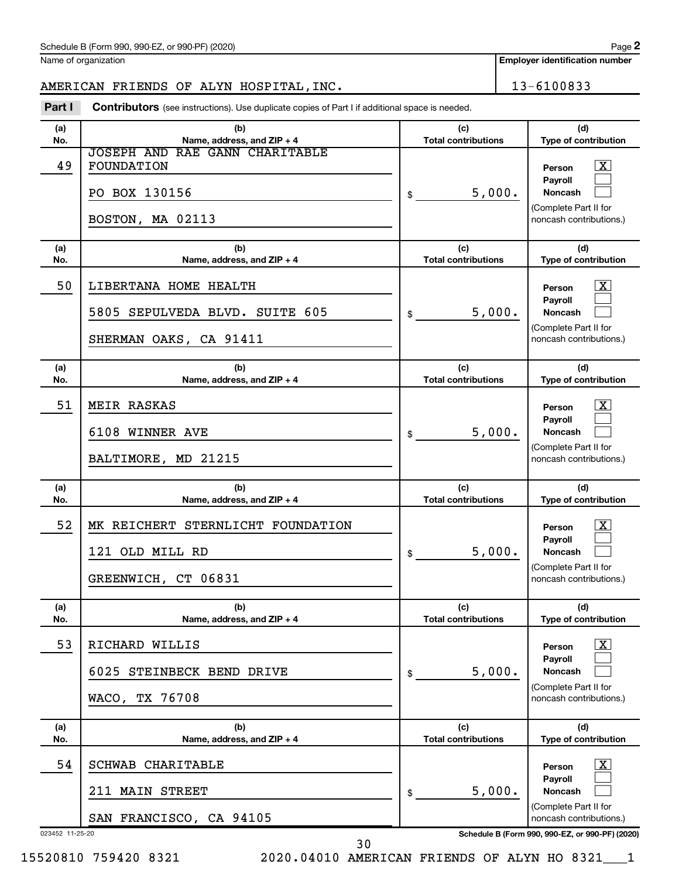Schedule B (Form 990, 990-EZ, or 990-PF) (2020)

Name of organization: AMERICAN FRIENDS OF ALYN HOSPITAL,INC.

Employer identification number: 13-6100833

**Part I** **Contributors** (see instructions). Use duplicate copies of Part I if additional space is needed.

| (a) No. | (b) Name, address, and ZIP + 4 | (c) Total contributions | (d) Type of contribution |
|---|---|---|---|
| 49 | JOSEPH AND RAE GANN CHARITABLE FOUNDATION<br>PO BOX 130156<br>BOSTON, MA 02113 | $ 5,000. | Person [X]<br>Payroll [ ]<br>Noncash [ ]<br>(Complete Part II for noncash contributions.) |
| 50 | LIBERTANA HOME HEALTH<br>5805 SEPULVEDA BLVD. SUITE 605<br>SHERMAN OAKS, CA 91411 | $ 5,000. | Person [X]<br>Payroll [ ]<br>Noncash [ ]<br>(Complete Part II for noncash contributions.) |
| 51 | MEIR RASKAS<br>6108 WINNER AVE<br>BALTIMORE, MD 21215 | $ 5,000. | Person [X]<br>Payroll [ ]<br>Noncash [ ]<br>(Complete Part II for noncash contributions.) |
| 52 | MK REICHERT STERNLICHT FOUNDATION<br>121 OLD MILL RD<br>GREENWICH, CT 06831 | $ 5,000. | Person [X]<br>Payroll [ ]<br>Noncash [ ]<br>(Complete Part II for noncash contributions.) |
| 53 | RICHARD WILLIS<br>6025 STEINBECK BEND DRIVE<br>WACO, TX 76708 | $ 5,000. | Person [X]<br>Payroll [ ]<br>Noncash [ ]<br>(Complete Part II for noncash contributions.) |
| 54 | SCHWAB CHARITABLE<br>211 MAIN STREET<br>SAN FRANCISCO, CA 94105 | $ 5,000. | Person [X]<br>Payroll [ ]<br>Noncash [ ]<br>(Complete Part II for noncash contributions.) |

023452 11-25-20

15520810 759420 8321 2020.04010 AMERICAN FRIENDS OF ALYN HO 8321___1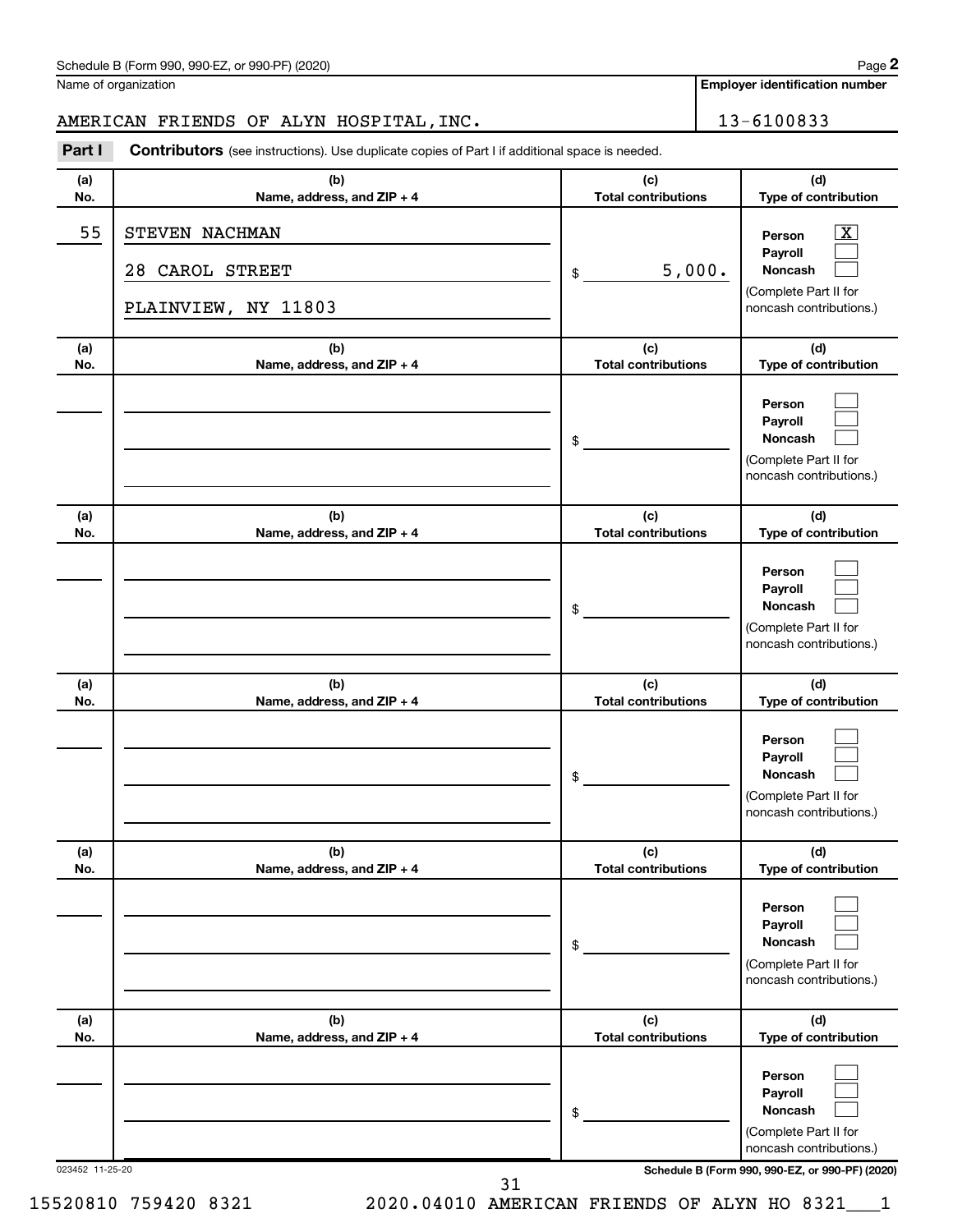Schedule B (Form 990, 990-EZ, or 990-PF) (2020)

Name of organization: AMERICAN FRIENDS OF ALYN HOSPITAL,INC.

Employer identification number: 13-6100833

**Part I** **Contributors** (see instructions). Use duplicate copies of Part I if additional space is needed.

| (a) No. | (b) Name, address, and ZIP + 4 | (c) Total contributions | (d) Type of contribution |
|---|---|---|---|
| 55 | STEVEN NACHMAN<br>28 CAROL STREET<br>PLAINVIEW, NY 11803 | $ 5,000. | Person [X]<br>Payroll [ ]<br>Noncash [ ]<br>(Complete Part II for noncash contributions.) |
| | | $ | Person [ ]<br>Payroll [ ]<br>Noncash [ ]<br>(Complete Part II for noncash contributions.) |
| | | $ | Person [ ]<br>Payroll [ ]<br>Noncash [ ]<br>(Complete Part II for noncash contributions.) |
| | | $ | Person [ ]<br>Payroll [ ]<br>Noncash [ ]<br>(Complete Part II for noncash contributions.) |
| | | $ | Person [ ]<br>Payroll [ ]<br>Noncash [ ]<br>(Complete Part II for noncash contributions.) |
| | | $ | Person [ ]<br>Payroll [ ]<br>Noncash [ ]<br>(Complete Part II for noncash contributions.) |

023452 11-25-20

15520810 759420 8321 2020.04010 AMERICAN FRIENDS OF ALYN HO 8321___1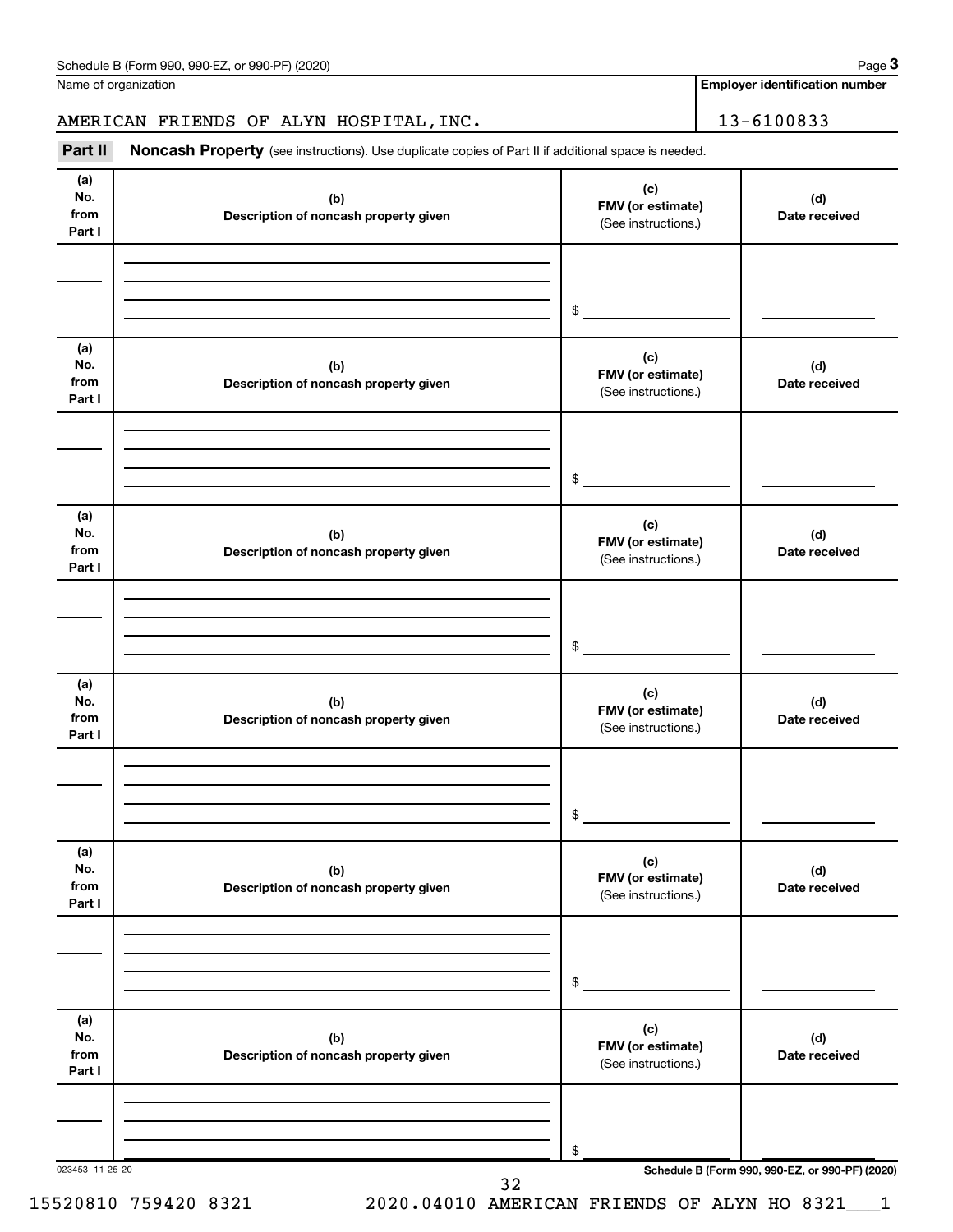Name of organization

**Employer identification number**

AMERICAN FRIENDS OF ALYN HOSPITAL,INC. 13-6100833

**Part II** **Noncash Property** (see instructions). Use duplicate copies of Part II if additional space is needed.

| (a) No. from Part I | (b) Description of noncash property given | (c) FMV (or estimate) (See instructions.) | (d) Date received |
|---|---|---|---|
| | | $ | |

| (a) No. from Part I | (b) Description of noncash property given | (c) FMV (or estimate) (See instructions.) | (d) Date received |
|---|---|---|---|
| | | $ | |

| (a) No. from Part I | (b) Description of noncash property given | (c) FMV (or estimate) (See instructions.) | (d) Date received |
|---|---|---|---|
| | | $ | |

| (a) No. from Part I | (b) Description of noncash property given | (c) FMV (or estimate) (See instructions.) | (d) Date received |
|---|---|---|---|
| | | $ | |

| (a) No. from Part I | (b) Description of noncash property given | (c) FMV (or estimate) (See instructions.) | (d) Date received |
|---|---|---|---|
| | | $ | |

| (a) No. from Part I | (b) Description of noncash property given | (c) FMV (or estimate) (See instructions.) | (d) Date received |
|---|---|---|---|
| | | $ | |

023453 11-25-20

15520810 759420 8321 2020.04010 AMERICAN FRIENDS OF ALYN HO 8321___1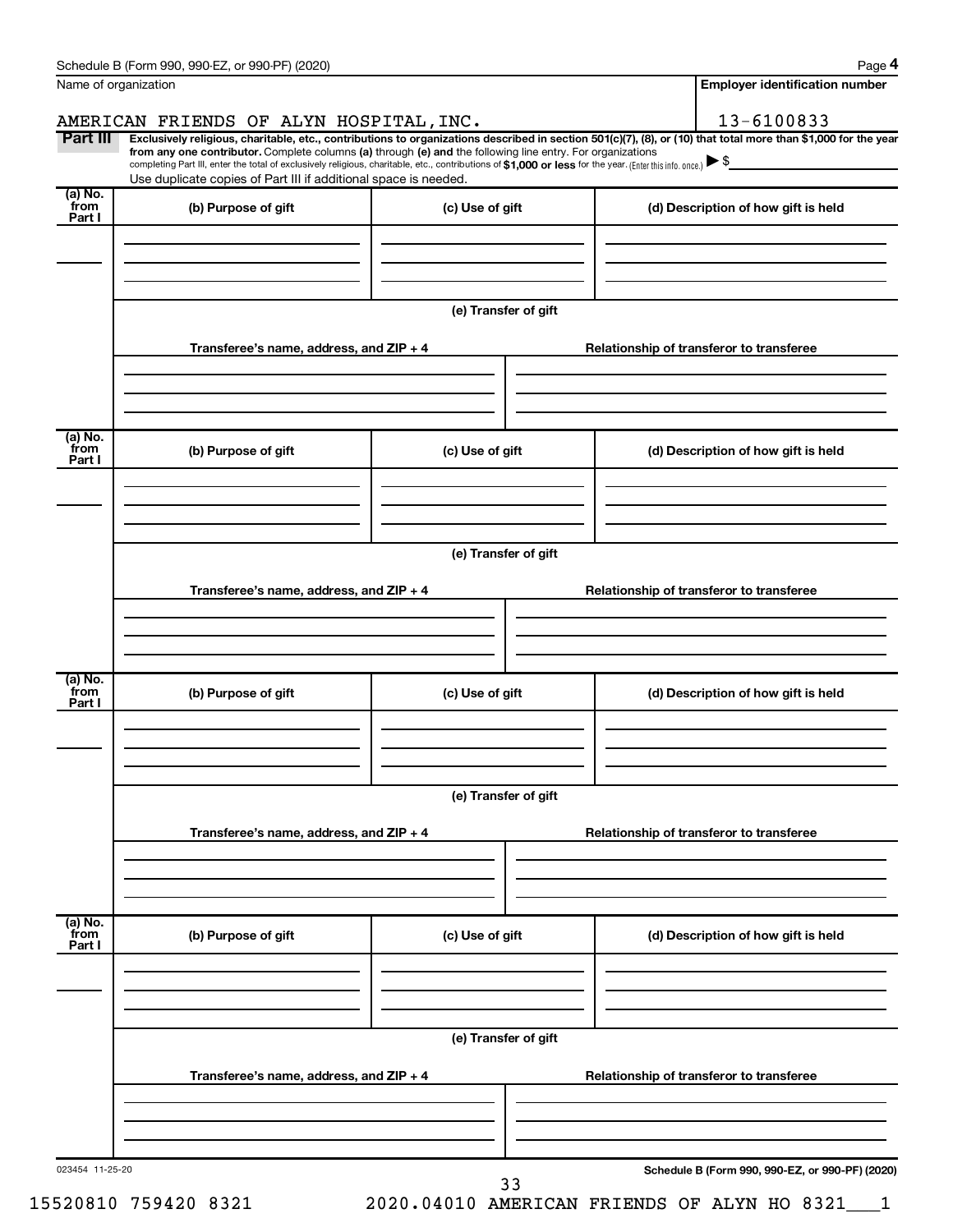Schedule B (Form 990, 990-EZ, or 990-PF) (2020) Page **4**

Name of organization: AMERICAN FRIENDS OF ALYN HOSPITAL,INC.

**Employer identification number**: 13-6100833

**Part III** **Exclusively religious, charitable, etc., contributions to organizations described in section 501(c)(7), (8), or (10) that total more than $1,000 for the year from any one contributor.** Complete columns **(a)** through **(e)** and the following line entry. For organizations completing Part III, enter the total of exclusively religious, charitable, etc., contributions of **$1,000 or less** for the year. (Enter this info. once.) ▶ $

Use duplicate copies of Part III if additional space is needed.

| (a) No. from Part I | (b) Purpose of gift | (c) Use of gift | (d) Description of how gift is held |
|---|---|---|---|
| | | | |

**(e) Transfer of gift**

| Transferee's name, address, and ZIP + 4 | Relationship of transferor to transferee |
|---|---|
| | |

| (a) No. from Part I | (b) Purpose of gift | (c) Use of gift | (d) Description of how gift is held |
|---|---|---|---|
| | | | |

**(e) Transfer of gift**

| Transferee's name, address, and ZIP + 4 | Relationship of transferor to transferee |
|---|---|
| | |

| (a) No. from Part I | (b) Purpose of gift | (c) Use of gift | (d) Description of how gift is held |
|---|---|---|---|
| | | | |

**(e) Transfer of gift**

| Transferee's name, address, and ZIP + 4 | Relationship of transferor to transferee |
|---|---|
| | |

| (a) No. from Part I | (b) Purpose of gift | (c) Use of gift | (d) Description of how gift is held |
|---|---|---|---|
| | | | |

**(e) Transfer of gift**

| Transferee's name, address, and ZIP + 4 | Relationship of transferor to transferee |
|---|---|
| | |

023454 11-25-20

**Schedule B (Form 990, 990-EZ, or 990-PF) (2020)**

15520810 759420 8321 2020.04010 AMERICAN FRIENDS OF ALYN HO 8321___1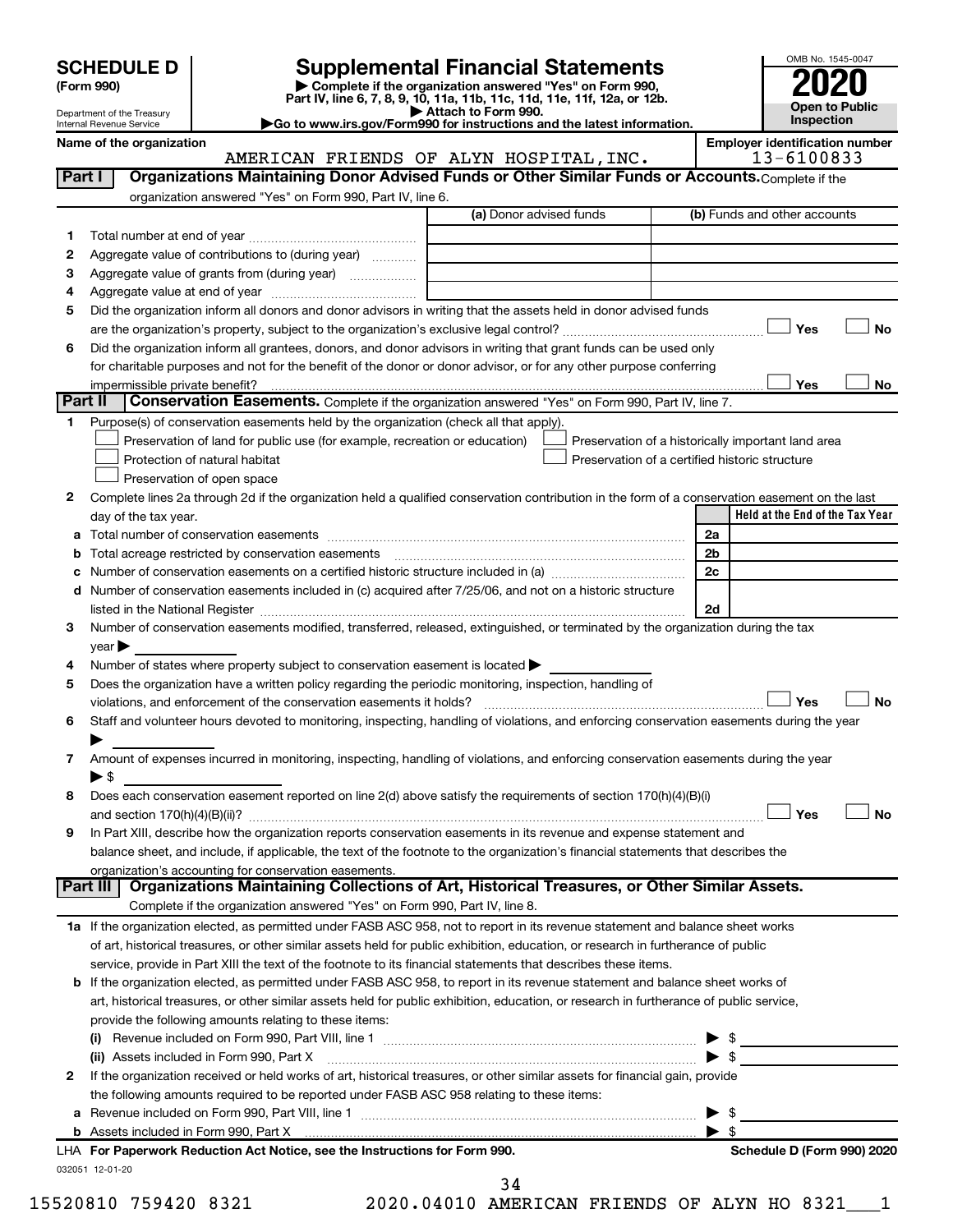# SCHEDULE D (Form 990)

Department of the Treasury
Internal Revenue Service

## Supplemental Financial Statements

▶ Complete if the organization answered "Yes" on Form 990, Part IV, line 6, 7, 8, 9, 10, 11a, 11b, 11c, 11d, 11e, 11f, 12a, or 12b.
▶ Attach to Form 990.
▶Go to www.irs.gov/Form990 for instructions and the latest information.

OMB No. 1545-0047

**2020**

**Open to Public Inspection**

Name of the organization: AMERICAN FRIENDS OF ALYN HOSPITAL, INC.

Employer identification number: 13-6100833

**Part I** **Organizations Maintaining Donor Advised Funds or Other Similar Funds or Accounts.** Complete if the organization answered "Yes" on Form 990, Part IV, line 6.

| | | (a) Donor advised funds | (b) Funds and other accounts |
|---|---|---|---|
| 1 | Total number at end of year | | |
| 2 | Aggregate value of contributions to (during year) | | |
| 3 | Aggregate value of grants from (during year) | | |
| 4 | Aggregate value at end of year | | |

5 Did the organization inform all donors and donor advisors in writing that the assets held in donor advised funds are the organization's property, subject to the organization's exclusive legal control? ☐ Yes ☐ No

6 Did the organization inform all grantees, donors, and donor advisors in writing that grant funds can be used only for charitable purposes and not for the benefit of the donor or donor advisor, or for any other purpose conferring impermissible private benefit? ☐ Yes ☐ No

**Part II** **Conservation Easements.** Complete if the organization answered "Yes" on Form 990, Part IV, line 7.

1 Purpose(s) of conservation easements held by the organization (check all that apply).

☐ Preservation of land for public use (for example, recreation or education)
☐ Protection of natural habitat
☐ Preservation of open space
☐ Preservation of a historically important land area
☐ Preservation of a certified historic structure

2 Complete lines 2a through 2d if the organization held a qualified conservation contribution in the form of a conservation easement on the last day of the tax year.

| | | | Held at the End of the Tax Year |
|---|---|---|---|
| a | Total number of conservation easements | 2a | |
| b | Total acreage restricted by conservation easements | 2b | |
| c | Number of conservation easements on a certified historic structure included in (a) | 2c | |
| d | Number of conservation easements included in (c) acquired after 7/25/06, and not on a historic structure listed in the National Register | 2d | |

3 Number of conservation easements modified, transferred, released, extinguished, or terminated by the organization during the tax year ▶

4 Number of states where property subject to conservation easement is located ▶

5 Does the organization have a written policy regarding the periodic monitoring, inspection, handling of violations, and enforcement of the conservation easements it holds? ☐ Yes ☐ No

6 Staff and volunteer hours devoted to monitoring, inspecting, handling of violations, and enforcing conservation easements during the year ▶

7 Amount of expenses incurred in monitoring, inspecting, handling of violations, and enforcing conservation easements during the year ▶ $

8 Does each conservation easement reported on line 2(d) above satisfy the requirements of section 170(h)(4)(B)(i) and section 170(h)(4)(B)(ii)? ☐ Yes ☐ No

9 In Part XIII, describe how the organization reports conservation easements in its revenue and expense statement and balance sheet, and include, if applicable, the text of the footnote to the organization's financial statements that describes the organization's accounting for conservation easements.

**Part III** **Organizations Maintaining Collections of Art, Historical Treasures, or Other Similar Assets.** Complete if the organization answered "Yes" on Form 990, Part IV, line 8.

1a If the organization elected, as permitted under FASB ASC 958, not to report in its revenue statement and balance sheet works of art, historical treasures, or other similar assets held for public exhibition, education, or research in furtherance of public service, provide in Part XIII the text of the footnote to its financial statements that describes these items.

b If the organization elected, as permitted under FASB ASC 958, to report in its revenue statement and balance sheet works of art, historical treasures, or other similar assets held for public exhibition, education, or research in furtherance of public service, provide the following amounts relating to these items:

(i) Revenue included on Form 990, Part VIII, line 1 ▶ $

(ii) Assets included in Form 990, Part X ▶ $

2 If the organization received or held works of art, historical treasures, or other similar assets for financial gain, provide the following amounts required to be reported under FASB ASC 958 relating to these items:

a Revenue included on Form 990, Part VIII, line 1 ▶ $

b Assets included in Form 990, Part X ▶ $

LHA For Paperwork Reduction Act Notice, see the Instructions for Form 990. Schedule D (Form 990) 2020

032051 12-01-20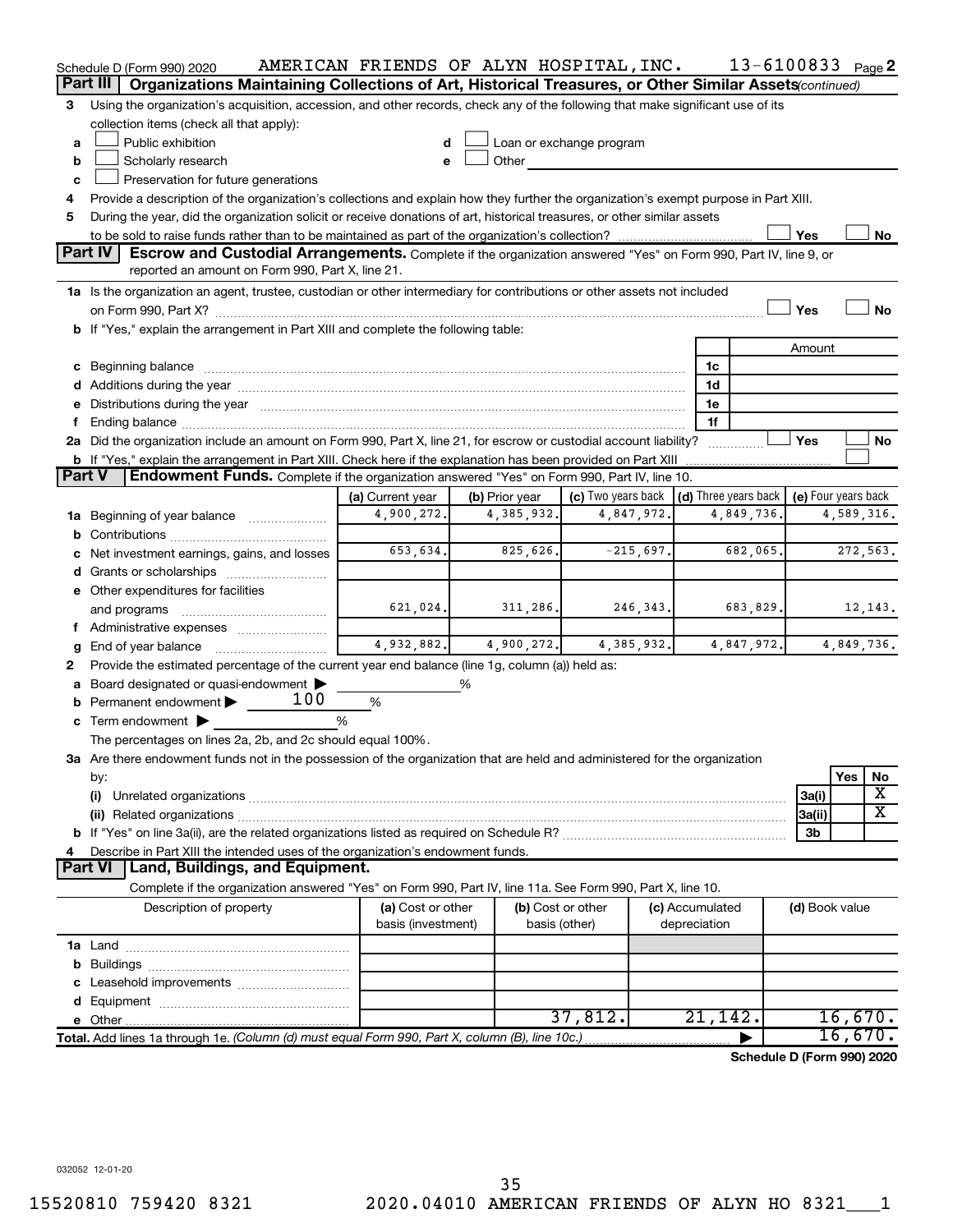Schedule D (Form 990) 2020 AMERICAN FRIENDS OF ALYN HOSPITAL, INC. 13-6100833 Page 2

## Part III | Organizations Maintaining Collections of Art, Historical Treasures, or Other Similar Assets *(continued)*

3 Using the organization's acquisition, accession, and other records, check any of the following that make significant use of its collection items (check all that apply):

- a ☐ Public exhibition
- b ☐ Scholarly research
- c ☐ Preservation for future generations
- d ☐ Loan or exchange program
- e ☐ Other

4 Provide a description of the organization's collections and explain how they further the organization's exempt purpose in Part XIII.

5 During the year, did the organization solicit or receive donations of art, historical treasures, or other similar assets to be sold to raise funds rather than to be maintained as part of the organization's collection? ☐ Yes ☐ No

## Part IV | Escrow and Custodial Arrangements.

Complete if the organization answered "Yes" on Form 990, Part IV, line 9, or reported an amount on Form 990, Part X, line 21.

1a Is the organization an agent, trustee, custodian or other intermediary for contributions or other assets not included on Form 990, Part X? ☐ Yes ☐ No

b If "Yes," explain the arrangement in Part XIII and complete the following table:

| | | Amount |
|---|---|---|
| c Beginning balance | 1c | |
| d Additions during the year | 1d | |
| e Distributions during the year | 1e | |
| f Ending balance | 1f | |

2a Did the organization include an amount on Form 990, Part X, line 21, for escrow or custodial account liability? ☐ Yes ☐ No

b If "Yes," explain the arrangement in Part XIII. Check here if the explanation has been provided on Part XIII ☐

## Part V | Endowment Funds.

Complete if the organization answered "Yes" on Form 990, Part IV, line 10.

| | (a) Current year | (b) Prior year | (c) Two years back | (d) Three years back | (e) Four years back |
|---|---|---|---|---|---|
| 1a Beginning of year balance | 4,900,272. | 4,385,932. | 4,847,972. | 4,849,736. | 4,589,316. |
| b Contributions | | | | | |
| c Net investment earnings, gains, and losses | 653,634. | 825,626. | -215,697. | 682,065. | 272,563. |
| d Grants or scholarships | | | | | |
| e Other expenditures for facilities and programs | 621,024. | 311,286. | 246,343. | 683,829. | 12,143. |
| f Administrative expenses | | | | | |
| g End of year balance | 4,932,882. | 4,900,272. | 4,385,932. | 4,847,972. | 4,849,736. |

2 Provide the estimated percentage of the current year end balance (line 1g, column (a)) held as:

a Board designated or quasi-endowment ▶ ______ %

b Permanent endowment ▶ 100 %

c Term endowment ▶ ______ %

The percentages on lines 2a, 2b, and 2c should equal 100%.

3a Are there endowment funds not in the possession of the organization that are held and administered for the organization by:

| | | Yes | No |
|---|---|---|---|
| (i) Unrelated organizations | 3a(i) | | X |
| (ii) Related organizations | 3a(ii) | | X |
| b If "Yes" on line 3a(ii), are the related organizations listed as required on Schedule R? | 3b | | |

4 Describe in Part XIII the intended uses of the organization's endowment funds.

## Part VI | Land, Buildings, and Equipment.

Complete if the organization answered "Yes" on Form 990, Part IV, line 11a. See Form 990, Part X, line 10.

| Description of property | (a) Cost or other basis (investment) | (b) Cost or other basis (other) | (c) Accumulated depreciation | (d) Book value |
|---|---|---|---|---|
| 1a Land | | | | |
| b Buildings | | | | |
| c Leasehold improvements | | | | |
| d Equipment | | | | |
| e Other | | 37,812. | 21,142. | 16,670. |
| **Total.** Add lines 1a through 1e. *(Column (d) must equal Form 990, Part X, column (B), line 10c.)* | | | ▶ | 16,670. |

**Schedule D (Form 990) 2020**

032052 12-01-20

15520810 759420 8321 2020.04010 AMERICAN FRIENDS OF ALYN HO 8321___1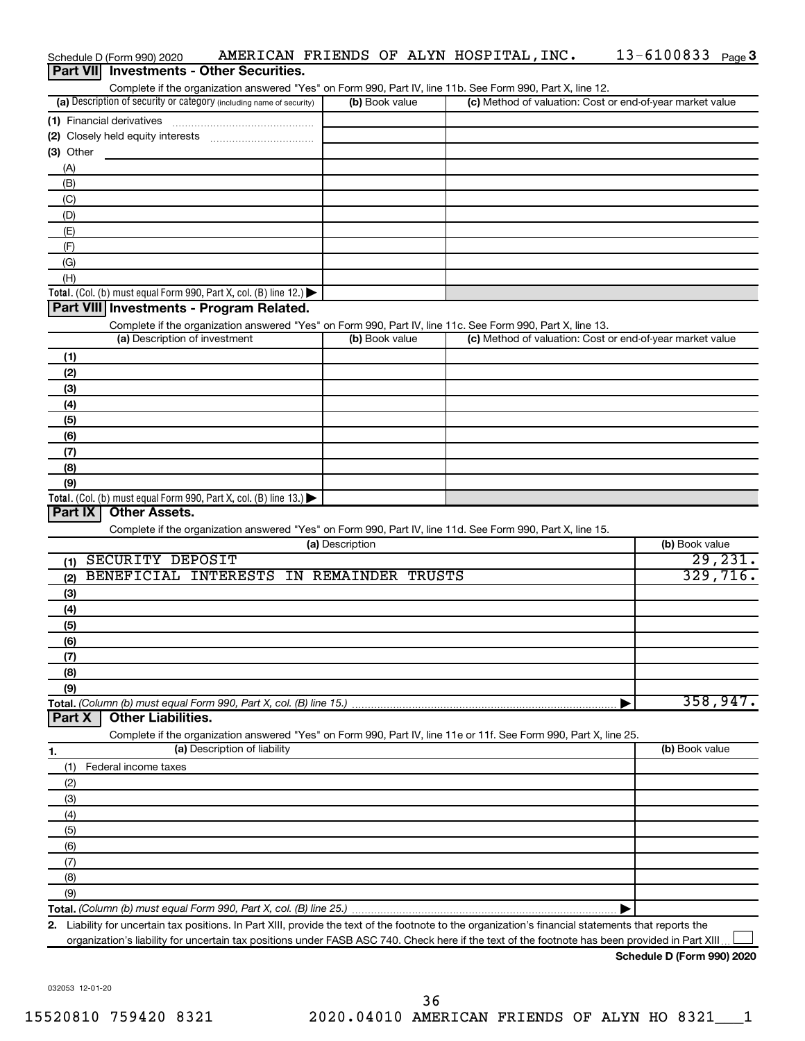Schedule D (Form 990) 2020 AMERICAN FRIENDS OF ALYN HOSPITAL, INC. 13-6100833 Page 3

## Part VII Investments - Other Securities.

Complete if the organization answered "Yes" on Form 990, Part IV, line 11b. See Form 990, Part X, line 12.

| (a) Description of security or category (including name of security) | (b) Book value | (c) Method of valuation: Cost or end-of-year market value |
|---|---|---|
| (1) Financial derivatives | | |
| (2) Closely held equity interests | | |
| (3) Other | | |
| (A) | | |
| (B) | | |
| (C) | | |
| (D) | | |
| (E) | | |
| (F) | | |
| (G) | | |
| (H) | | |
| **Total.** (Col. (b) must equal Form 990, Part X, col. (B) line 12.) | | |

## Part VIII Investments - Program Related.

Complete if the organization answered "Yes" on Form 990, Part IV, line 11c. See Form 990, Part X, line 13.

| (a) Description of investment | (b) Book value | (c) Method of valuation: Cost or end-of-year market value |
|---|---|---|
| (1) | | |
| (2) | | |
| (3) | | |
| (4) | | |
| (5) | | |
| (6) | | |
| (7) | | |
| (8) | | |
| (9) | | |
| **Total.** (Col. (b) must equal Form 990, Part X, col. (B) line 13.) | | |

## Part IX Other Assets.

Complete if the organization answered "Yes" on Form 990, Part IV, line 11d. See Form 990, Part X, line 15.

| (a) Description | (b) Book value |
|---|---|
| (1) SECURITY DEPOSIT | 29,231. |
| (2) BENEFICIAL INTERESTS IN REMAINDER TRUSTS | 329,716. |
| (3) | |
| (4) | |
| (5) | |
| (6) | |
| (7) | |
| (8) | |
| (9) | |
| **Total.** *(Column (b) must equal Form 990, Part X, col. (B) line 15.)* | 358,947. |

## Part X Other Liabilities.

Complete if the organization answered "Yes" on Form 990, Part IV, line 11e or 11f. See Form 990, Part X, line 25.

| 1. (a) Description of liability | (b) Book value |
|---|---|
| (1) Federal income taxes | |
| (2) | |
| (3) | |
| (4) | |
| (5) | |
| (6) | |
| (7) | |
| (8) | |
| (9) | |
| **Total.** *(Column (b) must equal Form 990, Part X, col. (B) line 25.)* | |

**2.** Liability for uncertain tax positions. In Part XIII, provide the text of the footnote to the organization's financial statements that reports the organization's liability for uncertain tax positions under FASB ASC 740. Check here if the text of the footnote has been provided in Part XIII ☐

**Schedule D (Form 990) 2020**

032053 12-01-20

15520810 759420 8321 2020.04010 AMERICAN FRIENDS OF ALYN HO 8321___1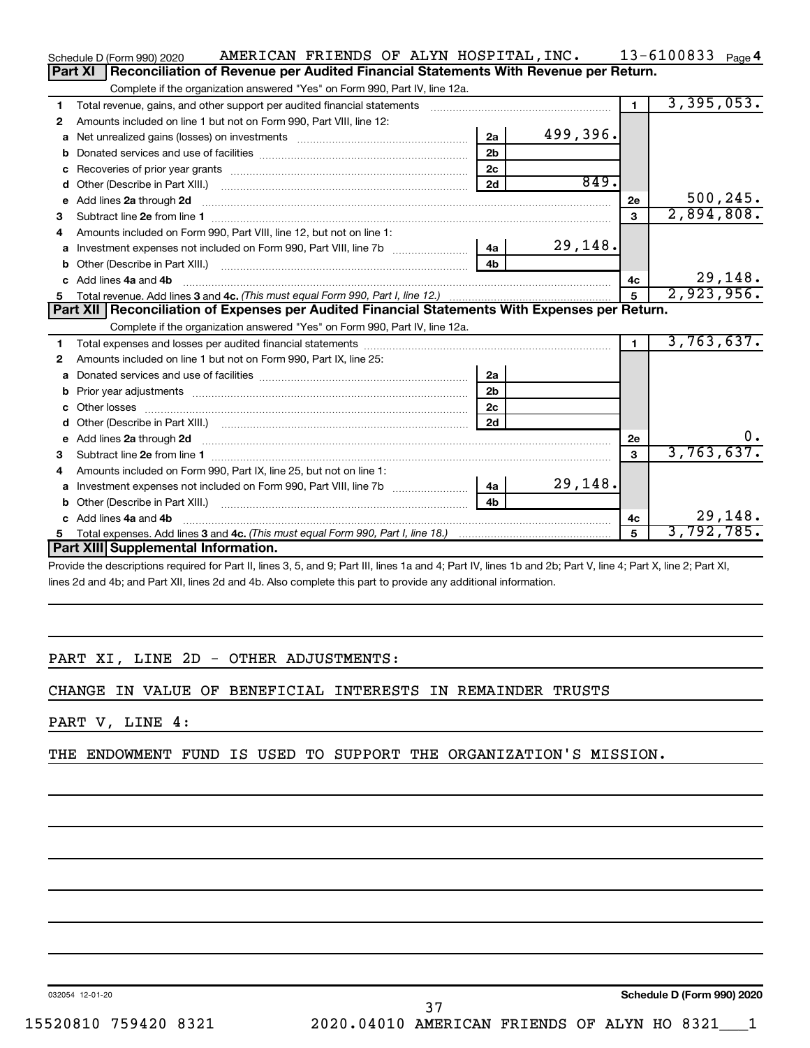Schedule D (Form 990) 2020 AMERICAN FRIENDS OF ALYN HOSPITAL, INC. 13-6100833 Page 4

## Part XI Reconciliation of Revenue per Audited Financial Statements With Revenue per Return.

Complete if the organization answered "Yes" on Form 990, Part IV, line 12a.

| | | | | | |
|---|---|---|---|---|---|
| 1 | Total revenue, gains, and other support per audited financial statements | | | 1 | 3,395,053. |
| 2 | Amounts included on line 1 but not on Form 990, Part VIII, line 12: | | | | |
| a | Net unrealized gains (losses) on investments | 2a | 499,396. | | |
| b | Donated services and use of facilities | 2b | | | |
| c | Recoveries of prior year grants | 2c | | | |
| d | Other (Describe in Part XIII.) | 2d | 849. | | |
| e | Add lines 2a through 2d | | | 2e | 500,245. |
| 3 | Subtract line 2e from line 1 | | | 3 | 2,894,808. |
| 4 | Amounts included on Form 990, Part VIII, line 12, but not on line 1: | | | | |
| a | Investment expenses not included on Form 990, Part VIII, line 7b | 4a | 29,148. | | |
| b | Other (Describe in Part XIII.) | 4b | | | |
| c | Add lines 4a and 4b | | | 4c | 29,148. |
| 5 | Total revenue. Add lines 3 and 4c. *(This must equal Form 990, Part I, line 12.)* | | | 5 | 2,923,956. |

## Part XII Reconciliation of Expenses per Audited Financial Statements With Expenses per Return.

Complete if the organization answered "Yes" on Form 990, Part IV, line 12a.

| | | | | | |
|---|---|---|---|---|---|
| 1 | Total expenses and losses per audited financial statements | | | 1 | 3,763,637. |
| 2 | Amounts included on line 1 but not on Form 990, Part IX, line 25: | | | | |
| a | Donated services and use of facilities | 2a | | | |
| b | Prior year adjustments | 2b | | | |
| c | Other losses | 2c | | | |
| d | Other (Describe in Part XIII.) | 2d | | | |
| e | Add lines 2a through 2d | | | 2e | 0. |
| 3 | Subtract line 2e from line 1 | | | 3 | 3,763,637. |
| 4 | Amounts included on Form 990, Part IX, line 25, but not on line 1: | | | | |
| a | Investment expenses not included on Form 990, Part VIII, line 7b | 4a | 29,148. | | |
| b | Other (Describe in Part XIII.) | 4b | | | |
| c | Add lines 4a and 4b | | | 4c | 29,148. |
| 5 | Total expenses. Add lines 3 and 4c. *(This must equal Form 990, Part I, line 18.)* | | | 5 | 3,792,785. |

## Part XIII Supplemental Information.

Provide the descriptions required for Part II, lines 3, 5, and 9; Part III, lines 1a and 4; Part IV, lines 1b and 2b; Part V, line 4; Part X, line 2; Part XI, lines 2d and 4b; and Part XII, lines 2d and 4b. Also complete this part to provide any additional information.

PART XI, LINE 2D - OTHER ADJUSTMENTS:

CHANGE IN VALUE OF BENEFICIAL INTERESTS IN REMAINDER TRUSTS

PART V, LINE 4:

THE ENDOWMENT FUND IS USED TO SUPPORT THE ORGANIZATION'S MISSION.

032054 12-01-20 Schedule D (Form 990) 2020

15520810 759420 8321 2020.04010 AMERICAN FRIENDS OF ALYN HO 8321___1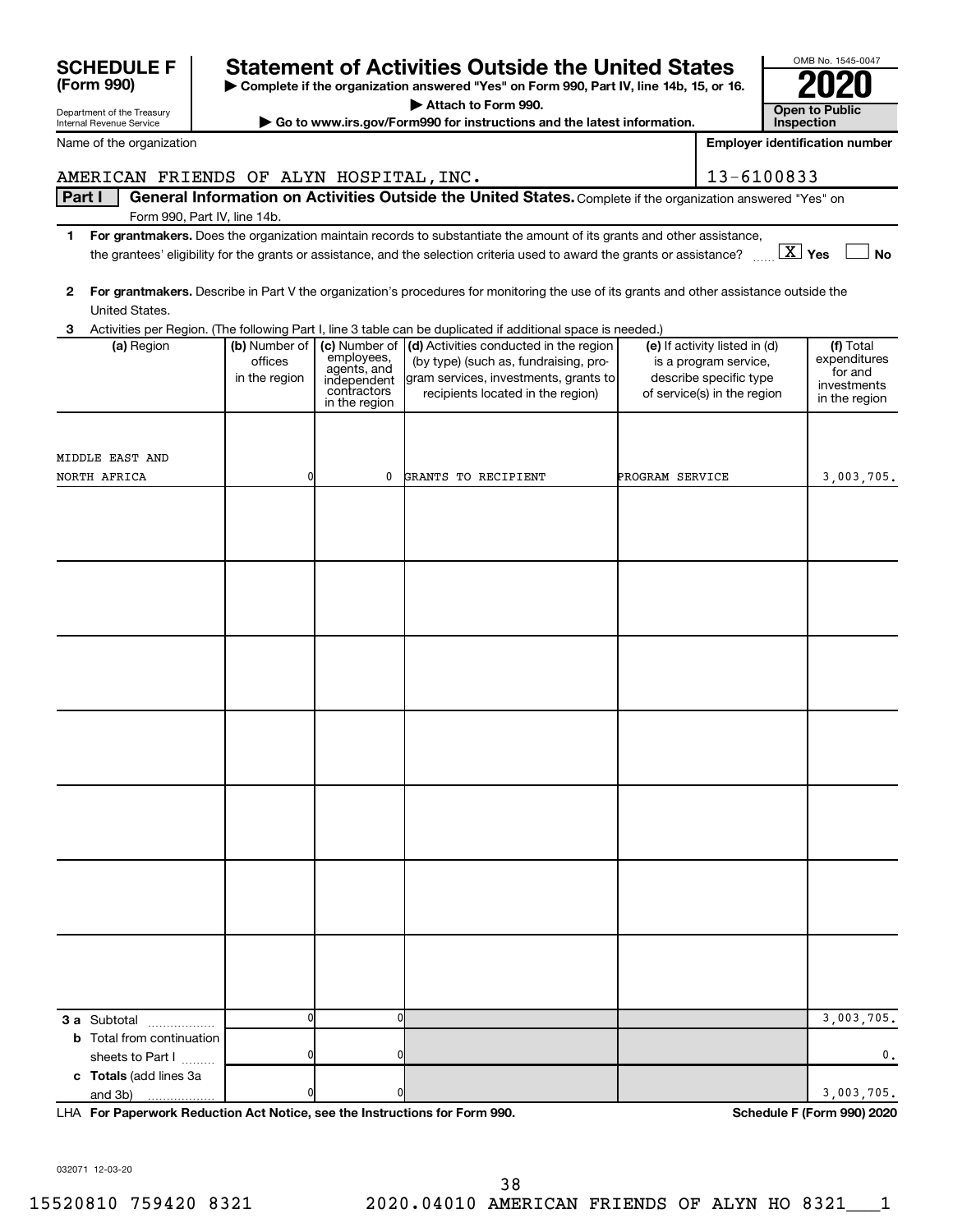**SCHEDULE F (Form 990)**

Department of the Treasury
Internal Revenue Service

# Statement of Activities Outside the United States

▶ Complete if the organization answered "Yes" on Form 990, Part IV, line 14b, 15, or 16.
▶ Attach to Form 990.
▶ Go to www.irs.gov/Form990 for instructions and the latest information.

OMB No. 1545-0047

**2020**

**Open to Public Inspection**

Name of the organization: AMERICAN FRIENDS OF ALYN HOSPITAL,INC.

Employer identification number: 13-6100833

**Part I — General Information on Activities Outside the United States.** Complete if the organization answered "Yes" on Form 990, Part IV, line 14b.

1 **For grantmakers.** Does the organization maintain records to substantiate the amount of its grants and other assistance, the grantees' eligibility for the grants or assistance, and the selection criteria used to award the grants or assistance? [X] Yes [ ] No

2 **For grantmakers.** Describe in Part V the organization's procedures for monitoring the use of its grants and other assistance outside the United States.

3 Activities per Region. (The following Part I, line 3 table can be duplicated if additional space is needed.)

| (a) Region | (b) Number of offices in the region | (c) Number of employees, agents, and independent contractors in the region | (d) Activities conducted in the region (by type) (such as, fundraising, program services, investments, grants to recipients located in the region) | (e) If activity listed in (d) is a program service, describe specific type of service(s) in the region | (f) Total expenditures for and investments in the region |
|---|---|---|---|---|---|
| MIDDLE EAST AND NORTH AFRICA | 0 | 0 | GRANTS TO RECIPIENT | PROGRAM SERVICE | 3,003,705. |
| | | | | | |
| | | | | | |
| | | | | | |
| | | | | | |
| | | | | | |
| | | | | | |
| | | | | | |
| **3 a** Subtotal | 0 | 0 | | | 3,003,705. |
| **b** Total from continuation sheets to Part I | 0 | 0 | | | 0. |
| **c Totals** (add lines 3a and 3b) | 0 | 0 | | | 3,003,705. |

LHA **For Paperwork Reduction Act Notice, see the Instructions for Form 990.** **Schedule F (Form 990) 2020**

032071 12-03-20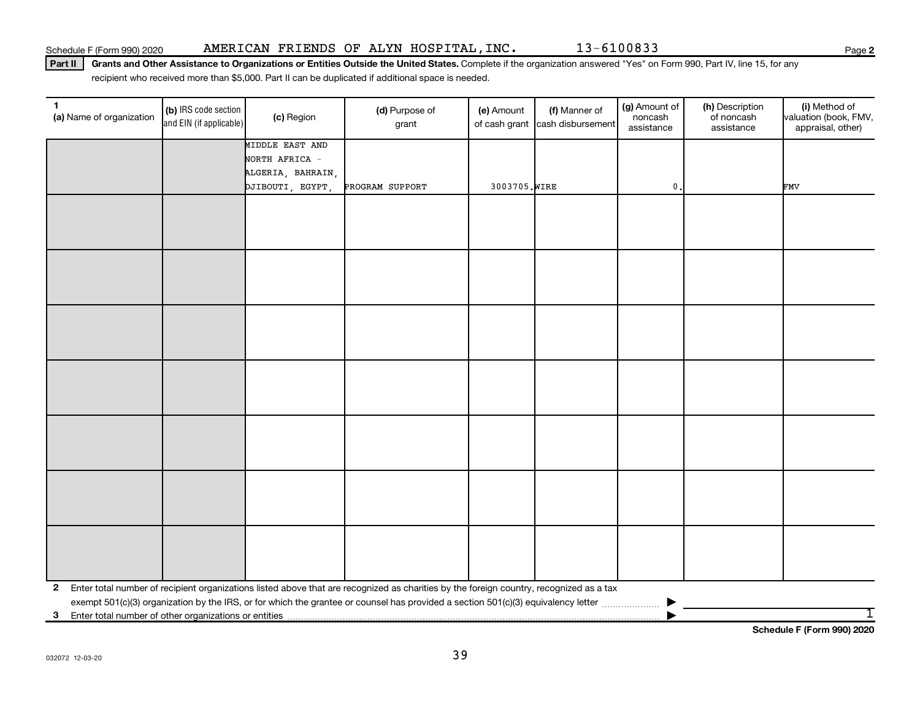Schedule F (Form 990) 2020 AMERICAN FRIENDS OF ALYN HOSPITAL, INC. 13-6100833 Page 2

**Part II** **Grants and Other Assistance to Organizations or Entities Outside the United States.** Complete if the organization answered "Yes" on Form 990, Part IV, line 15, for any recipient who received more than $5,000. Part II can be duplicated if additional space is needed.

| 1 (a) Name of organization | (b) IRS code section and EIN (if applicable) | (c) Region | (d) Purpose of grant | (e) Amount of cash grant | (f) Manner of cash disbursement | (g) Amount of noncash assistance | (h) Description of noncash assistance | (i) Method of valuation (book, FMV, appraisal, other) |
|---|---|---|---|---|---|---|---|---|
| | | MIDDLE EAST AND NORTH AFRICA - ALGERIA, BAHRAIN, DJIBOUTI, EGYPT, | PROGRAM SUPPORT | 3003705. | WIRE | 0. | | FMV |
| | | | | | | | | |
| | | | | | | | | |
| | | | | | | | | |
| | | | | | | | | |
| | | | | | | | | |
| | | | | | | | | |
| | | | | | | | | |

**2** Enter total number of recipient organizations listed above that are recognized as charities by the foreign country, recognized as a tax exempt 501(c)(3) organization by the IRS, or for which the grantee or counsel has provided a section 501(c)(3) equivalency letter ▶

**3** Enter total number of other organizations or entities ▶ 1

**Schedule F (Form 990) 2020**

032072 12-03-20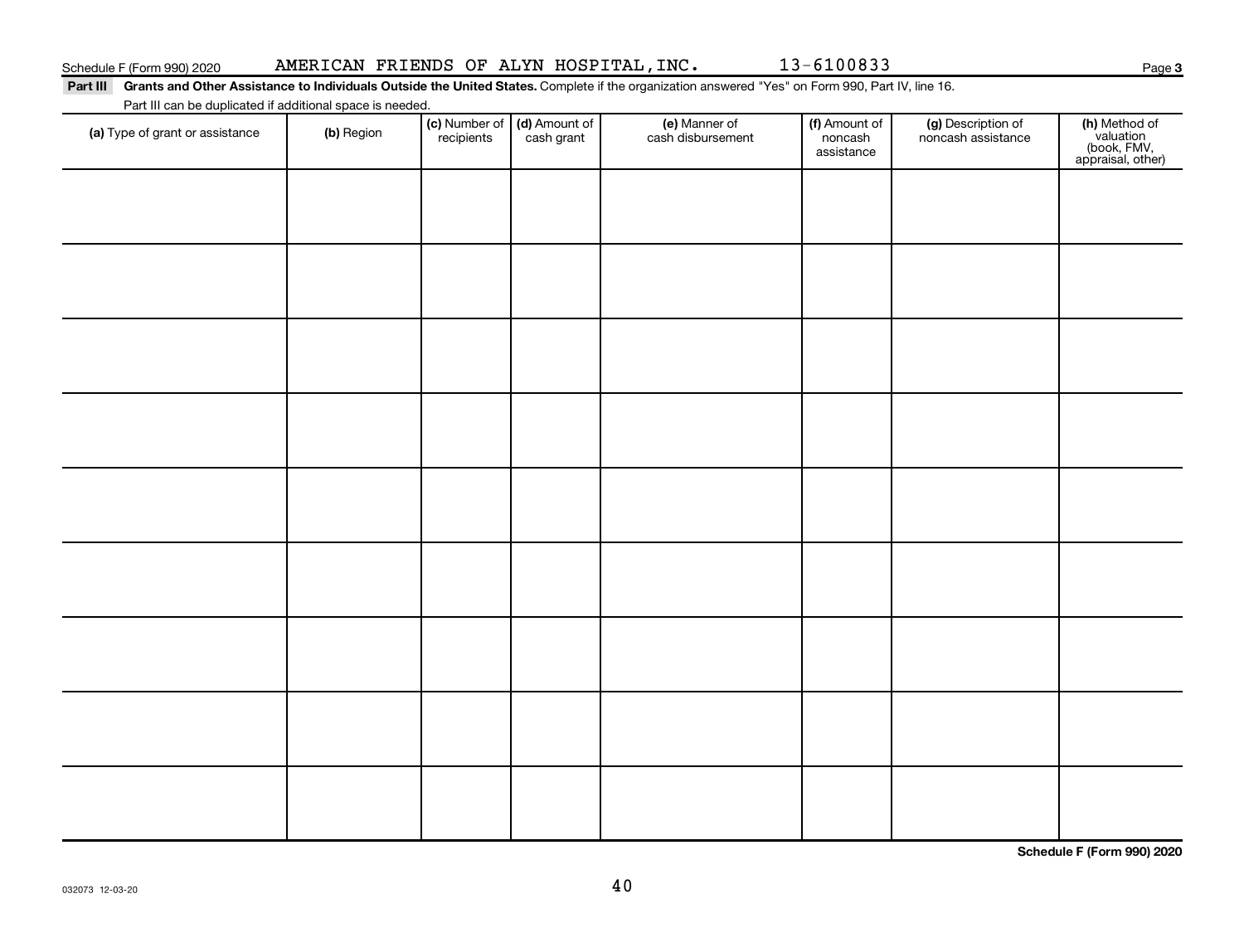Schedule F (Form 990) 2020 AMERICAN FRIENDS OF ALYN HOSPITAL,INC. 13-6100833 Page 3

**Part III Grants and Other Assistance to Individuals Outside the United States.** Complete if the organization answered "Yes" on Form 990, Part IV, line 16.

Part III can be duplicated if additional space is needed.

| (a) Type of grant or assistance | (b) Region | (c) Number of recipients | (d) Amount of cash grant | (e) Manner of cash disbursement | (f) Amount of noncash assistance | (g) Description of noncash assistance | (h) Method of valuation (book, FMV, appraisal, other) |
|---|---|---|---|---|---|---|---|
| | | | | | | | |
| | | | | | | | |
| | | | | | | | |
| | | | | | | | |
| | | | | | | | |
| | | | | | | | |
| | | | | | | | |
| | | | | | | | |
| | | | | | | | |

**Schedule F (Form 990) 2020**

032073 12-03-20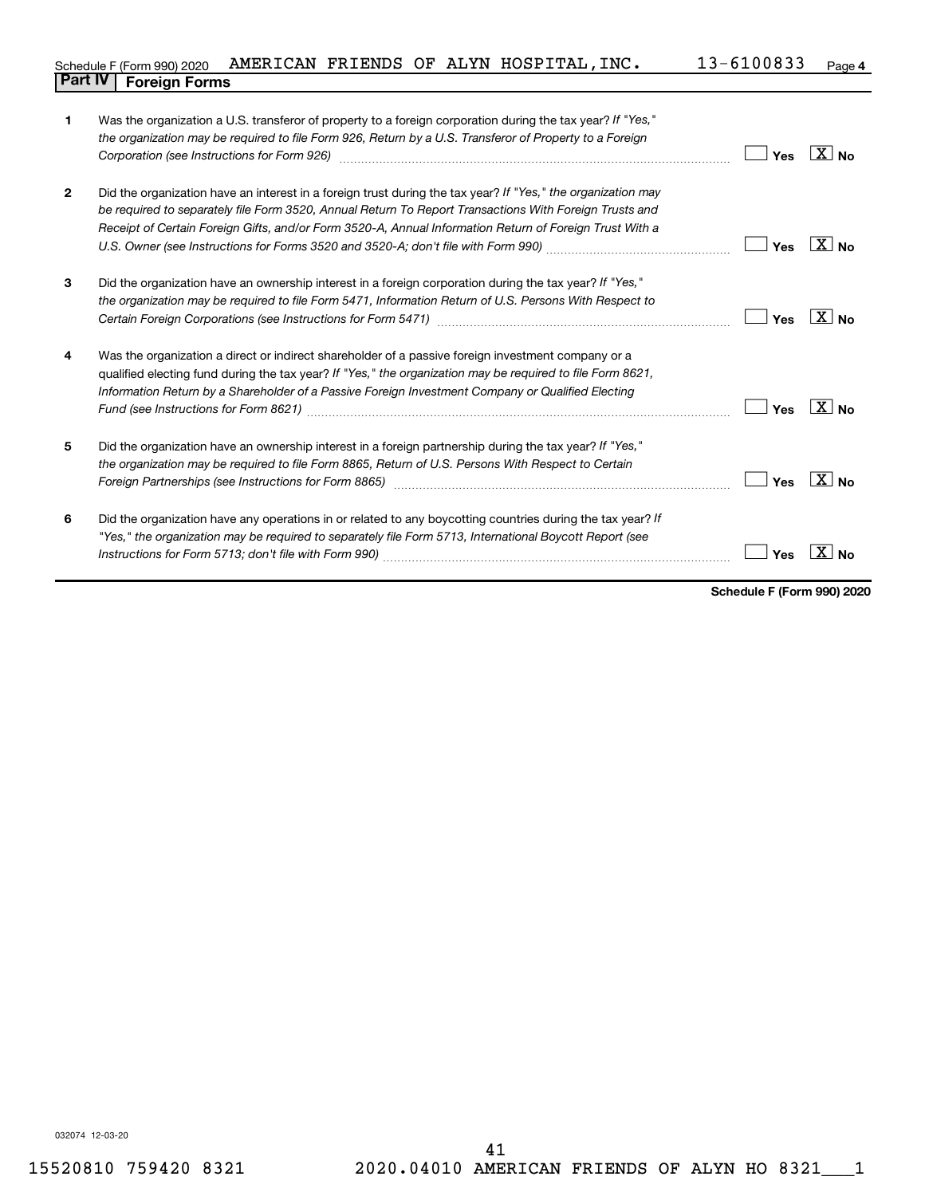Schedule F (Form 990) 2020 AMERICAN FRIENDS OF ALYN HOSPITAL, INC. 13-6100833 Page 4

## Part IV Foreign Forms

| | | Yes | No |
|---|---|---|---|
| 1 | Was the organization a U.S. transferor of property to a foreign corporation during the tax year? *If "Yes," the organization may be required to file Form 926, Return by a U.S. Transferor of Property to a Foreign Corporation (see Instructions for Form 926)* | | X |
| 2 | Did the organization have an interest in a foreign trust during the tax year? *If "Yes," the organization may be required to separately file Form 3520, Annual Return To Report Transactions With Foreign Trusts and Receipt of Certain Foreign Gifts, and/or Form 3520-A, Annual Information Return of Foreign Trust With a U.S. Owner (see Instructions for Forms 3520 and 3520-A; don't file with Form 990)* | | X |
| 3 | Did the organization have an ownership interest in a foreign corporation during the tax year? *If "Yes," the organization may be required to file Form 5471, Information Return of U.S. Persons With Respect to Certain Foreign Corporations (see Instructions for Form 5471)* | | X |
| 4 | Was the organization a direct or indirect shareholder of a passive foreign investment company or a qualified electing fund during the tax year? *If "Yes," the organization may be required to file Form 8621, Information Return by a Shareholder of a Passive Foreign Investment Company or Qualified Electing Fund (see Instructions for Form 8621)* | | X |
| 5 | Did the organization have an ownership interest in a foreign partnership during the tax year? *If "Yes," the organization may be required to file Form 8865, Return of U.S. Persons With Respect to Certain Foreign Partnerships (see Instructions for Form 8865)* | | X |
| 6 | Did the organization have any operations in or related to any boycotting countries during the tax year? *If "Yes," the organization may be required to separately file Form 5713, International Boycott Report (see Instructions for Form 5713; don't file with Form 990)* | | X |

**Schedule F (Form 990) 2020**

032074 12-03-20

15520810 759420 8321 2020.04010 AMERICAN FRIENDS OF ALYN HO 8321___1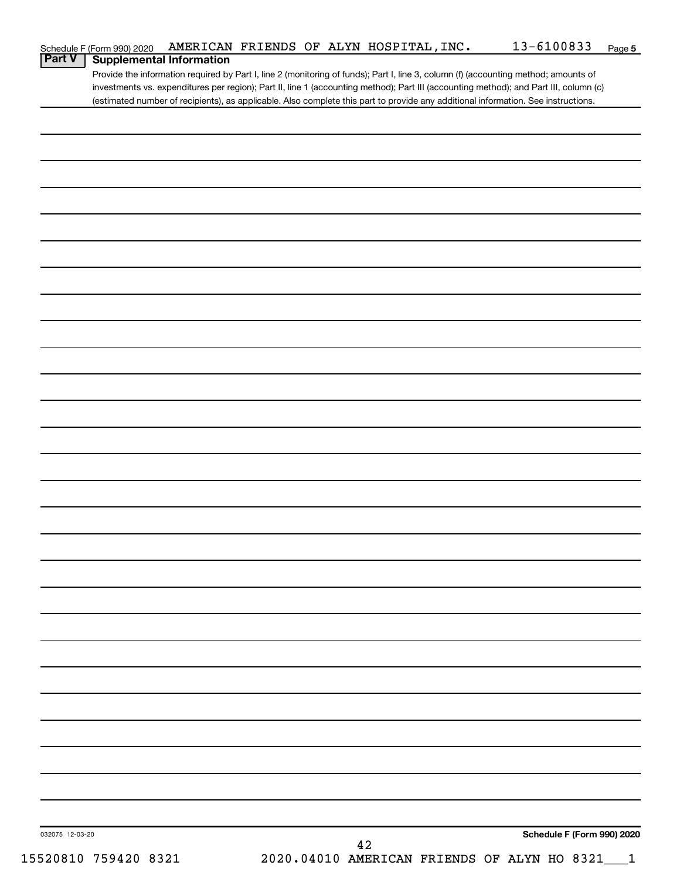Schedule F (Form 990) 2020 AMERICAN FRIENDS OF ALYN HOSPITAL,INC. 13-6100833 Page 5

## Part V Supplemental Information

Provide the information required by Part I, line 2 (monitoring of funds); Part I, line 3, column (f) (accounting method; amounts of investments vs. expenditures per region); Part II, line 1 (accounting method); Part III (accounting method); and Part III, column (c) (estimated number of recipients), as applicable. Also complete this part to provide any additional information. See instructions.

032075 12-03-20

Schedule F (Form 990) 2020

15520810 759420 8321 2020.04010 AMERICAN FRIENDS OF ALYN HO 8321___1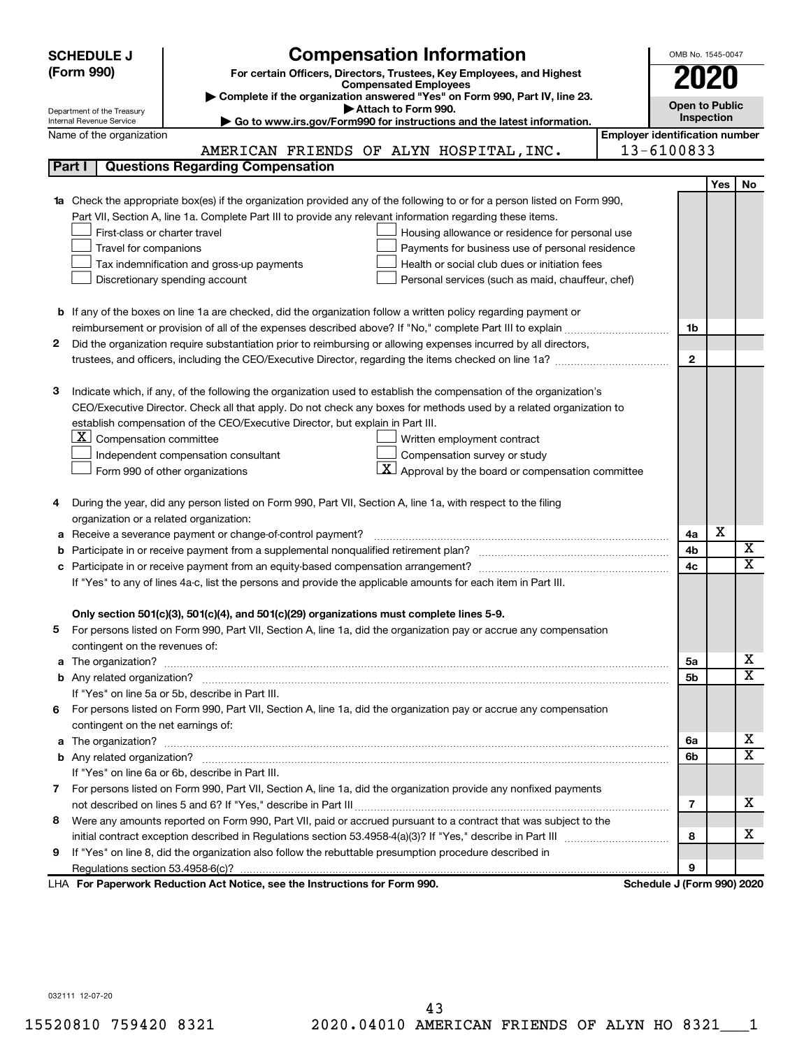**SCHEDULE J (Form 990)**

Department of the Treasury
Internal Revenue Service

# Compensation Information

**For certain Officers, Directors, Trustees, Key Employees, and Highest Compensated Employees**

▶ Complete if the organization answered "Yes" on Form 990, Part IV, line 23.

▶ Attach to Form 990.

▶ Go to www.irs.gov/Form990 for instructions and the latest information.

OMB No. 1545-0047

**2020**

**Open to Public Inspection**

Name of the organization: AMERICAN FRIENDS OF ALYN HOSPITAL, INC.

**Employer identification number:** 13-6100833

## Part I Questions Regarding Compensation

| | | | Yes | No |
|---|---|---|---|---|
| **1a** | Check the appropriate box(es) if the organization provided any of the following to or for a person listed on Form 990, Part VII, Section A, line 1a. Complete Part III to provide any relevant information regarding these items.<br>☐ First-class or charter travel ☐ Housing allowance or residence for personal use<br>☐ Travel for companions ☐ Payments for business use of personal residence<br>☐ Tax indemnification and gross-up payments ☐ Health or social club dues or initiation fees<br>☐ Discretionary spending account ☐ Personal services (such as maid, chauffeur, chef) | | | |
| **b** | If any of the boxes on line 1a are checked, did the organization follow a written policy regarding payment or reimbursement or provision of all of the expenses described above? If "No," complete Part III to explain | 1b | | |
| **2** | Did the organization require substantiation prior to reimbursing or allowing expenses incurred by all directors, trustees, and officers, including the CEO/Executive Director, regarding the items checked on line 1a? | 2 | | |
| **3** | Indicate which, if any, of the following the organization used to establish the compensation of the organization's CEO/Executive Director. Check all that apply. Do not check any boxes for methods used by a related organization to establish compensation of the CEO/Executive Director, but explain in Part III.<br>☒ Compensation committee ☐ Written employment contract<br>☐ Independent compensation consultant ☐ Compensation survey or study<br>☐ Form 990 of other organizations ☒ Approval by the board or compensation committee | | | |
| **4** | During the year, did any person listed on Form 990, Part VII, Section A, line 1a, with respect to the filing organization or a related organization: | | | |
| **a** | Receive a severance payment or change-of-control payment? | 4a | X | |
| **b** | Participate in or receive payment from a supplemental nonqualified retirement plan? | 4b | | X |
| **c** | Participate in or receive payment from an equity-based compensation arrangement? | 4c | | X |
| | If "Yes" to any of lines 4a-c, list the persons and provide the applicable amounts for each item in Part III. | | | |
| | **Only section 501(c)(3), 501(c)(4), and 501(c)(29) organizations must complete lines 5-9.** | | | |
| **5** | For persons listed on Form 990, Part VII, Section A, line 1a, did the organization pay or accrue any compensation contingent on the revenues of: | | | |
| **a** | The organization? | 5a | | X |
| **b** | Any related organization? | 5b | | X |
| | If "Yes" on line 5a or 5b, describe in Part III. | | | |
| **6** | For persons listed on Form 990, Part VII, Section A, line 1a, did the organization pay or accrue any compensation contingent on the net earnings of: | | | |
| **a** | The organization? | 6a | | X |
| **b** | Any related organization? | 6b | | X |
| | If "Yes" on line 6a or 6b, describe in Part III. | | | |
| **7** | For persons listed on Form 990, Part VII, Section A, line 1a, did the organization provide any nonfixed payments not described on lines 5 and 6? If "Yes," describe in Part III | 7 | | X |
| **8** | Were any amounts reported on Form 990, Part VII, paid or accrued pursuant to a contract that was subject to the initial contract exception described in Regulations section 53.4958-4(a)(3)? If "Yes," describe in Part III | 8 | | X |
| **9** | If "Yes" on line 8, did the organization also follow the rebuttable presumption procedure described in Regulations section 53.4958-6(c)? | 9 | | |

LHA **For Paperwork Reduction Act Notice, see the Instructions for Form 990.** **Schedule J (Form 990) 2020**

032111 12-07-20

15520810 759420 8321 2020.04010 AMERICAN FRIENDS OF ALYN HO 8321___1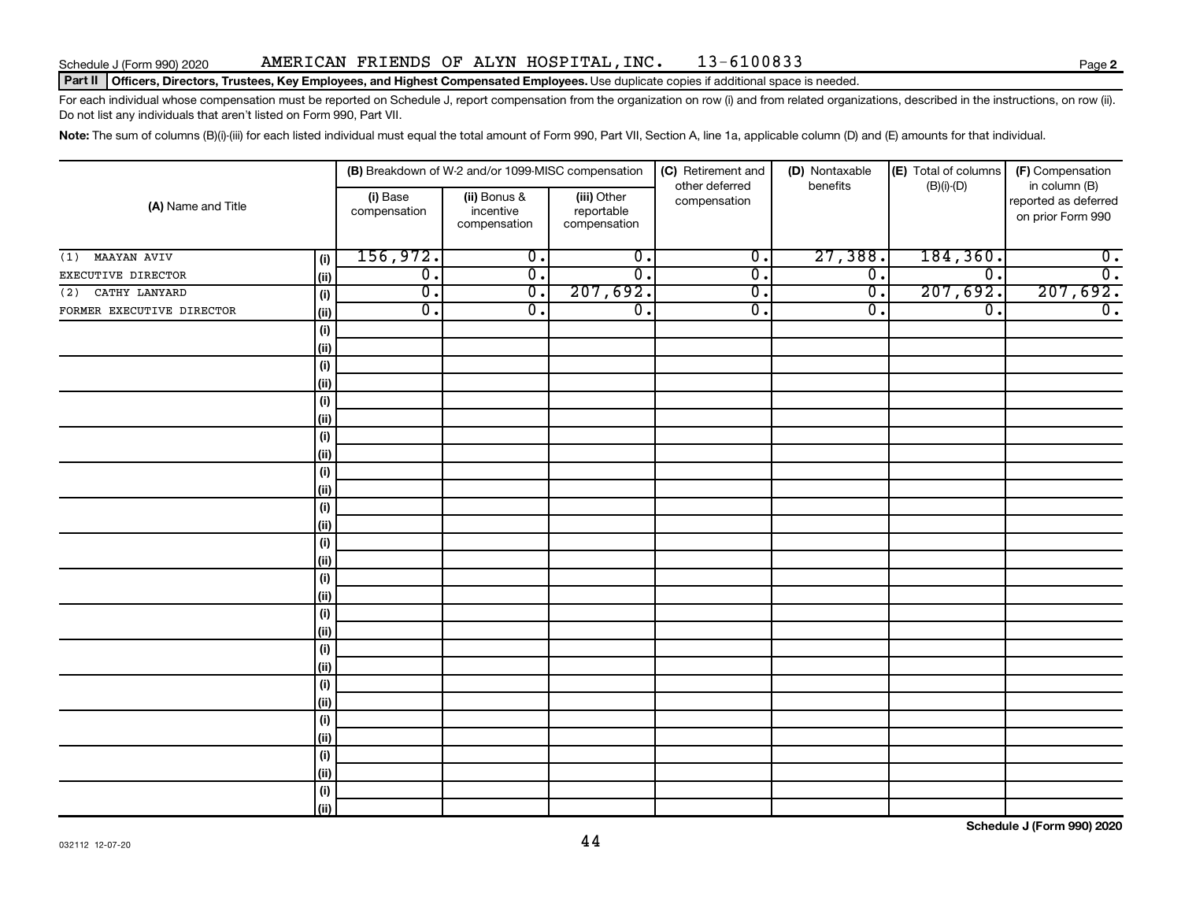Schedule J (Form 990) 2020 AMERICAN FRIENDS OF ALYN HOSPITAL,INC. 13-6100833

**Part II** **Officers, Directors, Trustees, Key Employees, and Highest Compensated Employees.** Use duplicate copies if additional space is needed.

For each individual whose compensation must be reported on Schedule J, report compensation from the organization on row (i) and from related organizations, described in the instructions, on row (ii). Do not list any individuals that aren't listed on Form 990, Part VII.

**Note:** The sum of columns (B)(i)-(iii) for each listed individual must equal the total amount of Form 990, Part VII, Section A, line 1a, applicable column (D) and (E) amounts for that individual.

| (A) Name and Title | | (B) Breakdown of W-2 and/or 1099-MISC compensation | | | (C) Retirement and other deferred compensation | (D) Nontaxable benefits | (E) Total of columns (B)(i)-(D) | (F) Compensation in column (B) reported as deferred on prior Form 990 |
|---|---|---|---|---|---|---|---|---|
| | | (i) Base compensation | (ii) Bonus & incentive compensation | (iii) Other reportable compensation | | | | |
| (1) MAAYAN AVIV | (i) | 156,972. | 0. | 0. | 0. | 27,388. | 184,360. | 0. |
| EXECUTIVE DIRECTOR | (ii) | 0. | 0. | 0. | 0. | 0. | 0. | 0. |
| (2) CATHY LANYARD | (i) | 0. | 0. | 207,692. | 0. | 0. | 207,692. | 207,692. |
| FORMER EXECUTIVE DIRECTOR | (ii) | 0. | 0. | 0. | 0. | 0. | 0. | 0. |

**Schedule J (Form 990) 2020**

032112 12-07-20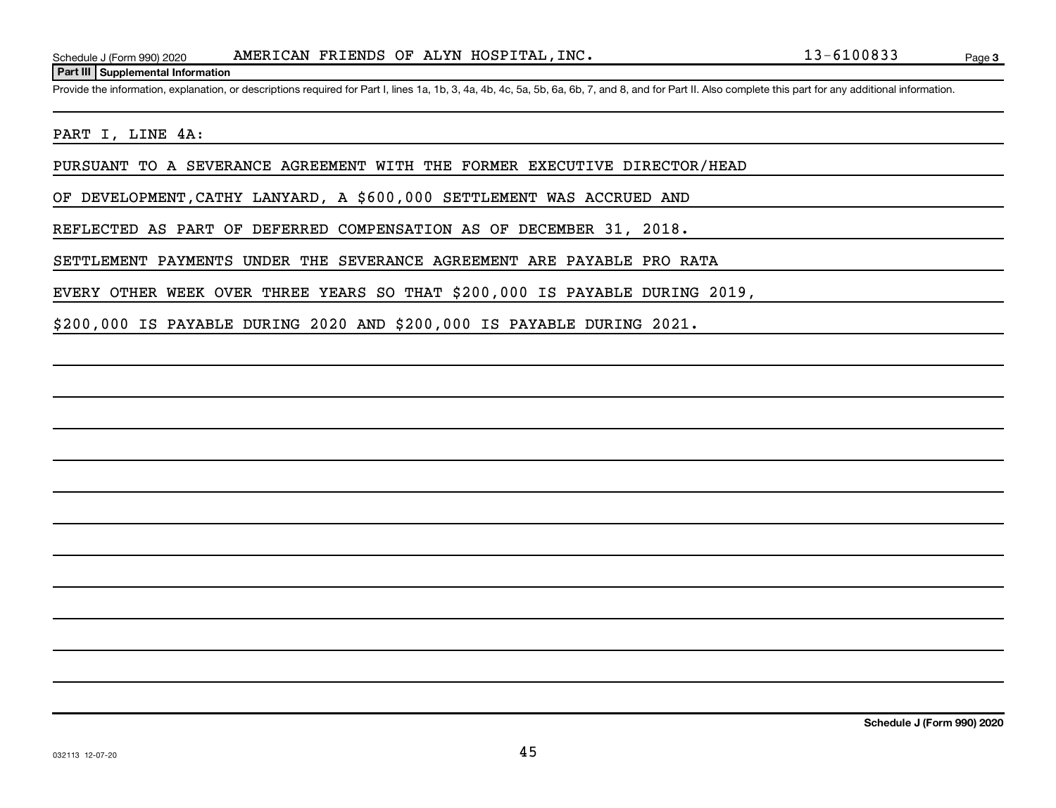Schedule J (Form 990) 2020 AMERICAN FRIENDS OF ALYN HOSPITAL, INC. 13-6100833

**Part III Supplemental Information**

Provide the information, explanation, or descriptions required for Part I, lines 1a, 1b, 3, 4a, 4b, 4c, 5a, 5b, 6a, 6b, 7, and 8, and for Part II. Also complete this part for any additional information.

PART I, LINE 4A:

PURSUANT TO A SEVERANCE AGREEMENT WITH THE FORMER EXECUTIVE DIRECTOR/HEAD OF DEVELOPMENT,CATHY LANYARD, A $600,000 SETTLEMENT WAS ACCRUED AND REFLECTED AS PART OF DEFERRED COMPENSATION AS OF DECEMBER 31, 2018. SETTLEMENT PAYMENTS UNDER THE SEVERANCE AGREEMENT ARE PAYABLE PRO RATA EVERY OTHER WEEK OVER THREE YEARS SO THAT $200,000 IS PAYABLE DURING 2019, $200,000 IS PAYABLE DURING 2020 AND $200,000 IS PAYABLE DURING 2021.

Schedule J (Form 990) 2020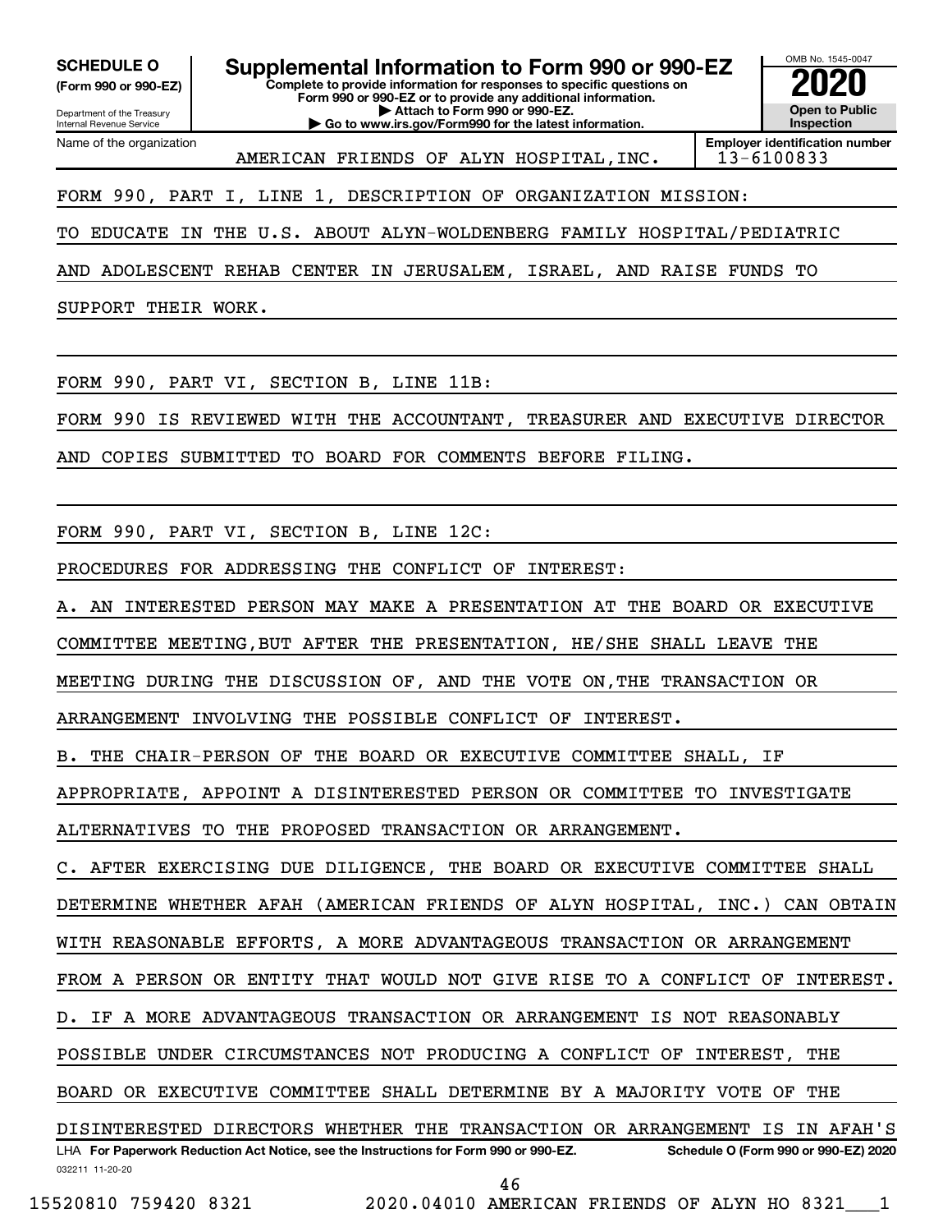**SCHEDULE O**
**(Form 990 or 990-EZ)**

Department of the Treasury
Internal Revenue Service

# Supplemental Information to Form 990 or 990-EZ

**Complete to provide information for responses to specific questions on Form 990 or 990-EZ or to provide any additional information.**
**▶ Attach to Form 990 or 990-EZ.**
**▶ Go to www.irs.gov/Form990 for the latest information.**

OMB No. 1545-0047

**2020**

**Open to Public Inspection**

Name of the organization: AMERICAN FRIENDS OF ALYN HOSPITAL,INC.

**Employer identification number**: 13-6100833

FORM 990, PART I, LINE 1, DESCRIPTION OF ORGANIZATION MISSION:

TO EDUCATE IN THE U.S. ABOUT ALYN-WOLDENBERG FAMILY HOSPITAL/PEDIATRIC AND ADOLESCENT REHAB CENTER IN JERUSALEM, ISRAEL, AND RAISE FUNDS TO SUPPORT THEIR WORK.

FORM 990, PART VI, SECTION B, LINE 11B:

FORM 990 IS REVIEWED WITH THE ACCOUNTANT, TREASURER AND EXECUTIVE DIRECTOR AND COPIES SUBMITTED TO BOARD FOR COMMENTS BEFORE FILING.

FORM 990, PART VI, SECTION B, LINE 12C:

PROCEDURES FOR ADDRESSING THE CONFLICT OF INTEREST:

A. AN INTERESTED PERSON MAY MAKE A PRESENTATION AT THE BOARD OR EXECUTIVE COMMITTEE MEETING,BUT AFTER THE PRESENTATION, HE/SHE SHALL LEAVE THE MEETING DURING THE DISCUSSION OF, AND THE VOTE ON,THE TRANSACTION OR ARRANGEMENT INVOLVING THE POSSIBLE CONFLICT OF INTEREST.

B. THE CHAIR-PERSON OF THE BOARD OR EXECUTIVE COMMITTEE SHALL, IF APPROPRIATE, APPOINT A DISINTERESTED PERSON OR COMMITTEE TO INVESTIGATE ALTERNATIVES TO THE PROPOSED TRANSACTION OR ARRANGEMENT.

C. AFTER EXERCISING DUE DILIGENCE, THE BOARD OR EXECUTIVE COMMITTEE SHALL DETERMINE WHETHER AFAH (AMERICAN FRIENDS OF ALYN HOSPITAL, INC.) CAN OBTAIN WITH REASONABLE EFFORTS, A MORE ADVANTAGEOUS TRANSACTION OR ARRANGEMENT FROM A PERSON OR ENTITY THAT WOULD NOT GIVE RISE TO A CONFLICT OF INTEREST.

D. IF A MORE ADVANTAGEOUS TRANSACTION OR ARRANGEMENT IS NOT REASONABLY POSSIBLE UNDER CIRCUMSTANCES NOT PRODUCING A CONFLICT OF INTEREST, THE BOARD OR EXECUTIVE COMMITTEE SHALL DETERMINE BY A MAJORITY VOTE OF THE DISINTERESTED DIRECTORS WHETHER THE TRANSACTION OR ARRANGEMENT IS IN AFAH'S

LHA **For Paperwork Reduction Act Notice, see the Instructions for Form 990 or 990-EZ.** **Schedule O (Form 990 or 990-EZ) 2020**

032211 11-20-20

15520810 759420 8321 2020.04010 AMERICAN FRIENDS OF ALYN HO 8321___1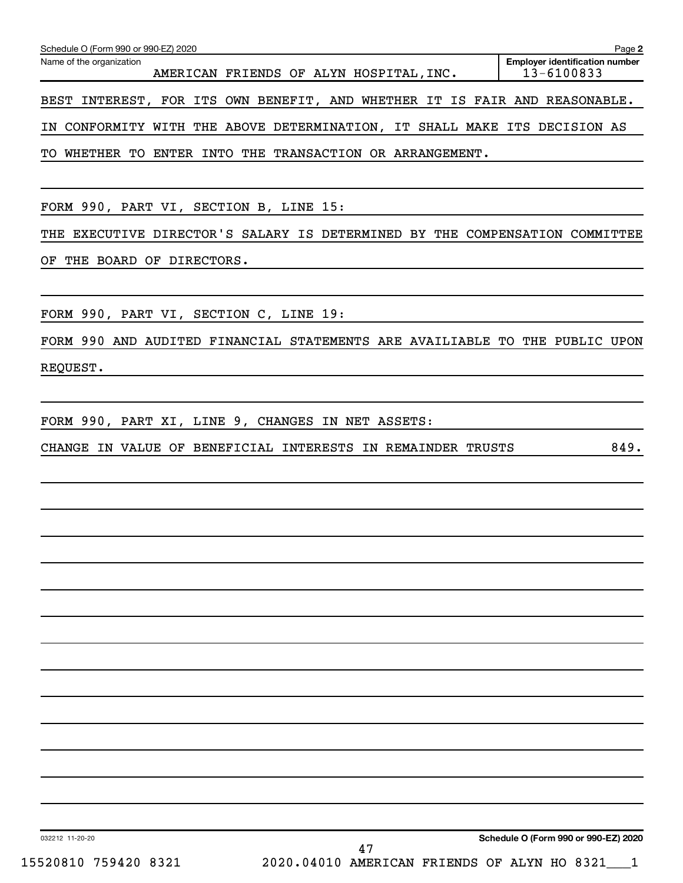Schedule O (Form 990 or 990-EZ) 2020 Page 2

Name of the organization: AMERICAN FRIENDS OF ALYN HOSPITAL,INC.

Employer identification number: 13-6100833

BEST INTEREST, FOR ITS OWN BENEFIT, AND WHETHER IT IS FAIR AND REASONABLE. IN CONFORMITY WITH THE ABOVE DETERMINATION, IT SHALL MAKE ITS DECISION AS TO WHETHER TO ENTER INTO THE TRANSACTION OR ARRANGEMENT.

FORM 990, PART VI, SECTION B, LINE 15:

THE EXECUTIVE DIRECTOR'S SALARY IS DETERMINED BY THE COMPENSATION COMMITTEE OF THE BOARD OF DIRECTORS.

FORM 990, PART VI, SECTION C, LINE 19:

FORM 990 AND AUDITED FINANCIAL STATEMENTS ARE AVAILIABLE TO THE PUBLIC UPON REQUEST.

FORM 990, PART XI, LINE 9, CHANGES IN NET ASSETS:

CHANGE IN VALUE OF BENEFICIAL INTERESTS IN REMAINDER TRUSTS 849.

032212 11-20-20

Schedule O (Form 990 or 990-EZ) 2020